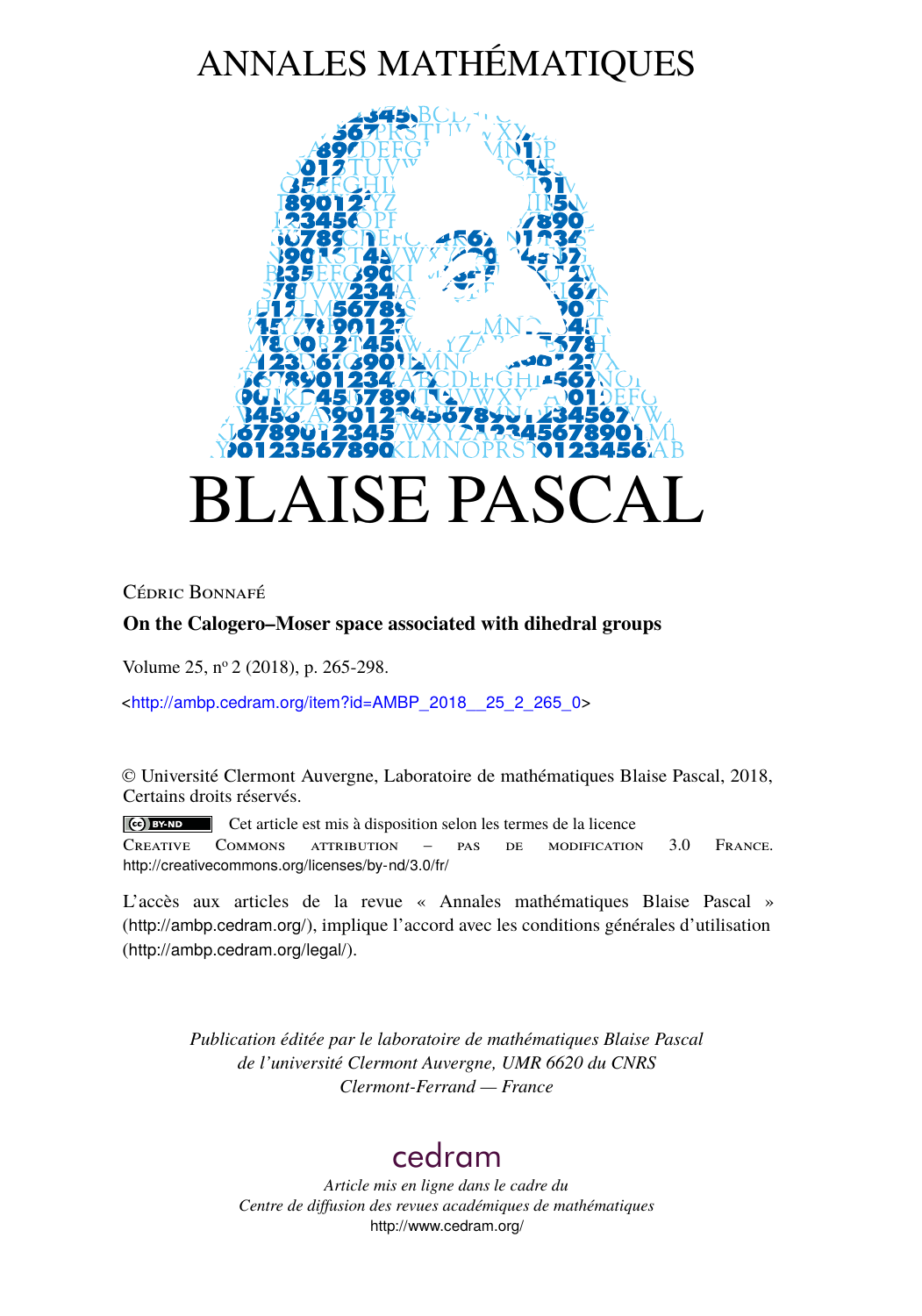# ANNALES MATHÉMATIQUES

# BLAISE PASCAL

Cédric Bonnafé

**On the Calogero–Moser space associated with dihedral groups**

Volume 25, nº 2 (2018), p. 265-298.

<http://ambp.cedram.org/item?id=AMBP_2018__25_2_265_0>

© Université Clermont Auvergne, Laboratoire de mathématiques Blaise Pascal, 2018, Certains droits réservés.

Cet article est mis à disposition selon les termes de la licence Creative Commons attribution – pas de modification 3.0 France.
http://creativecommons.org/licenses/by-nd/3.0/fr/

L'accès aux articles de la revue « Annales mathématiques Blaise Pascal » (http://ambp.cedram.org/), implique l'accord avec les conditions générales d'utilisation (http://ambp.cedram.org/legal/).

*Publication éditée par le laboratoire de mathématiques Blaise Pascal de l'université Clermont Auvergne, UMR 6620 du CNRS Clermont-Ferrand — France*

cedram

*Article mis en ligne dans le cadre du Centre de diffusion des revues académiques de mathématiques*
http://www.cedram.org/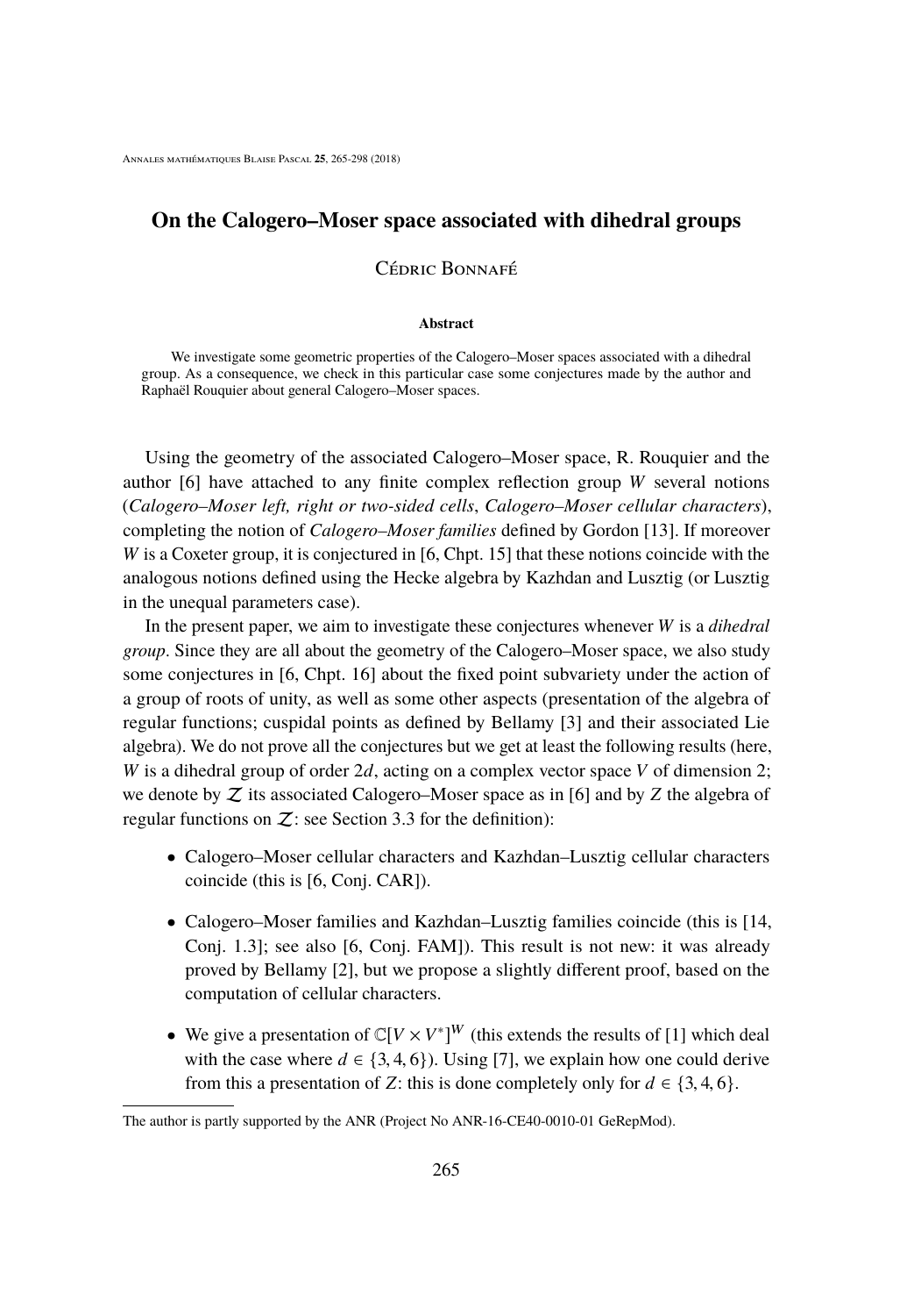# On the Calogero–Moser space associated with dihedral groups

Cédric Bonnafé

**Abstract**

We investigate some geometric properties of the Calogero–Moser spaces associated with a dihedral group. As a consequence, we check in this particular case some conjectures made by the author and Raphaël Rouquier about general Calogero–Moser spaces.

Using the geometry of the associated Calogero–Moser space, R. Rouquier and the author [6] have attached to any finite complex reflection group $W$ several notions (*Calogero–Moser left, right or two-sided cells*, *Calogero–Moser cellular characters*), completing the notion of *Calogero–Moser families* defined by Gordon [13]. If moreover $W$ is a Coxeter group, it is conjectured in [6, Chpt. 15] that these notions coincide with the analogous notions defined using the Hecke algebra by Kazhdan and Lusztig (or Lusztig in the unequal parameters case).

In the present paper, we aim to investigate these conjectures whenever $W$ is a *dihedral group*. Since they are all about the geometry of the Calogero–Moser space, we also study some conjectures in [6, Chpt. 16] about the fixed point subvariety under the action of a group of roots of unity, as well as some other aspects (presentation of the algebra of regular functions; cuspidal points as defined by Bellamy [3] and their associated Lie algebra). We do not prove all the conjectures but we get at least the following results (here, $W$ is a dihedral group of order $2d$, acting on a complex vector space $V$ of dimension 2; we denote by $\mathcal{Z}$ its associated Calogero–Moser space as in [6] and by $Z$ the algebra of regular functions on $\mathcal{Z}$: see Section 3.3 for the definition):

- Calogero–Moser cellular characters and Kazhdan–Lusztig cellular characters coincide (this is [6, Conj. CAR]).
- Calogero–Moser families and Kazhdan–Lusztig families coincide (this is [14, Conj. 1.3]; see also [6, Conj. FAM]). This result is not new: it was already proved by Bellamy [2], but we propose a slightly different proof, based on the computation of cellular characters.
- We give a presentation of $\mathbb{C}[V \times V^*]^W$ (this extends the results of [1] which deal with the case where $d \in \{3, 4, 6\}$). Using [7], we explain how one could derive from this a presentation of $Z$: this is done completely only for $d \in \{3, 4, 6\}$.

The author is partly supported by the ANR (Project No ANR-16-CE40-0010-01 GeRepMod).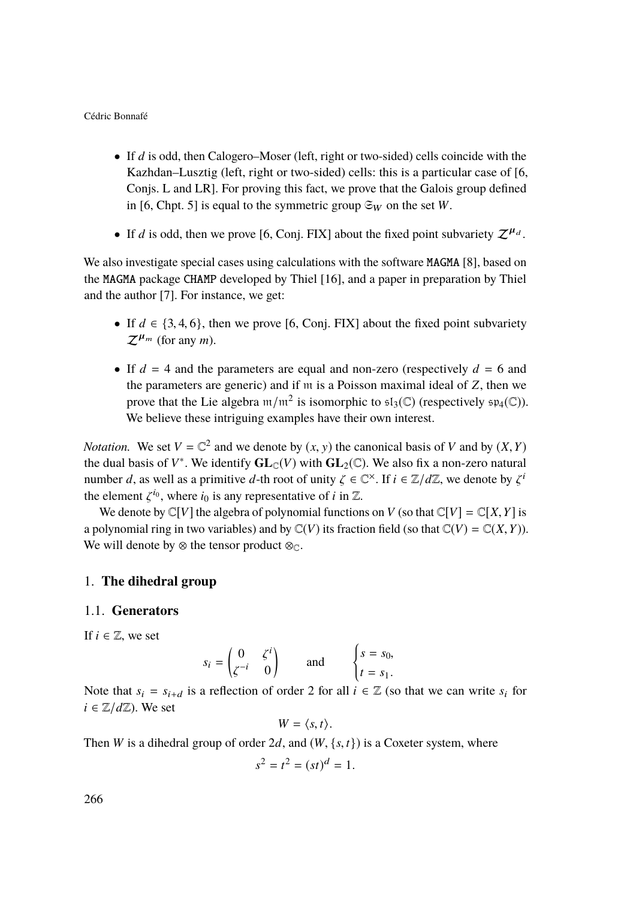- If $d$ is odd, then Calogero–Moser (left, right or two-sided) cells coincide with the Kazhdan–Lusztig (left, right or two-sided) cells: this is a particular case of [6, Conjs. L and LR]. For proving this fact, we prove that the Galois group defined in [6, Chpt. 5] is equal to the symmetric group $\mathfrak{S}_W$ on the set $W$.
- If $d$ is odd, then we prove [6, Conj. FIX] about the fixed point subvariety $\mathcal{Z}^{\boldsymbol{\mu}_d}$.

We also investigate special cases using calculations with the software `MAGMA` [8], based on the `MAGMA` package `CHAMP` developed by Thiel [16], and a paper in preparation by Thiel and the author [7]. For instance, we get:

- If $d \in \{3, 4, 6\}$, then we prove [6, Conj. FIX] about the fixed point subvariety $\mathcal{Z}^{\boldsymbol{\mu}_m}$ (for any $m$).
- If $d = 4$ and the parameters are equal and non-zero (respectively $d = 6$ and the parameters are generic) and if $\mathfrak{m}$ is a Poisson maximal ideal of $Z$, then we prove that the Lie algebra $\mathfrak{m}/\mathfrak{m}^2$ is isomorphic to $\mathfrak{sl}_3(\mathbb{C})$ (respectively $\mathfrak{sp}_4(\mathbb{C})$). We believe these intriguing examples have their own interest.

*Notation.* We set $V = \mathbb{C}^2$ and we denote by $(x, y)$ the canonical basis of $V$ and by $(X, Y)$ the dual basis of $V^*$. We identify $\mathbf{GL}_{\mathbb{C}}(V)$ with $\mathbf{GL}_2(\mathbb{C})$. We also fix a non-zero natural number $d$, as well as a primitive $d$-th root of unity $\zeta \in \mathbb{C}^\times$. If $i \in \mathbb{Z}/d\mathbb{Z}$, we denote by $\zeta^i$ the element $\zeta^{i_0}$, where $i_0$ is any representative of $i$ in $\mathbb{Z}$.

We denote by $\mathbb{C}[V]$ the algebra of polynomial functions on $V$ (so that $\mathbb{C}[V] = \mathbb{C}[X, Y]$ is a polynomial ring in two variables) and by $\mathbb{C}(V)$ its fraction field (so that $\mathbb{C}(V) = \mathbb{C}(X, Y)$). We will denote by $\otimes$ the tensor product $\otimes_{\mathbb{C}}$.

## 1. The dihedral group

### 1.1. Generators

If $i \in \mathbb{Z}$, we set

$$s_i = \begin{pmatrix} 0 & \zeta^i \\ \zeta^{-i} & 0 \end{pmatrix} \qquad \text{and} \qquad \begin{cases} s = s_0, \\ t = s_1. \end{cases}$$

Note that $s_i = s_{i+d}$ is a reflection of order 2 for all $i \in \mathbb{Z}$ (so that we can write $s_i$ for $i \in \mathbb{Z}/d\mathbb{Z}$). We set

$$W = \langle s, t \rangle.$$

Then $W$ is a dihedral group of order $2d$, and $(W, \{s, t\})$ is a Coxeter system, where

$$s^2 = t^2 = (st)^d = 1.$$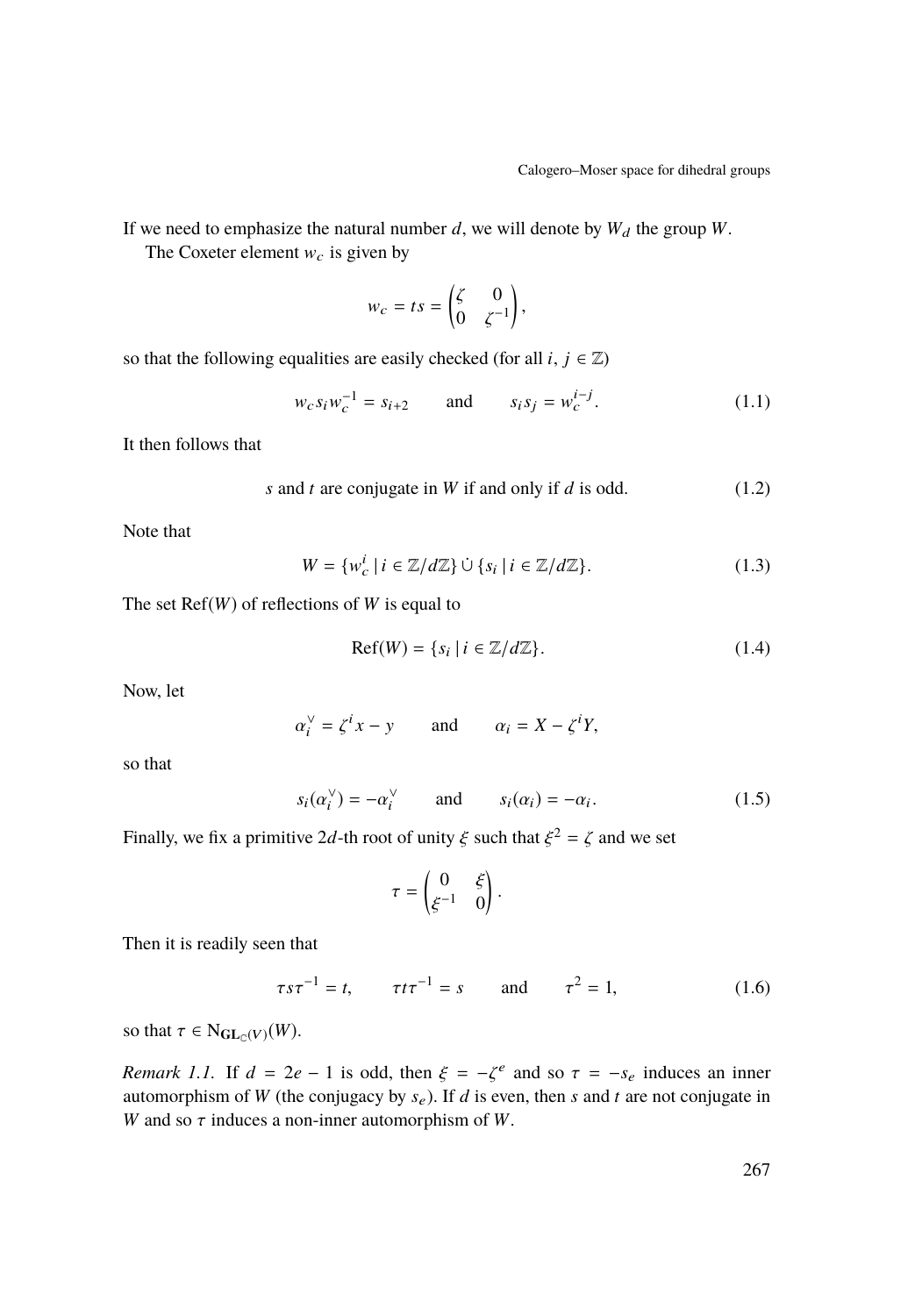If we need to emphasize the natural number $d$, we will denote by $W_d$ the group $W$.

The Coxeter element $w_c$ is given by

$$w_c = ts = \begin{pmatrix} \zeta & 0 \\ 0 & \zeta^{-1} \end{pmatrix},$$

so that the following equalities are easily checked (for all $i, j \in \mathbb{Z}$)

$$w_c s_i w_c^{-1} = s_{i+2} \qquad \text{and} \qquad s_i s_j = w_c^{i-j}. \tag{1.1}$$

It then follows that

$$s \text{ and } t \text{ are conjugate in } W \text{ if and only if } d \text{ is odd.} \tag{1.2}$$

Note that

$$W = \{w_c^i \mid i \in \mathbb{Z}/d\mathbb{Z}\} \,\dot\cup\, \{s_i \mid i \in \mathbb{Z}/d\mathbb{Z}\}. \tag{1.3}$$

The set $\mathrm{Ref}(W)$ of reflections of $W$ is equal to

$$\mathrm{Ref}(W) = \{s_i \mid i \in \mathbb{Z}/d\mathbb{Z}\}. \tag{1.4}$$

Now, let

$$\alpha_i^\vee = \zeta^i x - y \qquad \text{and} \qquad \alpha_i = X - \zeta^i Y,$$

so that

$$s_i(\alpha_i^\vee) = -\alpha_i^\vee \qquad \text{and} \qquad s_i(\alpha_i) = -\alpha_i. \tag{1.5}$$

Finally, we fix a primitive $2d$-th root of unity $\xi$ such that $\xi^2 = \zeta$ and we set

$$\tau = \begin{pmatrix} 0 & \xi \\ \xi^{-1} & 0 \end{pmatrix}.$$

Then it is readily seen that

$$\tau s \tau^{-1} = t, \qquad \tau t \tau^{-1} = s \qquad \text{and} \qquad \tau^2 = 1, \tag{1.6}$$

so that $\tau \in \mathrm{N}_{\mathbf{GL}_{\mathbb{C}}(V)}(W)$.

*Remark 1.1.* If $d = 2e - 1$ is odd, then $\xi = -\zeta^e$ and so $\tau = -s_e$ induces an inner automorphism of $W$ (the conjugacy by $s_e$). If $d$ is even, then $s$ and $t$ are not conjugate in $W$ and so $\tau$ induces a non-inner automorphism of $W$.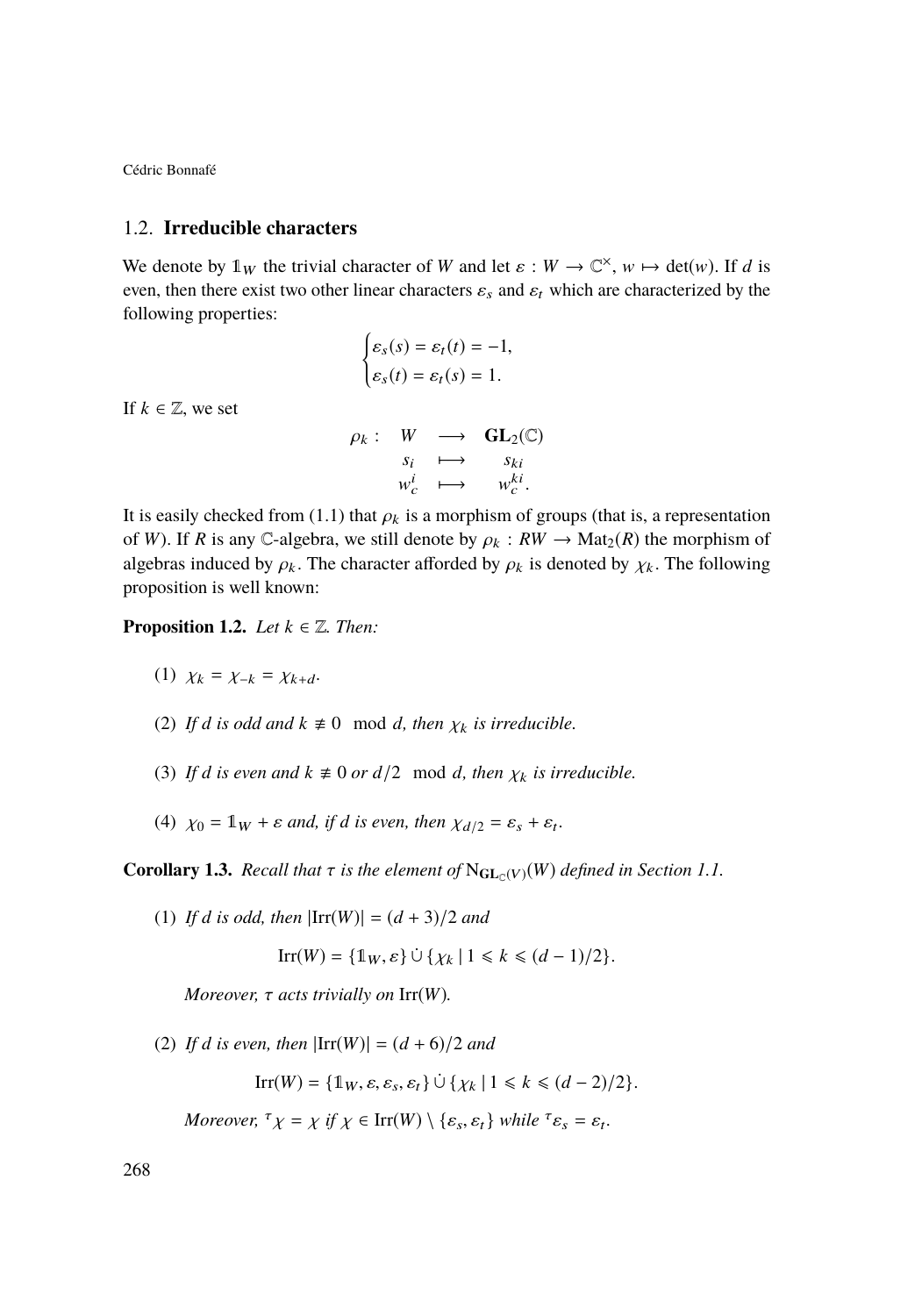## 1.2. **Irreducible characters**

We denote by $\mathbb{1}_W$ the trivial character of $W$ and let $\varepsilon : W \to \mathbb{C}^\times$, $w \mapsto \det(w)$. If $d$ is even, then there exist two other linear characters $\varepsilon_s$ and $\varepsilon_t$ which are characterized by the following properties:

$$\begin{cases} \varepsilon_s(s) = \varepsilon_t(t) = -1, \\ \varepsilon_s(t) = \varepsilon_t(s) = 1. \end{cases}$$

If $k \in \mathbb{Z}$, we set

$$\begin{array}{rccc} \rho_k : & W & \longrightarrow & \mathbf{GL}_2(\mathbb{C}) \\ & s_i & \longmapsto & s_{ki} \\ & w_c^i & \longmapsto & w_c^{ki}. \end{array}$$

It is easily checked from (1.1) that $\rho_k$ is a morphism of groups (that is, a representation of $W$). If $R$ is any $\mathbb{C}$-algebra, we still denote by $\rho_k : RW \to \mathrm{Mat}_2(R)$ the morphism of algebras induced by $\rho_k$. The character afforded by $\rho_k$ is denoted by $\chi_k$. The following proposition is well known:

**Proposition 1.2.** *Let $k \in \mathbb{Z}$. Then:*

(1) $\chi_k = \chi_{-k} = \chi_{k+d}$.

(2) *If $d$ is odd and $k \not\equiv 0 \mod d$, then $\chi_k$ is irreducible.*

(3) *If $d$ is even and $k \not\equiv 0$ or $d/2 \mod d$, then $\chi_k$ is irreducible.*

(4) $\chi_0 = \mathbb{1}_W + \varepsilon$ *and, if $d$ is even, then* $\chi_{d/2} = \varepsilon_s + \varepsilon_t$.

**Corollary 1.3.** *Recall that $\tau$ is the element of $\mathrm{N}_{\mathbf{GL}_{\mathbb{C}}(V)}(W)$ defined in Section 1.1.*

(1) *If $d$ is odd, then $|\mathrm{Irr}(W)| = (d+3)/2$ and*

$$\mathrm{Irr}(W) = \{\mathbb{1}_W, \varepsilon\} \,\dot\cup\, \{\chi_k \mid 1 \leqslant k \leqslant (d-1)/2\}.$$

*Moreover, $\tau$ acts trivially on* $\mathrm{Irr}(W)$.

(2) *If $d$ is even, then $|\mathrm{Irr}(W)| = (d+6)/2$ and*

$$\mathrm{Irr}(W) = \{\mathbb{1}_W, \varepsilon, \varepsilon_s, \varepsilon_t\} \,\dot\cup\, \{\chi_k \mid 1 \leqslant k \leqslant (d-2)/2\}.$$

*Moreover, ${}^\tau\chi = \chi$ if $\chi \in \mathrm{Irr}(W) \setminus \{\varepsilon_s, \varepsilon_t\}$ while ${}^\tau\varepsilon_s = \varepsilon_t$.*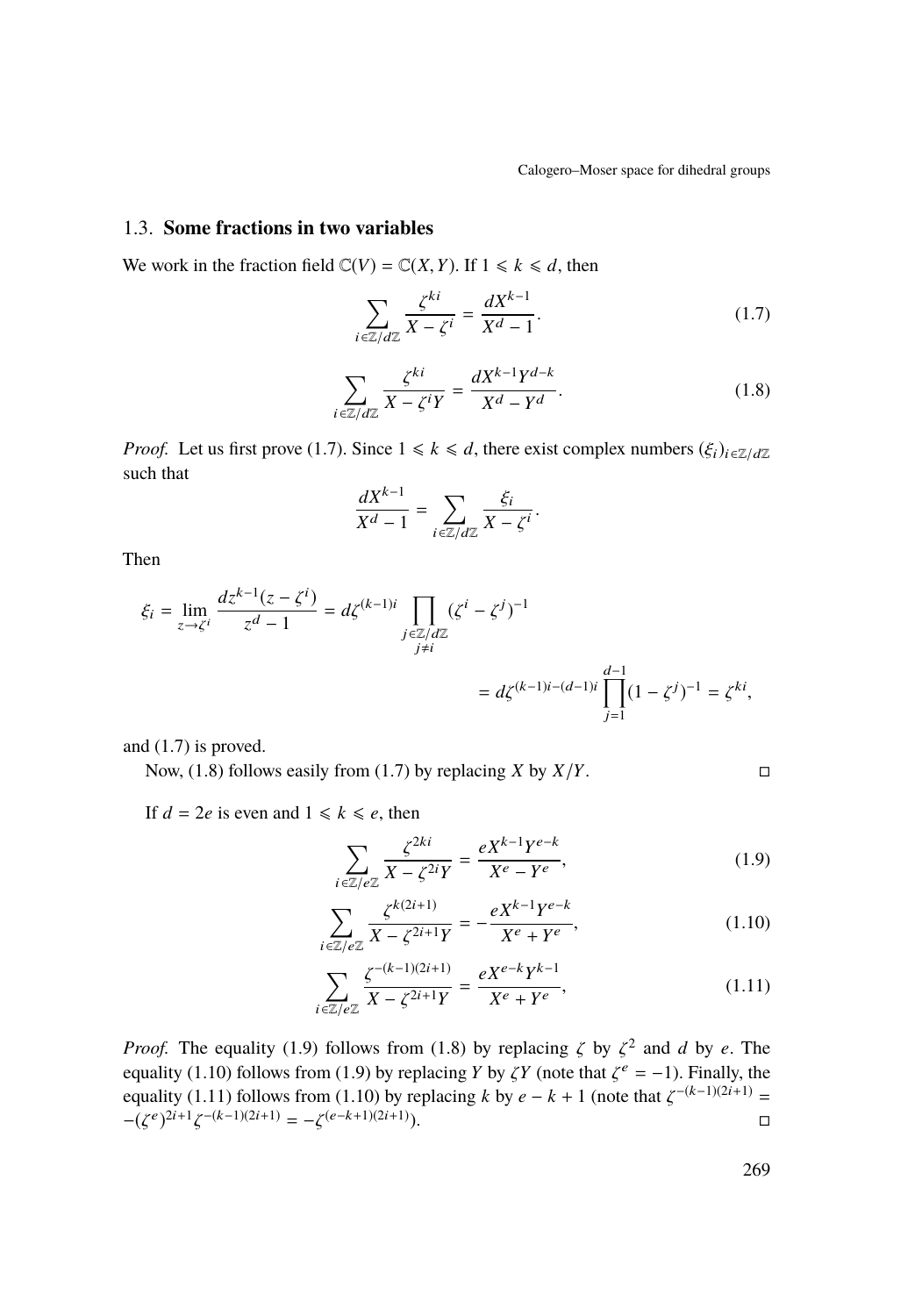### 1.3. Some fractions in two variables

We work in the fraction field $\mathbb{C}(V) = \mathbb{C}(X,Y)$. If $1 \leqslant k \leqslant d$, then

$$\sum_{i \in \mathbb{Z}/d\mathbb{Z}} \frac{\zeta^{ki}}{X - \zeta^i} = \frac{dX^{k-1}}{X^d - 1}. \tag{1.7}$$

$$\sum_{i \in \mathbb{Z}/d\mathbb{Z}} \frac{\zeta^{ki}}{X - \zeta^i Y} = \frac{dX^{k-1}Y^{d-k}}{X^d - Y^d}. \tag{1.8}$$

*Proof.* Let us first prove (1.7). Since $1 \leqslant k \leqslant d$, there exist complex numbers $(\xi_i)_{i \in \mathbb{Z}/d\mathbb{Z}}$ such that

$$\frac{dX^{k-1}}{X^d - 1} = \sum_{i \in \mathbb{Z}/d\mathbb{Z}} \frac{\xi_i}{X - \zeta^i}.$$

Then

$$\begin{aligned}\xi_i = \lim_{z \to \zeta^i} \frac{dz^{k-1}(z - \zeta^i)}{z^d - 1} &= d\zeta^{(k-1)i} \prod_{\substack{j \in \mathbb{Z}/d\mathbb{Z} \\ j \neq i}} (\zeta^i - \zeta^j)^{-1} \\ &= d\zeta^{(k-1)i-(d-1)i} \prod_{j=1}^{d-1} (1 - \zeta^j)^{-1} = \zeta^{ki},\end{aligned}$$

and (1.7) is proved.

Now, (1.8) follows easily from (1.7) by replacing $X$ by $X/Y$. ◻

If $d = 2e$ is even and $1 \leqslant k \leqslant e$, then

$$\sum_{i \in \mathbb{Z}/e\mathbb{Z}} \frac{\zeta^{2ki}}{X - \zeta^{2i} Y} = \frac{eX^{k-1}Y^{e-k}}{X^e - Y^e}, \tag{1.9}$$

$$\sum_{i \in \mathbb{Z}/e\mathbb{Z}} \frac{\zeta^{k(2i+1)}}{X - \zeta^{2i+1} Y} = -\frac{eX^{k-1}Y^{e-k}}{X^e + Y^e}, \tag{1.10}$$

$$\sum_{i \in \mathbb{Z}/e\mathbb{Z}} \frac{\zeta^{-(k-1)(2i+1)}}{X - \zeta^{2i+1} Y} = \frac{eX^{e-k}Y^{k-1}}{X^e + Y^e}, \tag{1.11}$$

*Proof.* The equality (1.9) follows from (1.8) by replacing $\zeta$ by $\zeta^2$ and $d$ by $e$. The equality (1.10) follows from (1.9) by replacing $Y$ by $\zeta Y$ (note that $\zeta^e = -1$). Finally, the equality (1.11) follows from (1.10) by replacing $k$ by $e - k + 1$ (note that $\zeta^{-(k-1)(2i+1)} = -(\zeta^e)^{2i+1}\zeta^{-(k-1)(2i+1)} = -\zeta^{(e-k+1)(2i+1)}$). ◻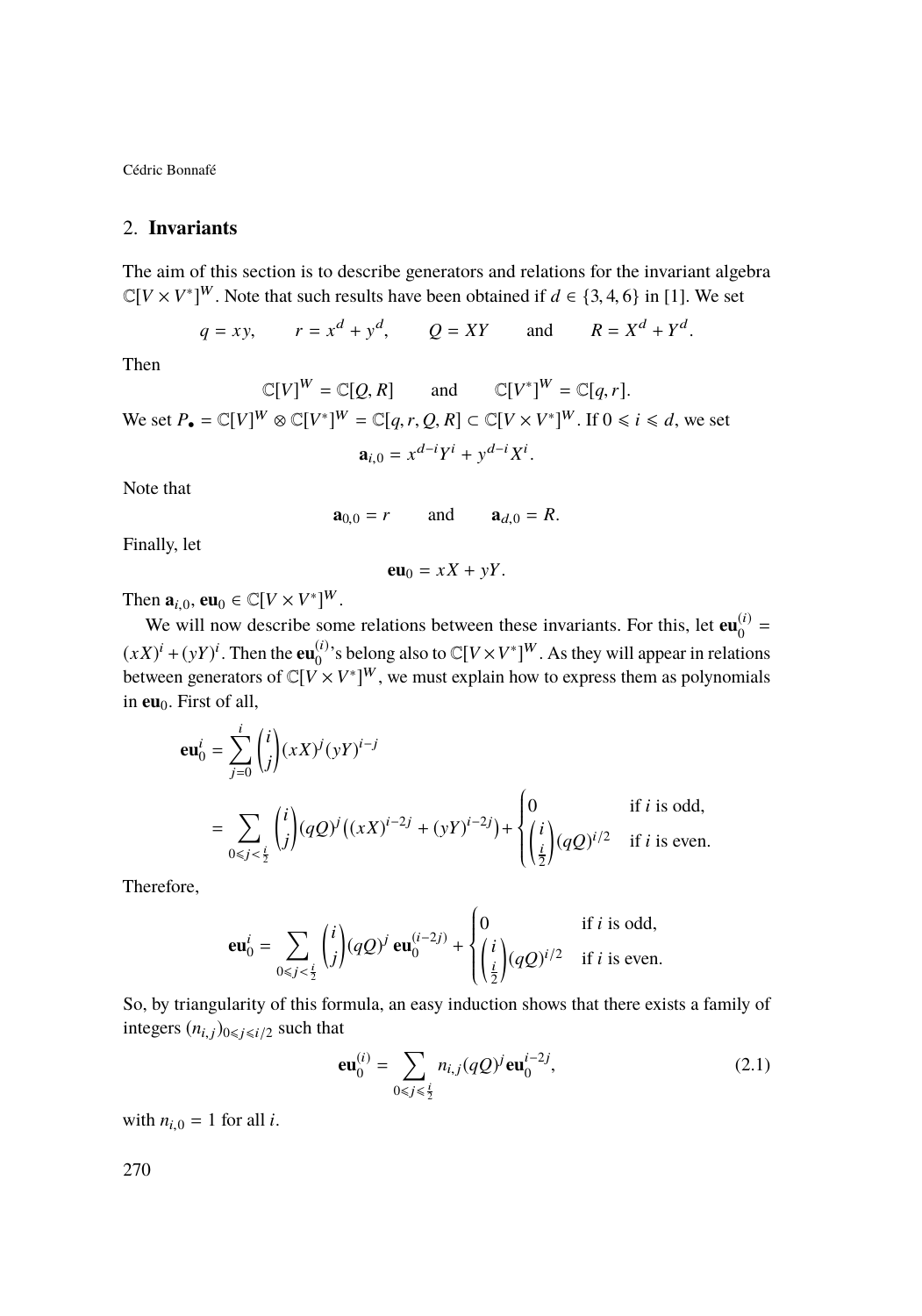## 2. **Invariants**

The aim of this section is to describe generators and relations for the invariant algebra $\mathbb{C}[V \times V^*]^W$. Note that such results have been obtained if $d \in \{3, 4, 6\}$ in [1]. We set

$$q = xy, \qquad r = x^d + y^d, \qquad Q = XY \qquad \text{and} \qquad R = X^d + Y^d.$$

Then

$$\mathbb{C}[V]^W = \mathbb{C}[Q, R] \qquad \text{and} \qquad \mathbb{C}[V^*]^W = \mathbb{C}[q, r].$$

We set $P_\bullet = \mathbb{C}[V]^W \otimes \mathbb{C}[V^*]^W = \mathbb{C}[q, r, Q, R] \subset \mathbb{C}[V \times V^*]^W$. If $0 \leqslant i \leqslant d$, we set

$$\mathbf{a}_{i,0} = x^{d-i} Y^i + y^{d-i} X^i.$$

Note that

$$\mathbf{a}_{0,0} = r \qquad \text{and} \qquad \mathbf{a}_{d,0} = R.$$

Finally, let

$$\mathbf{eu}_0 = xX + yY.$$

Then $\mathbf{a}_{i,0}, \mathbf{eu}_0 \in \mathbb{C}[V \times V^*]^W$.

We will now describe some relations between these invariants. For this, let $\mathbf{eu}_0^{(i)} = (xX)^i + (yY)^i$. Then the $\mathbf{eu}_0^{(i)}$'s belong also to $\mathbb{C}[V \times V^*]^W$. As they will appear in relations between generators of $\mathbb{C}[V \times V^*]^W$, we must explain how to express them as polynomials in $\mathbf{eu}_0$. First of all,

$$\begin{aligned}
\mathbf{eu}_0^i &= \sum_{j=0}^{i} \binom{i}{j} (xX)^j (yY)^{i-j} \\
&= \sum_{0 \leqslant j < \frac{i}{2}} \binom{i}{j} (qQ)^j \big((xX)^{i-2j} + (yY)^{i-2j}\big) + \begin{cases} 0 & \text{if } i \text{ is odd,} \\ \binom{i}{\frac{i}{2}} (qQ)^{i/2} & \text{if } i \text{ is even.} \end{cases}
\end{aligned}$$

Therefore,

$$\mathbf{eu}_0^i = \sum_{0 \leqslant j < \frac{i}{2}} \binom{i}{j} (qQ)^j \, \mathbf{eu}_0^{(i-2j)} + \begin{cases} 0 & \text{if } i \text{ is odd,} \\ \binom{i}{\frac{i}{2}} (qQ)^{i/2} & \text{if } i \text{ is even.} \end{cases}$$

So, by triangularity of this formula, an easy induction shows that there exists a family of integers $(n_{i,j})_{0 \leqslant j \leqslant i/2}$ such that

$$\mathbf{eu}_0^{(i)} = \sum_{0 \leqslant j \leqslant \frac{i}{2}} n_{i,j} (qQ)^j \mathbf{eu}_0^{i-2j}, \tag{2.1}$$

with $n_{i,0} = 1$ for all $i$.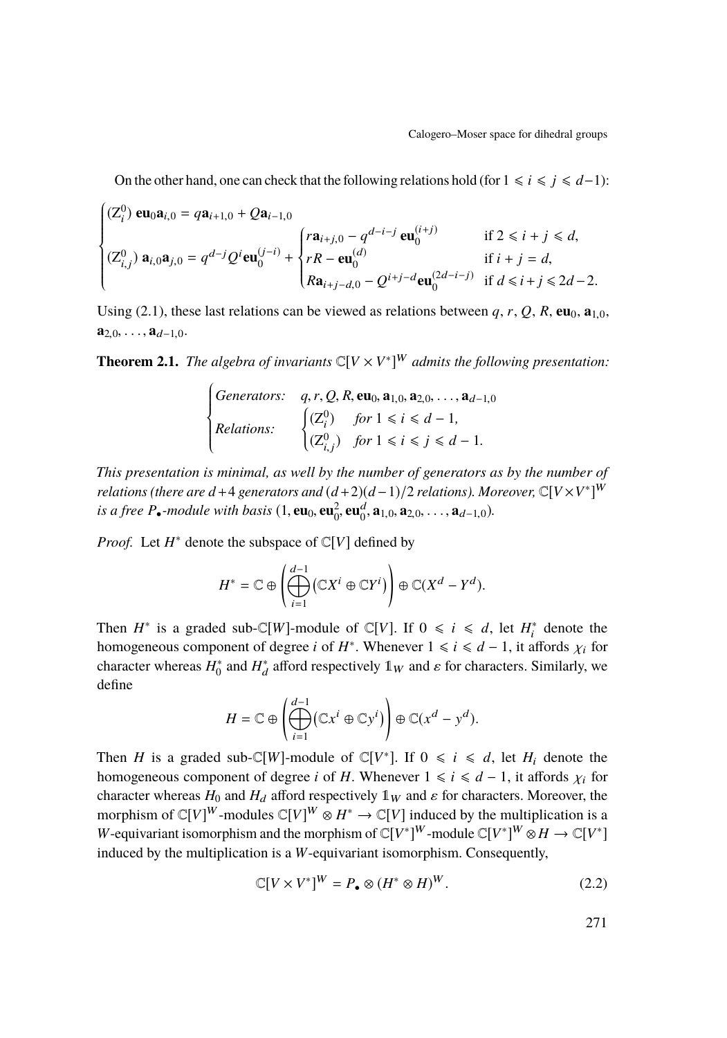On the other hand, one can check that the following relations hold (for $1 \leqslant i \leqslant j \leqslant d-1$):

$$
\begin{cases}
(\mathrm{Z}_i^0)\ \mathbf{eu}_0 \mathbf{a}_{i,0} = q\mathbf{a}_{i+1,0} + Q\mathbf{a}_{i-1,0} \\
(\mathrm{Z}_{i,j}^0)\ \mathbf{a}_{i,0}\mathbf{a}_{j,0} = q^{d-j}Q^i \mathbf{eu}_0^{(j-i)} + \begin{cases} r\mathbf{a}_{i+j,0} - q^{d-i-j}\,\mathbf{eu}_0^{(i+j)} & \text{if } 2 \leqslant i+j \leqslant d, \\ rR - \mathbf{eu}_0^{(d)} & \text{if } i+j = d, \\ R\mathbf{a}_{i+j-d,0} - Q^{i+j-d}\mathbf{eu}_0^{(2d-i-j)} & \text{if } d \leqslant i+j \leqslant 2d-2. \end{cases}
\end{cases}
$$

Using (2.1), these last relations can be viewed as relations between $q$, $r$, $Q$, $R$, $\mathbf{eu}_0$, $\mathbf{a}_{1,0}$, $\mathbf{a}_{2,0}, \dots, \mathbf{a}_{d-1,0}$.

**Theorem 2.1.** *The algebra of invariants $\mathbb{C}[V \times V^*]^W$ admits the following presentation:*

$$
\begin{cases}
\textit{Generators:} & q, r, Q, R, \mathbf{eu}_0, \mathbf{a}_{1,0}, \mathbf{a}_{2,0}, \dots, \mathbf{a}_{d-1,0} \\
\textit{Relations:} & \begin{cases} (\mathrm{Z}_i^0) & \textit{for } 1 \leqslant i \leqslant d-1, \\ (\mathrm{Z}_{i,j}^0) & \textit{for } 1 \leqslant i \leqslant j \leqslant d-1. \end{cases}
\end{cases}
$$

*This presentation is minimal, as well by the number of generators as by the number of relations (there are $d+4$ generators and $(d+2)(d-1)/2$ relations). Moreover, $\mathbb{C}[V \times V^*]^W$ is a free $P_\bullet$-module with basis $(1, \mathbf{eu}_0, \mathbf{eu}_0^2, \mathbf{eu}_0^d, \mathbf{a}_{1,0}, \mathbf{a}_{2,0}, \dots, \mathbf{a}_{d-1,0})$.*

*Proof.* Let $H^*$ denote the subspace of $\mathbb{C}[V]$ defined by

$$
H^* = \mathbb{C} \oplus \left( \bigoplus_{i=1}^{d-1} \left( \mathbb{C}X^i \oplus \mathbb{C}Y^i \right) \right) \oplus \mathbb{C}(X^d - Y^d).
$$

Then $H^*$ is a graded sub-$\mathbb{C}[W]$-module of $\mathbb{C}[V]$. If $0 \leqslant i \leqslant d$, let $H_i^*$ denote the homogeneous component of degree $i$ of $H^*$. Whenever $1 \leqslant i \leqslant d-1$, it affords $\chi_i$ for character whereas $H_0^*$ and $H_d^*$ afford respectively $\mathbb{1}_W$ and $\varepsilon$ for characters. Similarly, we define

$$
H = \mathbb{C} \oplus \left( \bigoplus_{i=1}^{d-1} \left( \mathbb{C}x^i \oplus \mathbb{C}y^i \right) \right) \oplus \mathbb{C}(x^d - y^d).
$$

Then $H$ is a graded sub-$\mathbb{C}[W]$-module of $\mathbb{C}[V^*]$. If $0 \leqslant i \leqslant d$, let $H_i$ denote the homogeneous component of degree $i$ of $H$. Whenever $1 \leqslant i \leqslant d-1$, it affords $\chi_i$ for character whereas $H_0$ and $H_d$ afford respectively $\mathbb{1}_W$ and $\varepsilon$ for characters. Moreover, the morphism of $\mathbb{C}[V]^W$-modules $\mathbb{C}[V]^W \otimes H^* \to \mathbb{C}[V]$ induced by the multiplication is a $W$-equivariant isomorphism and the morphism of $\mathbb{C}[V^*]^W$-module $\mathbb{C}[V^*]^W \otimes H \to \mathbb{C}[V^*]$ induced by the multiplication is a $W$-equivariant isomorphism. Consequently,

$$
\mathbb{C}[V \times V^*]^W = P_\bullet \otimes (H^* \otimes H)^W. \tag{2.2}
$$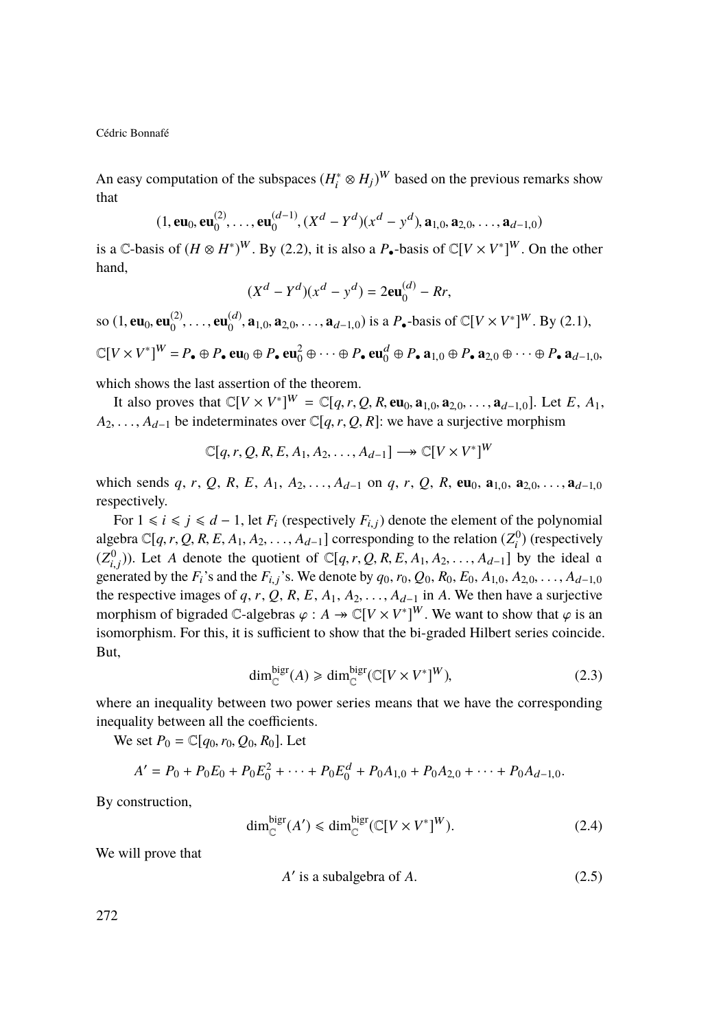An easy computation of the subspaces $(H_i^* \otimes H_j)^W$ based on the previous remarks show that

$$(1, \mathbf{eu}_0, \mathbf{eu}_0^{(2)}, \dots, \mathbf{eu}_0^{(d-1)}, (X^d - Y^d)(x^d - y^d), \mathbf{a}_{1,0}, \mathbf{a}_{2,0}, \dots, \mathbf{a}_{d-1,0})$$

is a $\mathbb{C}$-basis of $(H \otimes H^*)^W$. By (2.2), it is also a $P_\bullet$-basis of $\mathbb{C}[V \times V^*]^W$. On the other hand,

$$(X^d - Y^d)(x^d - y^d) = 2\mathbf{eu}_0^{(d)} - Rr,$$

so $(1, \mathbf{eu}_0, \mathbf{eu}_0^{(2)}, \dots, \mathbf{eu}_0^{(d)}, \mathbf{a}_{1,0}, \mathbf{a}_{2,0}, \dots, \mathbf{a}_{d-1,0})$ is a $P_\bullet$-basis of $\mathbb{C}[V \times V^*]^W$. By (2.1),

$$\mathbb{C}[V \times V^*]^W = P_\bullet \oplus P_\bullet \, \mathbf{eu}_0 \oplus P_\bullet \, \mathbf{eu}_0^2 \oplus \dots \oplus P_\bullet \, \mathbf{eu}_0^d \oplus P_\bullet \, \mathbf{a}_{1,0} \oplus P_\bullet \, \mathbf{a}_{2,0} \oplus \dots \oplus P_\bullet \, \mathbf{a}_{d-1,0},$$

which shows the last assertion of the theorem.

It also proves that $\mathbb{C}[V \times V^*]^W = \mathbb{C}[q, r, Q, R, \mathbf{eu}_0, \mathbf{a}_{1,0}, \mathbf{a}_{2,0}, \dots, \mathbf{a}_{d-1,0}]$. Let $E$, $A_1$, $A_2, \dots, A_{d-1}$ be indeterminates over $\mathbb{C}[q, r, Q, R]$: we have a surjective morphism

$$\mathbb{C}[q, r, Q, R, E, A_1, A_2, \dots, A_{d-1}] \longrightarrow \mathbb{C}[V \times V^*]^W$$

which sends $q$, $r$, $Q$, $R$, $E$, $A_1$, $A_2, \dots, A_{d-1}$ on $q$, $r$, $Q$, $R$, $\mathbf{eu}_0$, $\mathbf{a}_{1,0}$, $\mathbf{a}_{2,0}, \dots, \mathbf{a}_{d-1,0}$ respectively.

For $1 \leqslant i \leqslant j \leqslant d-1$, let $F_i$ (respectively $F_{i,j}$) denote the element of the polynomial algebra $\mathbb{C}[q, r, Q, R, E, A_1, A_2, \dots, A_{d-1}]$ corresponding to the relation $(Z_i^0)$ (respectively $(Z_{i,j}^0)$). Let $A$ denote the quotient of $\mathbb{C}[q, r, Q, R, E, A_1, A_2, \dots, A_{d-1}]$ by the ideal $\mathfrak{a}$ generated by the $F_i$'s and the $F_{i,j}$'s. We denote by $q_0, r_0, Q_0, R_0, E_0, A_{1,0}, A_{2,0}, \dots, A_{d-1,0}$ the respective images of $q$, $r$, $Q$, $R$, $E$, $A_1$, $A_2, \dots, A_{d-1}$ in $A$. We then have a surjective morphism of bigraded $\mathbb{C}$-algebras $\varphi : A \twoheadrightarrow \mathbb{C}[V \times V^*]^W$. We want to show that $\varphi$ is an isomorphism. For this, it is sufficient to show that the bi-graded Hilbert series coincide. But,

$$\dim_{\mathbb{C}}^{\mathrm{bigr}}(A) \geqslant \dim_{\mathbb{C}}^{\mathrm{bigr}}(\mathbb{C}[V \times V^*]^W), \tag{2.3}$$

where an inequality between two power series means that we have the corresponding inequality between all the coefficients.

We set $P_0 = \mathbb{C}[q_0, r_0, Q_0, R_0]$. Let

$$A' = P_0 + P_0 E_0 + P_0 E_0^2 + \dots + P_0 E_0^d + P_0 A_{1,0} + P_0 A_{2,0} + \dots + P_0 A_{d-1,0}.$$

By construction,

$$\dim_{\mathbb{C}}^{\mathrm{bigr}}(A') \leqslant \dim_{\mathbb{C}}^{\mathrm{bigr}}(\mathbb{C}[V \times V^*]^W). \tag{2.4}$$

We will prove that

$$A' \text{ is a subalgebra of } A. \tag{2.5}$$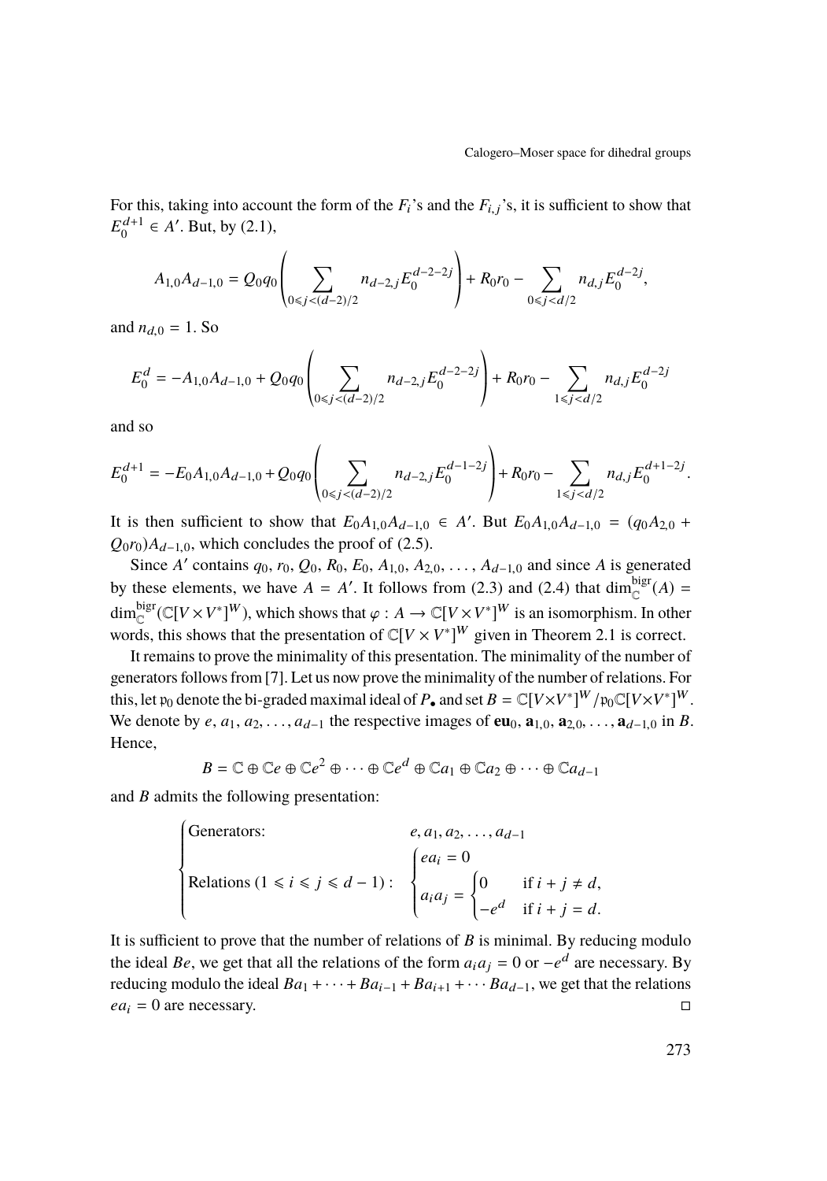For this, taking into account the form of the $F_i$'s and the $F_{i,j}$'s, it is sufficient to show that $E_0^{d+1} \in A'$. But, by (2.1),

$$A_{1,0}A_{d-1,0} = Q_0 q_0 \left( \sum_{0 \leqslant j < (d-2)/2} n_{d-2,j} E_0^{d-2-2j} \right) + R_0 r_0 - \sum_{0 \leqslant j < d/2} n_{d,j} E_0^{d-2j},$$

and $n_{d,0} = 1$. So

$$E_0^d = -A_{1,0}A_{d-1,0} + Q_0 q_0 \left( \sum_{0 \leqslant j < (d-2)/2} n_{d-2,j} E_0^{d-2-2j} \right) + R_0 r_0 - \sum_{1 \leqslant j < d/2} n_{d,j} E_0^{d-2j}$$

and so

$$E_0^{d+1} = -E_0 A_{1,0}A_{d-1,0} + Q_0 q_0 \left( \sum_{0 \leqslant j < (d-2)/2} n_{d-2,j} E_0^{d-1-2j} \right) + R_0 r_0 - \sum_{1 \leqslant j < d/2} n_{d,j} E_0^{d+1-2j}.$$

It is then sufficient to show that $E_0 A_{1,0} A_{d-1,0} \in A'$. But $E_0 A_{1,0} A_{d-1,0} = (q_0 A_{2,0} + Q_0 r_0) A_{d-1,0}$, which concludes the proof of (2.5).

Since $A'$ contains $q_0, r_0, Q_0, R_0, E_0, A_{1,0}, A_{2,0}, \ldots, A_{d-1,0}$ and since $A$ is generated by these elements, we have $A = A'$. It follows from (2.3) and (2.4) that $\dim_{\mathbb{C}}^{\mathrm{bigr}}(A) = \dim_{\mathbb{C}}^{\mathrm{bigr}}(\mathbb{C}[V \times V^*]^W)$, which shows that $\varphi : A \to \mathbb{C}[V \times V^*]^W$ is an isomorphism. In other words, this shows that the presentation of $\mathbb{C}[V \times V^*]^W$ given in Theorem 2.1 is correct.

It remains to prove the minimality of this presentation. The minimality of the number of generators follows from [7]. Let us now prove the minimality of the number of relations. For this, let $\mathfrak{p}_0$ denote the bi-graded maximal ideal of $P_\bullet$ and set $B = \mathbb{C}[V \times V^*]^W / \mathfrak{p}_0 \mathbb{C}[V \times V^*]^W$. We denote by $e, a_1, a_2, \ldots, a_{d-1}$ the respective images of $\mathbf{eu}_0, \mathbf{a}_{1,0}, \mathbf{a}_{2,0}, \ldots, \mathbf{a}_{d-1,0}$ in $B$. Hence,

$$B = \mathbb{C} \oplus \mathbb{C}e \oplus \mathbb{C}e^2 \oplus \cdots \oplus \mathbb{C}e^d \oplus \mathbb{C}a_1 \oplus \mathbb{C}a_2 \oplus \cdots \oplus \mathbb{C}a_{d-1}$$

and $B$ admits the following presentation:

$$\begin{cases} \text{Generators:} & e, a_1, a_2, \ldots, a_{d-1} \\ \text{Relations } (1 \leqslant i \leqslant j \leqslant d-1): & \begin{cases} e a_i = 0 \\ a_i a_j = \begin{cases} 0 & \text{if } i + j \neq d, \\ -e^d & \text{if } i + j = d. \end{cases} \end{cases} \end{cases}$$

It is sufficient to prove that the number of relations of $B$ is minimal. By reducing modulo the ideal $Be$, we get that all the relations of the form $a_i a_j = 0$ or $-e^d$ are necessary. By reducing modulo the ideal $Ba_1 + \cdots + Ba_{i-1} + Ba_{i+1} + \cdots Ba_{d-1}$, we get that the relations $e a_i = 0$ are necessary. $\square$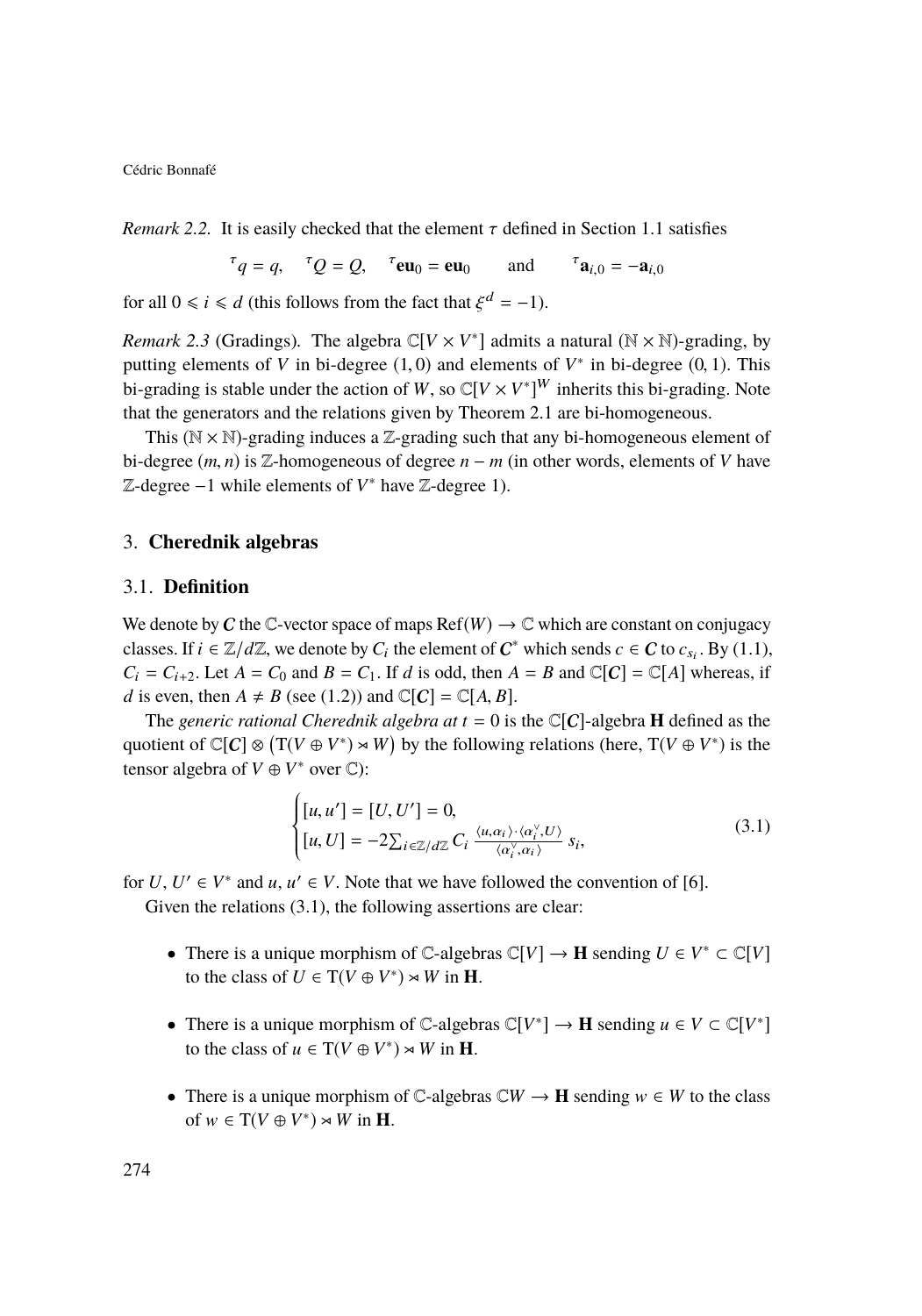*Remark 2.2.* It is easily checked that the element $\tau$ defined in Section 1.1 satisfies

$$^{\tau}q = q, \quad ^{\tau}Q = Q, \quad ^{\tau}\mathbf{eu}_0 = \mathbf{eu}_0 \qquad \text{and} \qquad ^{\tau}\mathbf{a}_{i,0} = -\mathbf{a}_{i,0}$$

for all $0 \leqslant i \leqslant d$ (this follows from the fact that $\xi^d = -1$).

*Remark 2.3* (Gradings). The algebra $\mathbb{C}[V \times V^*]$ admits a natural $(\mathbb{N} \times \mathbb{N})$-grading, by putting elements of $V$ in bi-degree $(1, 0)$ and elements of $V^*$ in bi-degree $(0, 1)$. This bi-grading is stable under the action of $W$, so $\mathbb{C}[V \times V^*]^W$ inherits this bi-grading. Note that the generators and the relations given by Theorem 2.1 are bi-homogeneous.

This $(\mathbb{N} \times \mathbb{N})$-grading induces a $\mathbb{Z}$-grading such that any bi-homogeneous element of bi-degree $(m, n)$ is $\mathbb{Z}$-homogeneous of degree $n - m$ (in other words, elements of $V$ have $\mathbb{Z}$-degree $-1$ while elements of $V^*$ have $\mathbb{Z}$-degree 1).

## 3. **Cherednik algebras**

### 3.1. **Definition**

We denote by $\boldsymbol{C}$ the $\mathbb{C}$-vector space of maps $\mathrm{Ref}(W) \to \mathbb{C}$ which are constant on conjugacy classes. If $i \in \mathbb{Z}/d\mathbb{Z}$, we denote by $C_i$ the element of $\boldsymbol{C}^*$ which sends $c \in \boldsymbol{C}$ to $c_{s_i}$. By (1.1), $C_i = C_{i+2}$. Let $A = C_0$ and $B = C_1$. If $d$ is odd, then $A = B$ and $\mathbb{C}[\boldsymbol{C}] = \mathbb{C}[A]$ whereas, if $d$ is even, then $A \neq B$ (see (1.2)) and $\mathbb{C}[\boldsymbol{C}] = \mathbb{C}[A, B]$.

The *generic rational Cherednik algebra at $t = 0$* is the $\mathbb{C}[\boldsymbol{C}]$-algebra $\mathbf{H}$ defined as the quotient of $\mathbb{C}[\boldsymbol{C}] \otimes \big(\mathrm{T}(V \oplus V^*) \rtimes W\big)$ by the following relations (here, $\mathrm{T}(V \oplus V^*)$ is the tensor algebra of $V \oplus V^*$ over $\mathbb{C}$):

$$\begin{cases} [u, u'] = [U, U'] = 0, \\ [u, U] = -2\sum_{i \in \mathbb{Z}/d\mathbb{Z}} C_i \, \frac{\langle u, \alpha_i \rangle \cdot \langle \alpha_i^\vee, U \rangle}{\langle \alpha_i^\vee, \alpha_i \rangle} \, s_i, \end{cases} \tag{3.1}$$

for $U$, $U' \in V^*$ and $u$, $u' \in V$. Note that we have followed the convention of [6].

Given the relations (3.1), the following assertions are clear:

- There is a unique morphism of $\mathbb{C}$-algebras $\mathbb{C}[V] \to \mathbf{H}$ sending $U \in V^* \subset \mathbb{C}[V]$ to the class of $U \in \mathrm{T}(V \oplus V^*) \rtimes W$ in $\mathbf{H}$.

- There is a unique morphism of $\mathbb{C}$-algebras $\mathbb{C}[V^*] \to \mathbf{H}$ sending $u \in V \subset \mathbb{C}[V^*]$ to the class of $u \in \mathrm{T}(V \oplus V^*) \rtimes W$ in $\mathbf{H}$.

- There is a unique morphism of $\mathbb{C}$-algebras $\mathbb{C}W \to \mathbf{H}$ sending $w \in W$ to the class of $w \in \mathrm{T}(V \oplus V^*) \rtimes W$ in $\mathbf{H}$.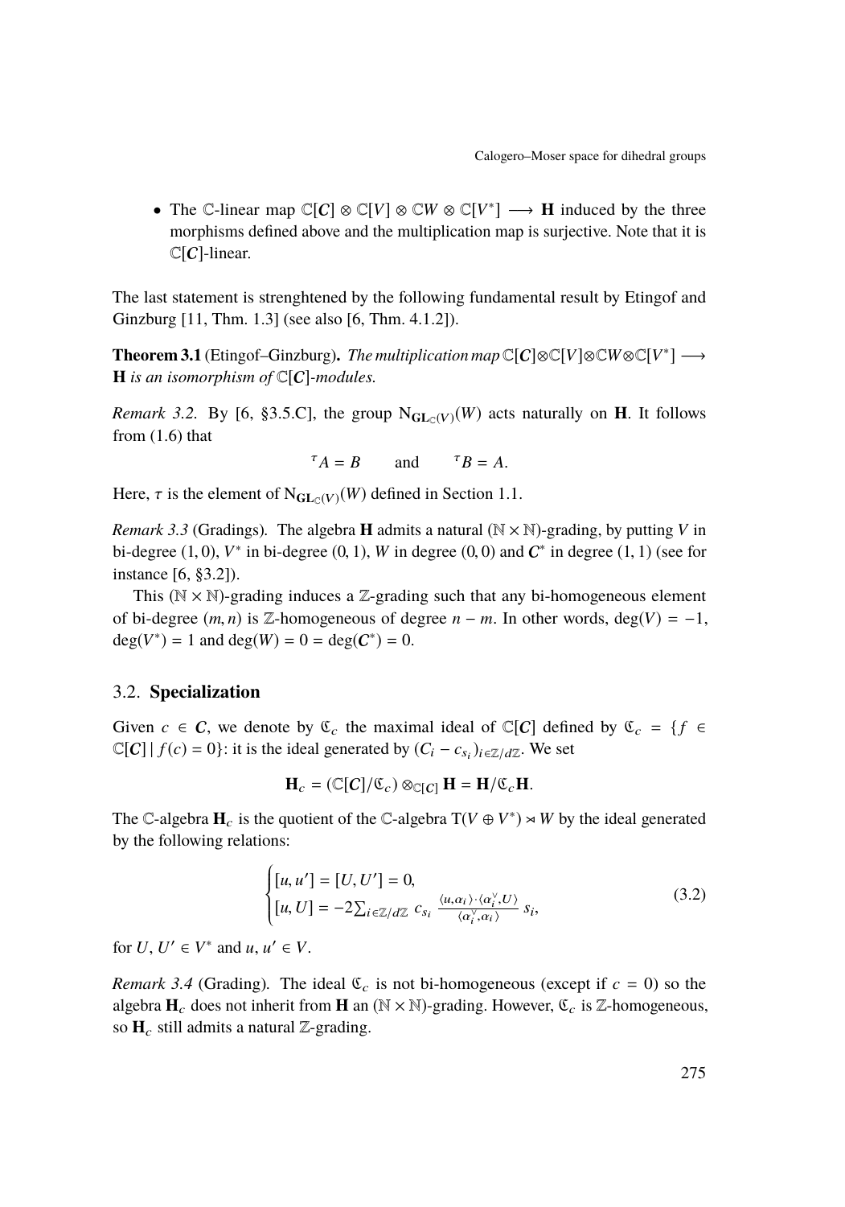- The $\mathbb{C}$-linear map $\mathbb{C}[\boldsymbol{C}] \otimes \mathbb{C}[V] \otimes \mathbb{C}W \otimes \mathbb{C}[V^*] \longrightarrow \mathbf{H}$ induced by the three morphisms defined above and the multiplication map is surjective. Note that it is $\mathbb{C}[\boldsymbol{C}]$-linear.

The last statement is strenghtened by the following fundamental result by Etingof and Ginzburg [11, Thm. 1.3] (see also [6, Thm. 4.1.2]).

**Theorem 3.1** (Etingof–Ginzburg)**.** *The multiplication map* $\mathbb{C}[\boldsymbol{C}]\otimes\mathbb{C}[V]\otimes\mathbb{C}W\otimes\mathbb{C}[V^*] \longrightarrow \mathbf{H}$ *is an isomorphism of* $\mathbb{C}[\boldsymbol{C}]$*-modules.*

*Remark 3.2.* By [6, §3.5.C], the group $\mathrm{N}_{\mathbf{GL}_{\mathbb{C}}(V)}(W)$ acts naturally on $\mathbf{H}$. It follows from (1.6) that

$$
{}^{\tau}A = B \qquad \text{and} \qquad {}^{\tau}B = A.
$$

Here, $\tau$ is the element of $\mathrm{N}_{\mathbf{GL}_{\mathbb{C}}(V)}(W)$ defined in Section 1.1.

*Remark 3.3* (Gradings)*.* The algebra $\mathbf{H}$ admits a natural $(\mathbb{N}\times\mathbb{N})$-grading, by putting $V$ in bi-degree $(1,0)$, $V^*$ in bi-degree $(0,1)$, $W$ in degree $(0,0)$ and $\boldsymbol{C}^*$ in degree $(1,1)$ (see for instance [6, §3.2]).

This $(\mathbb{N}\times\mathbb{N})$-grading induces a $\mathbb{Z}$-grading such that any bi-homogeneous element of bi-degree $(m,n)$ is $\mathbb{Z}$-homogeneous of degree $n-m$. In other words, $\deg(V) = -1$, $\deg(V^*) = 1$ and $\deg(W) = 0 = \deg(\boldsymbol{C}^*) = 0$.

## 3.2. Specialization

Given $c \in \boldsymbol{C}$, we denote by $\mathfrak{C}_c$ the maximal ideal of $\mathbb{C}[\boldsymbol{C}]$ defined by $\mathfrak{C}_c = \{f \in \mathbb{C}[\boldsymbol{C}] \mid f(c) = 0\}$: it is the ideal generated by $(C_i - c_{s_i})_{i\in\mathbb{Z}/d\mathbb{Z}}$. We set

$$
\mathbf{H}_c = (\mathbb{C}[\boldsymbol{C}]/\mathfrak{C}_c)\otimes_{\mathbb{C}[\boldsymbol{C}]}\mathbf{H} = \mathbf{H}/\mathfrak{C}_c\mathbf{H}.
$$

The $\mathbb{C}$-algebra $\mathbf{H}_c$ is the quotient of the $\mathbb{C}$-algebra $\mathrm{T}(V\oplus V^*)\rtimes W$ by the ideal generated by the following relations:

$$
\begin{cases}
[u,u'] = [U,U'] = 0, \\
[u,U] = -2\sum_{i\in\mathbb{Z}/d\mathbb{Z}} c_{s_i} \frac{\langle u,\alpha_i\rangle\cdot\langle\alpha_i^\vee,U\rangle}{\langle\alpha_i^\vee,\alpha_i\rangle} s_i,
\end{cases}
\tag{3.2}
$$

for $U$, $U' \in V^*$ and $u$, $u' \in V$.

*Remark 3.4* (Grading)*.* The ideal $\mathfrak{C}_c$ is not bi-homogeneous (except if $c = 0$) so the algebra $\mathbf{H}_c$ does not inherit from $\mathbf{H}$ an $(\mathbb{N}\times\mathbb{N})$-grading. However, $\mathfrak{C}_c$ is $\mathbb{Z}$-homogeneous, so $\mathbf{H}_c$ still admits a natural $\mathbb{Z}$-grading.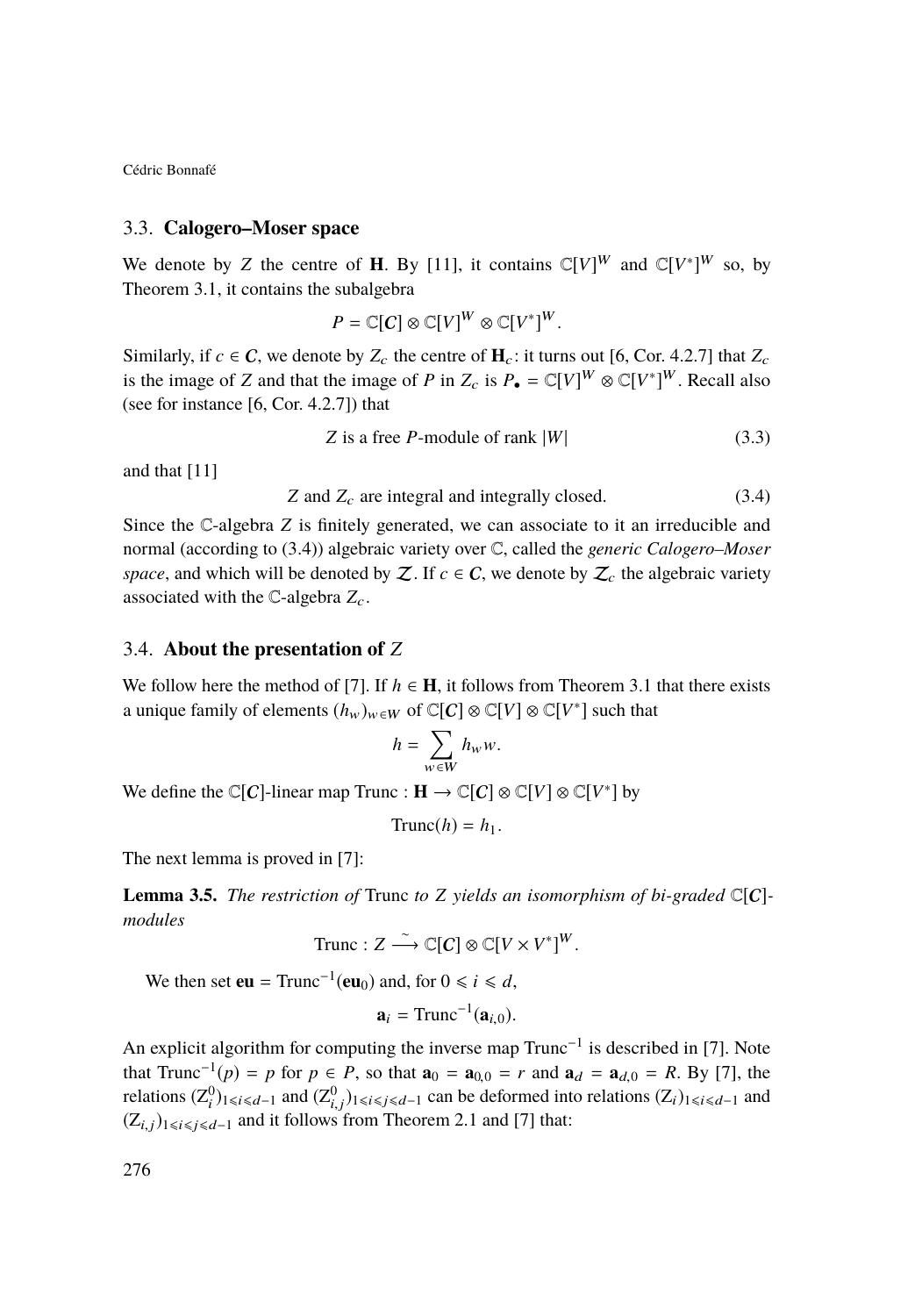### 3.3. **Calogero–Moser space**

We denote by $Z$ the centre of $\mathbf{H}$. By [11], it contains $\mathbb{C}[V]^W$ and $\mathbb{C}[V^*]^W$ so, by Theorem 3.1, it contains the subalgebra

$$P = \mathbb{C}[\boldsymbol{C}] \otimes \mathbb{C}[V]^W \otimes \mathbb{C}[V^*]^W.$$

Similarly, if $c \in \boldsymbol{C}$, we denote by $Z_c$ the centre of $\mathbf{H}_c$: it turns out [6, Cor. 4.2.7] that $Z_c$ is the image of $Z$ and that the image of $P$ in $Z_c$ is $P_\bullet = \mathbb{C}[V]^W \otimes \mathbb{C}[V^*]^W$. Recall also (see for instance [6, Cor. 4.2.7]) that

$$Z \text{ is a free } P\text{-module of rank } |W| \tag{3.3}$$

and that [11]

$$Z \text{ and } Z_c \text{ are integral and integrally closed.} \tag{3.4}$$

Since the $\mathbb{C}$-algebra $Z$ is finitely generated, we can associate to it an irreducible and normal (according to (3.4)) algebraic variety over $\mathbb{C}$, called the *generic Calogero–Moser space*, and which will be denoted by $\mathcal{Z}$. If $c \in \boldsymbol{C}$, we denote by $\mathcal{Z}_c$ the algebraic variety associated with the $\mathbb{C}$-algebra $Z_c$.

### 3.4. **About the presentation of** $Z$

We follow here the method of [7]. If $h \in \mathbf{H}$, it follows from Theorem 3.1 that there exists a unique family of elements $(h_w)_{w\in W}$ of $\mathbb{C}[\boldsymbol{C}] \otimes \mathbb{C}[V] \otimes \mathbb{C}[V^*]$ such that

$$h = \sum_{w\in W} h_w w.$$

We define the $\mathbb{C}[\boldsymbol{C}]$-linear map $\mathrm{Trunc} : \mathbf{H} \to \mathbb{C}[\boldsymbol{C}] \otimes \mathbb{C}[V] \otimes \mathbb{C}[V^*]$ by

$$\mathrm{Trunc}(h) = h_1.$$

The next lemma is proved in [7]:

**Lemma 3.5.** *The restriction of* Trunc *to* $Z$ *yields an isomorphism of bi-graded* $\mathbb{C}[\boldsymbol{C}]$-*modules*

$$\mathrm{Trunc} : Z \xrightarrow{\sim} \mathbb{C}[\boldsymbol{C}] \otimes \mathbb{C}[V \times V^*]^W.$$

We then set $\mathbf{eu} = \mathrm{Trunc}^{-1}(\mathbf{eu}_0)$ and, for $0 \leqslant i \leqslant d$,

$$\mathbf{a}_i = \mathrm{Trunc}^{-1}(\mathbf{a}_{i,0}).$$

An explicit algorithm for computing the inverse map $\mathrm{Trunc}^{-1}$ is described in [7]. Note that $\mathrm{Trunc}^{-1}(p) = p$ for $p \in P$, so that $\mathbf{a}_0 = \mathbf{a}_{0,0} = r$ and $\mathbf{a}_d = \mathbf{a}_{d,0} = R$. By [7], the relations $(\mathrm{Z}_i^0)_{1\leqslant i\leqslant d-1}$ and $(\mathrm{Z}_{i,j}^0)_{1\leqslant i\leqslant j\leqslant d-1}$ can be deformed into relations $(\mathrm{Z}_i)_{1\leqslant i\leqslant d-1}$ and $(\mathrm{Z}_{i,j})_{1\leqslant i\leqslant j\leqslant d-1}$ and it follows from Theorem 2.1 and [7] that: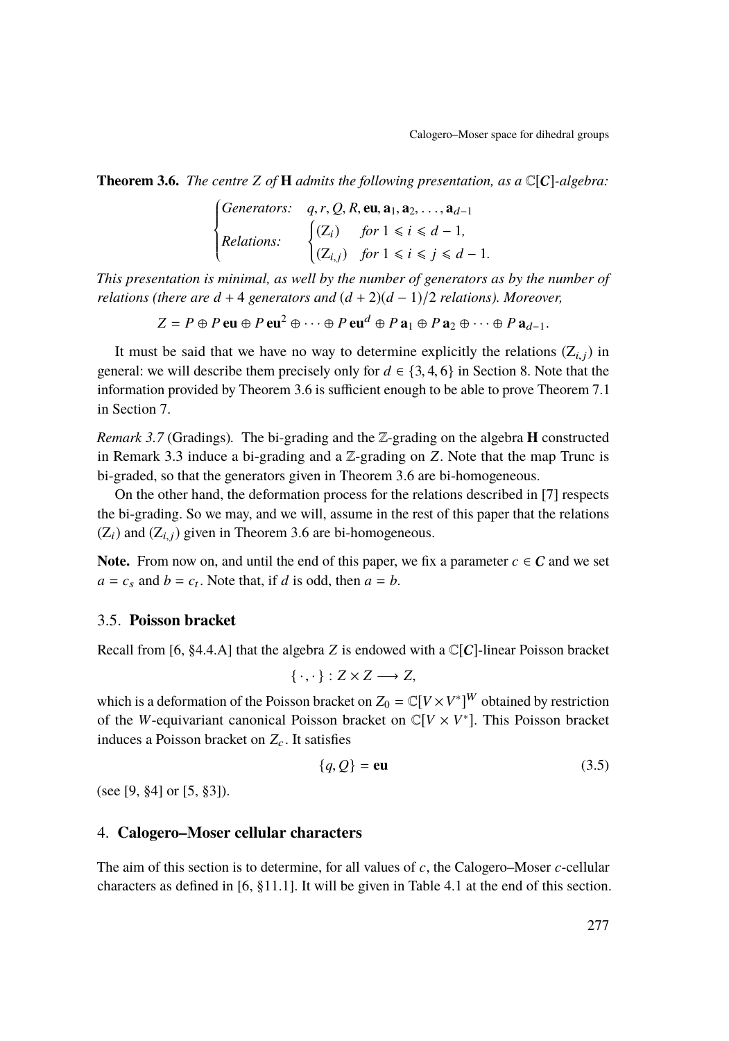**Theorem 3.6.** *The centre $Z$ of $\mathbf{H}$ admits the following presentation, as a $\mathbb{C}[\boldsymbol{C}]$-algebra:*

$$\begin{cases} \textit{Generators:} & q, r, Q, R, \mathbf{eu}, \mathbf{a}_1, \mathbf{a}_2, \ldots, \mathbf{a}_{d-1} \\ \textit{Relations:} & \begin{cases} (\mathrm{Z}_i) & \textit{for } 1 \leqslant i \leqslant d-1, \\ (\mathrm{Z}_{i,j}) & \textit{for } 1 \leqslant i \leqslant j \leqslant d-1. \end{cases} \end{cases}$$

*This presentation is minimal, as well by the number of generators as by the number of relations (there are $d+4$ generators and $(d+2)(d-1)/2$ relations). Moreover,*

$$Z = P \oplus P\,\mathbf{eu} \oplus P\,\mathbf{eu}^2 \oplus \cdots \oplus P\,\mathbf{eu}^d \oplus P\,\mathbf{a}_1 \oplus P\,\mathbf{a}_2 \oplus \cdots \oplus P\,\mathbf{a}_{d-1}.$$

It must be said that we have no way to determine explicitly the relations $(\mathrm{Z}_{i,j})$ in general: we will describe them precisely only for $d \in \{3, 4, 6\}$ in Section 8. Note that the information provided by Theorem 3.6 is sufficient enough to be able to prove Theorem 7.1 in Section 7.

*Remark 3.7* (Gradings). The bi-grading and the $\mathbb{Z}$-grading on the algebra $\mathbf{H}$ constructed in Remark 3.3 induce a bi-grading and a $\mathbb{Z}$-grading on $Z$. Note that the map Trunc is bi-graded, so that the generators given in Theorem 3.6 are bi-homogeneous.

On the other hand, the deformation process for the relations described in [7] respects the bi-grading. So we may, and we will, assume in the rest of this paper that the relations $(\mathrm{Z}_i)$ and $(\mathrm{Z}_{i,j})$ given in Theorem 3.6 are bi-homogeneous.

**Note.** From now on, and until the end of this paper, we fix a parameter $c \in \boldsymbol{C}$ and we set $a = c_s$ and $b = c_t$. Note that, if $d$ is odd, then $a = b$.

## 3.5. Poisson bracket

Recall from [6, §4.4.A] that the algebra $Z$ is endowed with a $\mathbb{C}[\boldsymbol{C}]$-linear Poisson bracket

$$\{\,\cdot\,,\cdot\,\} : Z \times Z \longrightarrow Z,$$

which is a deformation of the Poisson bracket on $Z_0 = \mathbb{C}[V \times V^*]^W$ obtained by restriction of the $W$-equivariant canonical Poisson bracket on $\mathbb{C}[V \times V^*]$. This Poisson bracket induces a Poisson bracket on $Z_c$. It satisfies

$$\{q, Q\} = \mathbf{eu} \tag{3.5}$$

(see [9, §4] or [5, §3]).

# 4. Calogero–Moser cellular characters

The aim of this section is to determine, for all values of $c$, the Calogero–Moser $c$-cellular characters as defined in [6, §11.1]. It will be given in Table 4.1 at the end of this section.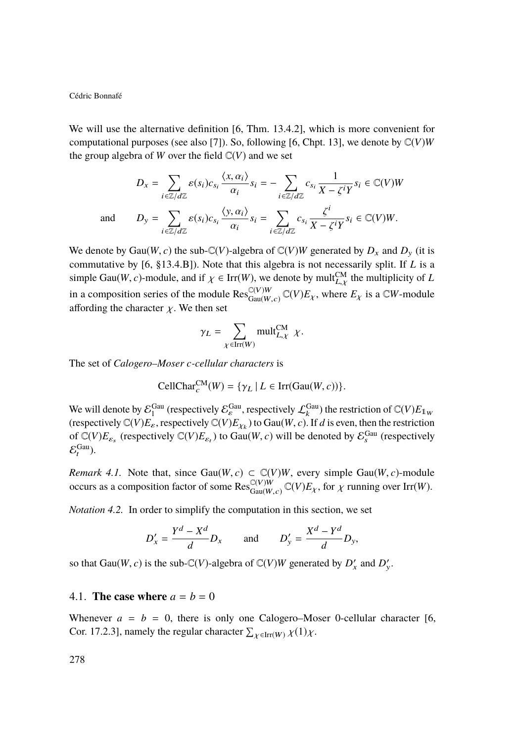We will use the alternative definition [6, Thm. 13.4.2], which is more convenient for computational purposes (see also [7]). So, following [6, Chpt. 13], we denote by $\mathbb{C}(V)W$ the group algebra of $W$ over the field $\mathbb{C}(V)$ and we set

$$D_x = \sum_{i \in \mathbb{Z}/d\mathbb{Z}} \varepsilon(s_i) c_{s_i} \frac{\langle x, \alpha_i \rangle}{\alpha_i} s_i = - \sum_{i \in \mathbb{Z}/d\mathbb{Z}} c_{s_i} \frac{1}{X - \zeta^i Y} s_i \in \mathbb{C}(V)W$$

$$\text{and} \qquad D_y = \sum_{i \in \mathbb{Z}/d\mathbb{Z}} \varepsilon(s_i) c_{s_i} \frac{\langle y, \alpha_i \rangle}{\alpha_i} s_i = \sum_{i \in \mathbb{Z}/d\mathbb{Z}} c_{s_i} \frac{\zeta^i}{X - \zeta^i Y} s_i \in \mathbb{C}(V)W.$$

We denote by $\mathrm{Gau}(W, c)$ the sub-$\mathbb{C}(V)$-algebra of $\mathbb{C}(V)W$ generated by $D_x$ and $D_y$ (it is commutative by [6, §13.4.B]). Note that this algebra is not necessarily split. If $L$ is a simple $\mathrm{Gau}(W, c)$-module, and if $\chi \in \mathrm{Irr}(W)$, we denote by $\mathrm{mult}_{L,\chi}^{\mathrm{CM}}$ the multiplicity of $L$ in a composition series of the module $\mathrm{Res}_{\mathrm{Gau}(W,c)}^{\mathbb{C}(V)W} \mathbb{C}(V)E_\chi$, where $E_\chi$ is a $\mathbb{C}W$-module affording the character $\chi$. We then set

$$\gamma_L = \sum_{\chi \in \mathrm{Irr}(W)} \mathrm{mult}_{L,\chi}^{\mathrm{CM}} \ \chi.$$

The set of *Calogero–Moser $c$-cellular characters* is

$$\mathrm{CellChar}_c^{\mathrm{CM}}(W) = \{\gamma_L \mid L \in \mathrm{Irr}(\mathrm{Gau}(W, c))\}.$$

We will denote by $\mathcal{E}_1^{\mathrm{Gau}}$ (respectively $\mathcal{E}_\varepsilon^{\mathrm{Gau}}$, respectively $\mathcal{L}_k^{\mathrm{Gau}}$) the restriction of $\mathbb{C}(V)E_{\mathbb{1}_W}$ (respectively $\mathbb{C}(V)E_\varepsilon$, respectively $\mathbb{C}(V)E_{\chi_k}$) to $\mathrm{Gau}(W, c)$. If $d$ is even, then the restriction of $\mathbb{C}(V)E_{\varepsilon_s}$ (respectively $\mathbb{C}(V)E_{\varepsilon_t}$) to $\mathrm{Gau}(W, c)$ will be denoted by $\mathcal{E}_s^{\mathrm{Gau}}$ (respectively $\mathcal{E}_t^{\mathrm{Gau}}$).

*Remark 4.1.* Note that, since $\mathrm{Gau}(W, c) \subset \mathbb{C}(V)W$, every simple $\mathrm{Gau}(W, c)$-module occurs as a composition factor of some $\mathrm{Res}_{\mathrm{Gau}(W,c)}^{\mathbb{C}(V)W} \mathbb{C}(V)E_\chi$, for $\chi$ running over $\mathrm{Irr}(W)$.

*Notation 4.2.* In order to simplify the computation in this section, we set

$$D'_x = \frac{Y^d - X^d}{d} D_x \qquad \text{and} \qquad D'_y = \frac{X^d - Y^d}{d} D_y,$$

so that $\mathrm{Gau}(W, c)$ is the sub-$\mathbb{C}(V)$-algebra of $\mathbb{C}(V)W$ generated by $D'_x$ and $D'_y$.

## 4.1. The case where $a = b = 0$

Whenever $a = b = 0$, there is only one Calogero–Moser 0-cellular character [6, Cor. 17.2.3], namely the regular character $\sum_{\chi \in \mathrm{Irr}(W)} \chi(1)\chi$.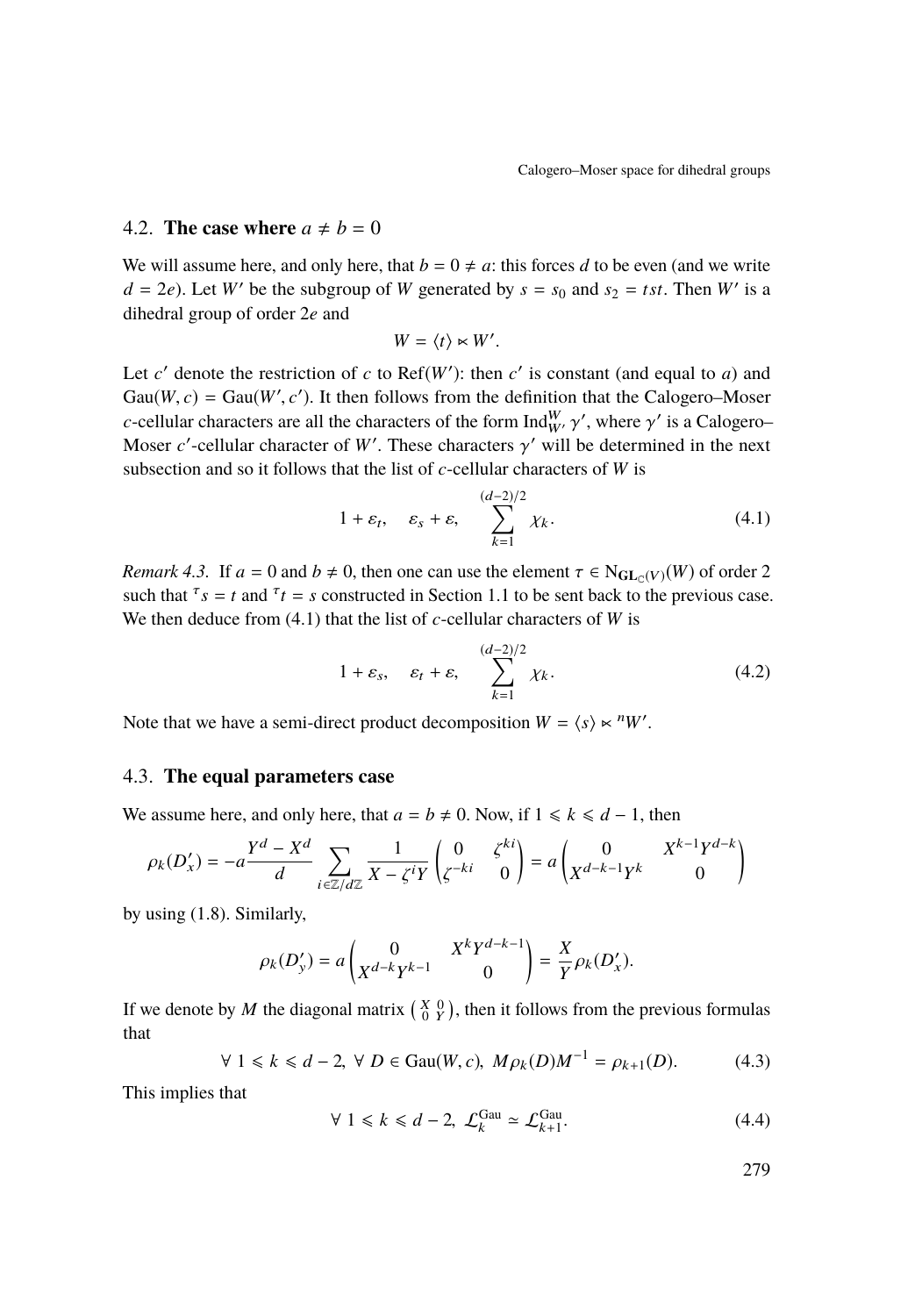## 4.2. The case where $a \neq b = 0$

We will assume here, and only here, that $b = 0 \neq a$: this forces $d$ to be even (and we write $d = 2e$). Let $W'$ be the subgroup of $W$ generated by $s = s_0$ and $s_2 = tst$. Then $W'$ is a dihedral group of order $2e$ and

$$W = \langle t \rangle \ltimes W'.$$

Let $c'$ denote the restriction of $c$ to $\mathrm{Ref}(W')$: then $c'$ is constant (and equal to $a$) and $\mathrm{Gau}(W, c) = \mathrm{Gau}(W', c')$. It then follows from the definition that the Calogero–Moser $c$-cellular characters are all the characters of the form $\mathrm{Ind}_{W'}^{W} \gamma'$, where $\gamma'$ is a Calogero–Moser $c'$-cellular character of $W'$. These characters $\gamma'$ will be determined in the next subsection and so it follows that the list of $c$-cellular characters of $W$ is

$$1 + \varepsilon_t, \quad \varepsilon_s + \varepsilon, \quad \sum_{k=1}^{(d-2)/2} \chi_k. \tag{4.1}$$

*Remark 4.3.* If $a = 0$ and $b \neq 0$, then one can use the element $\tau \in \mathrm{N}_{\mathbf{GL}_{\mathbb{C}}(V)}(W)$ of order 2 such that ${}^{\tau}s = t$ and ${}^{\tau}t = s$ constructed in Section 1.1 to be sent back to the previous case. We then deduce from (4.1) that the list of $c$-cellular characters of $W$ is

$$1 + \varepsilon_s, \quad \varepsilon_t + \varepsilon, \quad \sum_{k=1}^{(d-2)/2} \chi_k. \tag{4.2}$$

Note that we have a semi-direct product decomposition $W = \langle s \rangle \ltimes {}^{n}W'$.

## 4.3. The equal parameters case

We assume here, and only here, that $a = b \neq 0$. Now, if $1 \leqslant k \leqslant d-1$, then

$$\rho_k(D'_x) = -a \frac{Y^d - X^d}{d} \sum_{i \in \mathbb{Z}/d\mathbb{Z}} \frac{1}{X - \zeta^i Y} \begin{pmatrix} 0 & \zeta^{ki} \\ \zeta^{-ki} & 0 \end{pmatrix} = a \begin{pmatrix} 0 & X^{k-1}Y^{d-k} \\ X^{d-k-1}Y^k & 0 \end{pmatrix}$$

by using (1.8). Similarly,

$$\rho_k(D'_y) = a \begin{pmatrix} 0 & X^k Y^{d-k-1} \\ X^{d-k}Y^{k-1} & 0 \end{pmatrix} = \frac{X}{Y} \rho_k(D'_x).$$

If we denote by $M$ the diagonal matrix $\left(\begin{smallmatrix} X & 0 \\ 0 & Y \end{smallmatrix}\right)$, then it follows from the previous formulas that

$$\forall\ 1 \leqslant k \leqslant d-2,\ \forall\ D \in \mathrm{Gau}(W, c),\ M \rho_k(D) M^{-1} = \rho_{k+1}(D). \tag{4.3}$$

This implies that

$$\forall\ 1 \leqslant k \leqslant d-2,\ \mathcal{L}_k^{\mathrm{Gau}} \simeq \mathcal{L}_{k+1}^{\mathrm{Gau}}. \tag{4.4}$$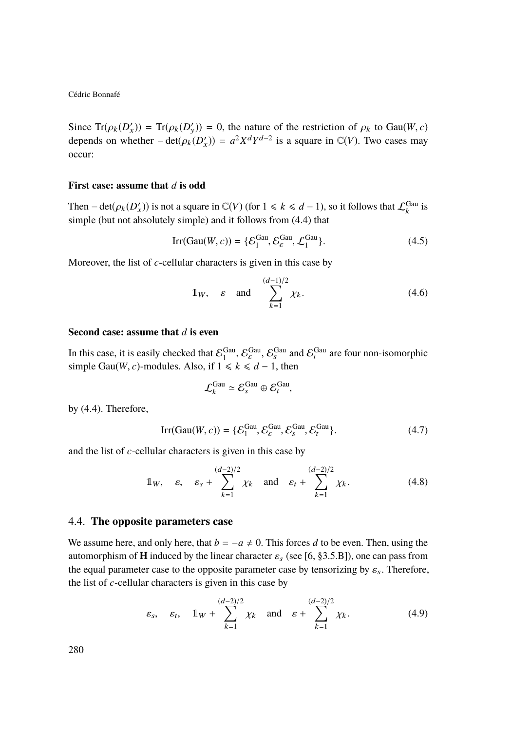Since $\mathrm{Tr}(\rho_k(D'_x)) = \mathrm{Tr}(\rho_k(D'_y)) = 0$, the nature of the restriction of $\rho_k$ to $\mathrm{Gau}(W,c)$ depends on whether $-\det(\rho_k(D'_x)) = a^2X^dY^{d-2}$ is a square in $\mathbb{C}(V)$. Two cases may occur:

**First case: assume that $d$ is odd**

Then $-\det(\rho_k(D'_x))$ is not a square in $\mathbb{C}(V)$ (for $1 \leqslant k \leqslant d-1$), so it follows that $\mathcal{L}_k^{\mathrm{Gau}}$ is simple (but not absolutely simple) and it follows from (4.4) that

$$\mathrm{Irr}(\mathrm{Gau}(W,c)) = \{\mathcal{E}_1^{\mathrm{Gau}}, \mathcal{E}_\varepsilon^{\mathrm{Gau}}, \mathcal{L}_1^{\mathrm{Gau}}\}. \tag{4.5}$$

Moreover, the list of $c$-cellular characters is given in this case by

$$\mathbb{1}_W, \quad \varepsilon \quad \text{and} \quad \sum_{k=1}^{(d-1)/2} \chi_k. \tag{4.6}$$

**Second case: assume that $d$ is even**

In this case, it is easily checked that $\mathcal{E}_1^{\mathrm{Gau}}$, $\mathcal{E}_\varepsilon^{\mathrm{Gau}}$, $\mathcal{E}_s^{\mathrm{Gau}}$ and $\mathcal{E}_t^{\mathrm{Gau}}$ are four non-isomorphic simple $\mathrm{Gau}(W,c)$-modules. Also, if $1 \leqslant k \leqslant d-1$, then

$$\mathcal{L}_k^{\mathrm{Gau}} \simeq \mathcal{E}_s^{\mathrm{Gau}} \oplus \mathcal{E}_t^{\mathrm{Gau}},$$

by (4.4). Therefore,

$$\mathrm{Irr}(\mathrm{Gau}(W,c)) = \{\mathcal{E}_1^{\mathrm{Gau}}, \mathcal{E}_\varepsilon^{\mathrm{Gau}}, \mathcal{E}_s^{\mathrm{Gau}}, \mathcal{E}_t^{\mathrm{Gau}}\}. \tag{4.7}$$

and the list of $c$-cellular characters is given in this case by

$$\mathbb{1}_W, \quad \varepsilon, \quad \varepsilon_s + \sum_{k=1}^{(d-2)/2} \chi_k \quad \text{and} \quad \varepsilon_t + \sum_{k=1}^{(d-2)/2} \chi_k. \tag{4.8}$$

## 4.4. **The opposite parameters case**

We assume here, and only here, that $b = -a \neq 0$. This forces $d$ to be even. Then, using the automorphism of $\mathbf{H}$ induced by the linear character $\varepsilon_s$ (see [6, §3.5.B]), one can pass from the equal parameter case to the opposite parameter case by tensorizing by $\varepsilon_s$. Therefore, the list of $c$-cellular characters is given in this case by

$$\varepsilon_s, \quad \varepsilon_t, \quad \mathbb{1}_W + \sum_{k=1}^{(d-2)/2} \chi_k \quad \text{and} \quad \varepsilon + \sum_{k=1}^{(d-2)/2} \chi_k. \tag{4.9}$$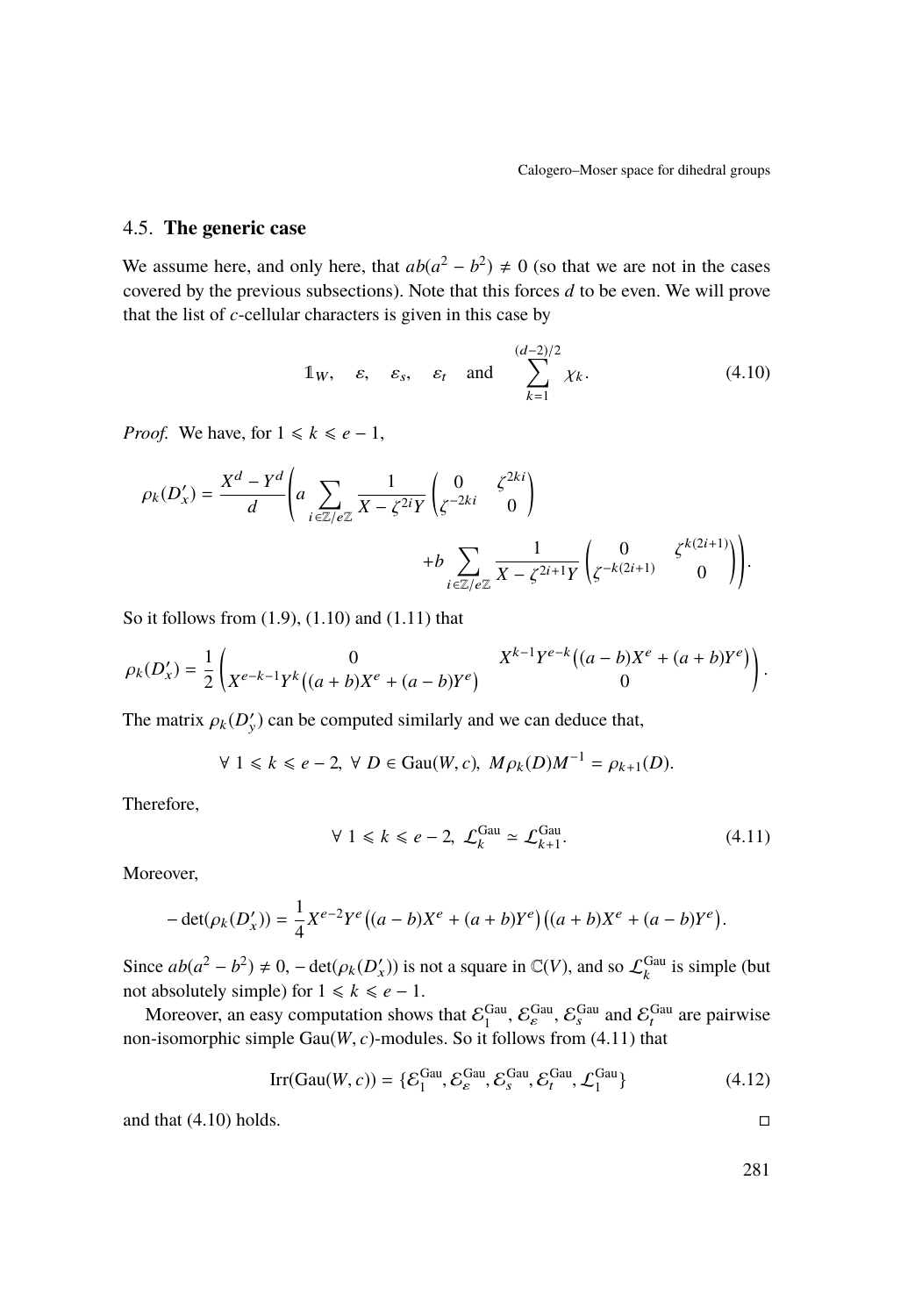## 4.5. **The generic case**

We assume here, and only here, that $ab(a^2 - b^2) \neq 0$ (so that we are not in the cases covered by the previous subsections). Note that this forces $d$ to be even. We will prove that the list of $c$-cellular characters is given in this case by

$$\mathbb{1}_W, \quad \varepsilon, \quad \varepsilon_s, \quad \varepsilon_t \quad \text{and} \quad \sum_{k=1}^{(d-2)/2} \chi_k. \tag{4.10}$$

*Proof.* We have, for $1 \leqslant k \leqslant e-1$,

$$\rho_k(D'_x) = \frac{X^d - Y^d}{d} \left( a \sum_{i \in \mathbb{Z}/e\mathbb{Z}} \frac{1}{X - \zeta^{2i} Y} \begin{pmatrix} 0 & \zeta^{2ki} \\ \zeta^{-2ki} & 0 \end{pmatrix} \right. \\ \left. + b \sum_{i \in \mathbb{Z}/e\mathbb{Z}} \frac{1}{X - \zeta^{2i+1} Y} \begin{pmatrix} 0 & \zeta^{k(2i+1)} \\ \zeta^{-k(2i+1)} & 0 \end{pmatrix} \right).$$

So it follows from (1.9), (1.10) and (1.11) that

$$\rho_k(D'_x) = \frac{1}{2} \begin{pmatrix} 0 & X^{k-1} Y^{e-k} \big( (a-b) X^e + (a+b) Y^e \big) \\ X^{e-k-1} Y^k \big( (a+b) X^e + (a-b) Y^e \big) & 0 \end{pmatrix}.$$

The matrix $\rho_k(D'_y)$ can be computed similarly and we can deduce that,

$$\forall\ 1 \leqslant k \leqslant e-2,\ \forall\ D \in \mathrm{Gau}(W, c),\ M \rho_k(D) M^{-1} = \rho_{k+1}(D).$$

Therefore,

$$\forall\ 1 \leqslant k \leqslant e-2,\ \mathcal{L}_k^{\mathrm{Gau}} \simeq \mathcal{L}_{k+1}^{\mathrm{Gau}}. \tag{4.11}$$

Moreover,

$$-\det(\rho_k(D'_x)) = \frac{1}{4} X^{e-2} Y^e \big( (a-b) X^e + (a+b) Y^e \big) \big( (a+b) X^e + (a-b) Y^e \big).$$

Since $ab(a^2 - b^2) \neq 0$, $-\det(\rho_k(D'_x))$ is not a square in $\mathbb{C}(V)$, and so $\mathcal{L}_k^{\mathrm{Gau}}$ is simple (but not absolutely simple) for $1 \leqslant k \leqslant e-1$.

Moreover, an easy computation shows that $\mathcal{E}_1^{\mathrm{Gau}}$, $\mathcal{E}_\varepsilon^{\mathrm{Gau}}$, $\mathcal{E}_s^{\mathrm{Gau}}$ and $\mathcal{E}_t^{\mathrm{Gau}}$ are pairwise non-isomorphic simple $\mathrm{Gau}(W, c)$-modules. So it follows from (4.11) that

$$\mathrm{Irr}(\mathrm{Gau}(W, c)) = \{ \mathcal{E}_1^{\mathrm{Gau}}, \mathcal{E}_\varepsilon^{\mathrm{Gau}}, \mathcal{E}_s^{\mathrm{Gau}}, \mathcal{E}_t^{\mathrm{Gau}}, \mathcal{L}_1^{\mathrm{Gau}} \} \tag{4.12}$$

and that (4.10) holds. □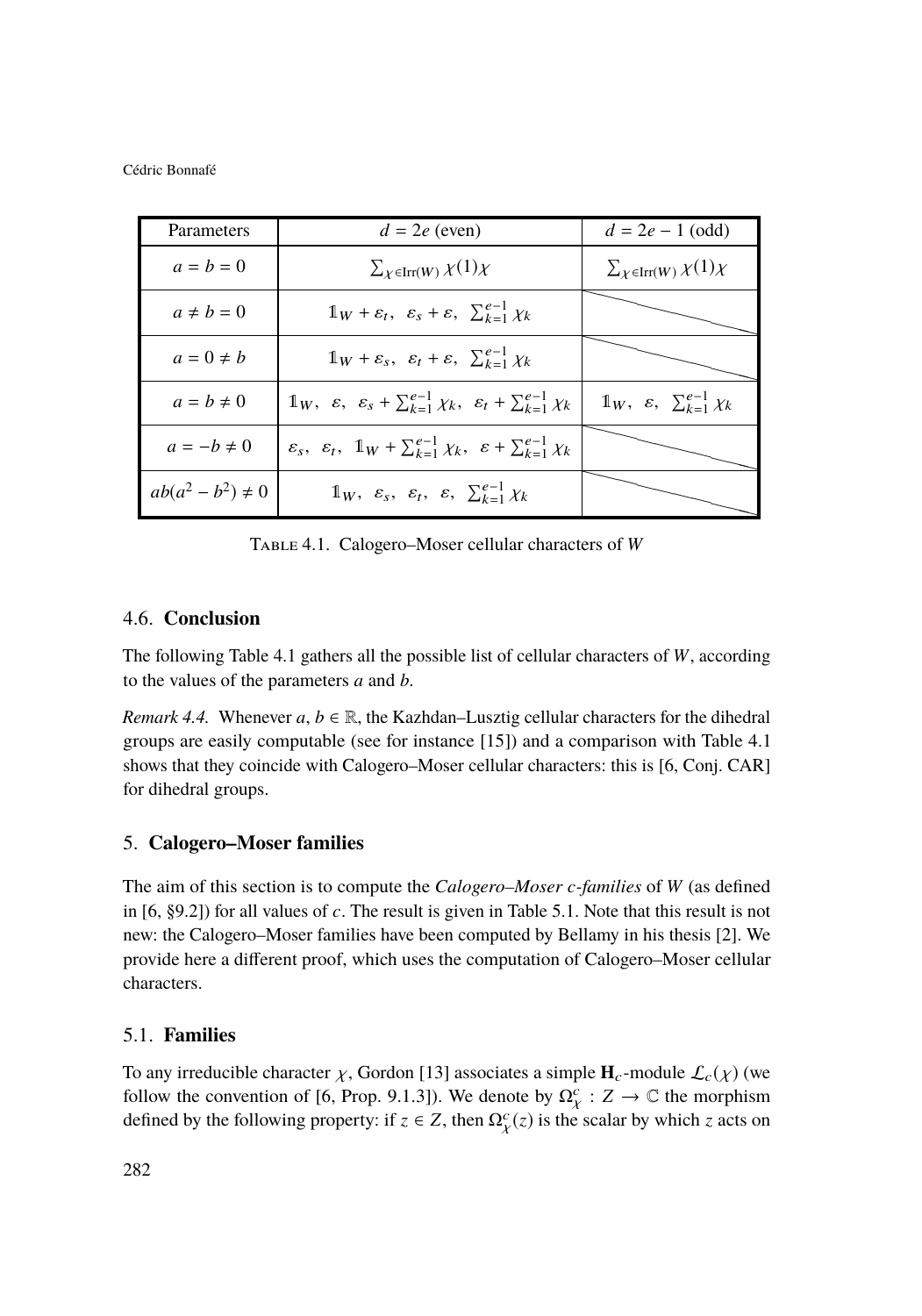| Parameters | $d = 2e$ (even) | $d = 2e-1$ (odd) |
| --- | --- | --- |
| $a = b = 0$ | $\sum_{\chi \in \mathrm{Irr}(W)} \chi(1)\chi$ | $\sum_{\chi \in \mathrm{Irr}(W)} \chi(1)\chi$ |
| $a \neq b = 0$ | $\mathbb{1}_W + \varepsilon_t,\ \ \varepsilon_s + \varepsilon,\ \ \sum_{k=1}^{e-1} \chi_k$ | |
| $a = 0 \neq b$ | $\mathbb{1}_W + \varepsilon_s,\ \ \varepsilon_t + \varepsilon,\ \ \sum_{k=1}^{e-1} \chi_k$ | |
| $a = b \neq 0$ | $\mathbb{1}_W,\ \ \varepsilon,\ \ \varepsilon_s + \sum_{k=1}^{e-1} \chi_k,\ \ \varepsilon_t + \sum_{k=1}^{e-1} \chi_k$ | $\mathbb{1}_W,\ \ \varepsilon,\ \ \sum_{k=1}^{e-1} \chi_k$ |
| $a = -b \neq 0$ | $\varepsilon_s,\ \ \varepsilon_t,\ \ \mathbb{1}_W + \sum_{k=1}^{e-1} \chi_k,\ \ \varepsilon + \sum_{k=1}^{e-1} \chi_k$ | |
| $ab(a^2 - b^2) \neq 0$ | $\mathbb{1}_W,\ \ \varepsilon_s,\ \ \varepsilon_t,\ \ \varepsilon,\ \ \sum_{k=1}^{e-1} \chi_k$ | |

Table 4.1. Calogero–Moser cellular characters of $W$

## 4.6. Conclusion

The following Table 4.1 gathers all the possible list of cellular characters of $W$, according to the values of the parameters $a$ and $b$.

*Remark 4.4.* Whenever $a, b \in \mathbb{R}$, the Kazhdan–Lusztig cellular characters for the dihedral groups are easily computable (see for instance [15]) and a comparison with Table 4.1 shows that they coincide with Calogero–Moser cellular characters: this is [6, Conj. CAR] for dihedral groups.

# 5. Calogero–Moser families

The aim of this section is to compute the *Calogero–Moser $c$-families* of $W$ (as defined in [6, §9.2]) for all values of $c$. The result is given in Table 5.1. Note that this result is not new: the Calogero–Moser families have been computed by Bellamy in his thesis [2]. We provide here a different proof, which uses the computation of Calogero–Moser cellular characters.

## 5.1. Families

To any irreducible character $\chi$, Gordon [13] associates a simple $\mathbf{H}_c$-module $\mathcal{L}_c(\chi)$ (we follow the convention of [6, Prop. 9.1.3]). We denote by $\Omega_\chi^c : Z \to \mathbb{C}$ the morphism defined by the following property: if $z \in Z$, then $\Omega_\chi^c(z)$ is the scalar by which $z$ acts on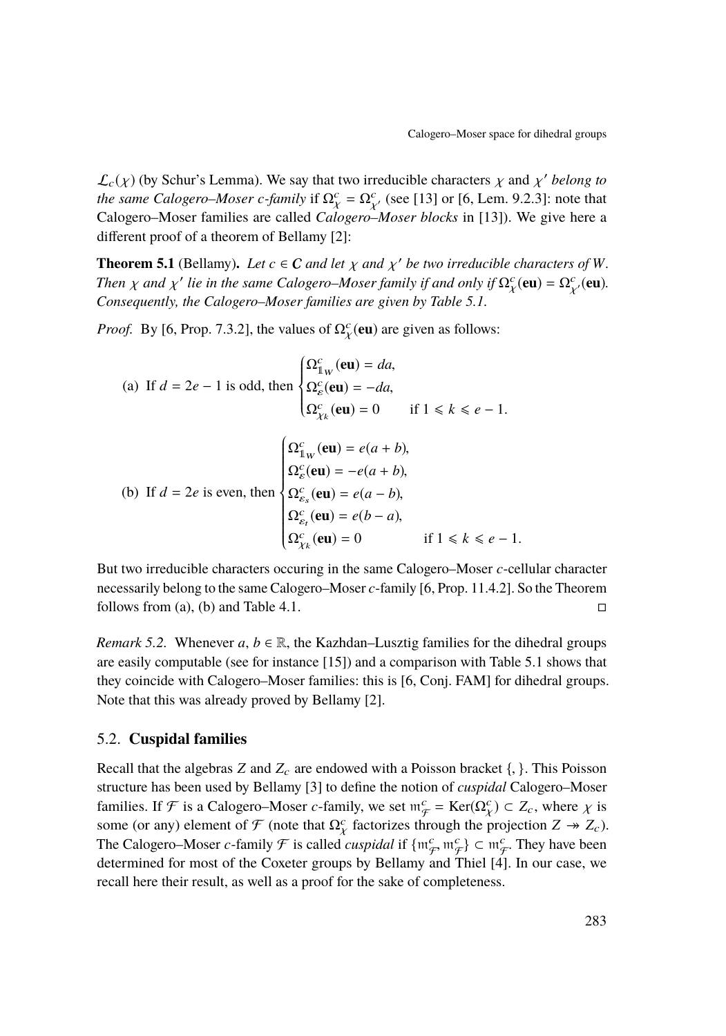$\mathcal{L}_c(\chi)$ (by Schur's Lemma). We say that two irreducible characters $\chi$ and $\chi'$ *belong to the same Calogero–Moser c-family* if $\Omega^c_\chi = \Omega^c_{\chi'}$ (see [13] or [6, Lem. 9.2.3]: note that Calogero–Moser families are called *Calogero–Moser blocks* in [13]). We give here a different proof of a theorem of Bellamy [2]:

**Theorem 5.1** (Bellamy)**.** *Let $c \in \boldsymbol{C}$ and let $\chi$ and $\chi'$ be two irreducible characters of $W$. Then $\chi$ and $\chi'$ lie in the same Calogero–Moser family if and only if $\Omega^c_\chi(\mathbf{eu}) = \Omega^c_{\chi'}(\mathbf{eu})$. Consequently, the Calogero–Moser families are given by Table 5.1.*

*Proof.* By [6, Prop. 7.3.2], the values of $\Omega^c_\chi(\mathbf{eu})$ are given as follows:

(a) If $d = 2e-1$ is odd, then
$$\begin{cases} \Omega^c_{\mathbb{1}_W}(\mathbf{eu}) = da, \\ \Omega^c_{\varepsilon}(\mathbf{eu}) = -da, \\ \Omega^c_{\chi_k}(\mathbf{eu}) = 0 \qquad \text{if } 1 \leqslant k \leqslant e-1. \end{cases}$$

(b) If $d = 2e$ is even, then
$$\begin{cases} \Omega^c_{\mathbb{1}_W}(\mathbf{eu}) = e(a+b), \\ \Omega^c_{\varepsilon}(\mathbf{eu}) = -e(a+b), \\ \Omega^c_{\varepsilon_s}(\mathbf{eu}) = e(a-b), \\ \Omega^c_{\varepsilon_t}(\mathbf{eu}) = e(b-a), \\ \Omega^c_{\chi_k}(\mathbf{eu}) = 0 \qquad \text{if } 1 \leqslant k \leqslant e-1. \end{cases}$$

But two irreducible characters occuring in the same Calogero–Moser $c$-cellular character necessarily belong to the same Calogero–Moser $c$-family [6, Prop. 11.4.2]. So the Theorem follows from (a), (b) and Table 4.1. □

*Remark 5.2.* Whenever $a, b \in \mathbb{R}$, the Kazhdan–Lusztig families for the dihedral groups are easily computable (see for instance [15]) and a comparison with Table 5.1 shows that they coincide with Calogero–Moser families: this is [6, Conj. FAM] for dihedral groups. Note that this was already proved by Bellamy [2].

## 5.2. **Cuspidal families**

Recall that the algebras $Z$ and $Z_c$ are endowed with a Poisson bracket $\{,\}$. This Poisson structure has been used by Bellamy [3] to define the notion of *cuspidal* Calogero–Moser families. If $\mathcal{F}$ is a Calogero–Moser $c$-family, we set $\mathfrak{m}^c_{\mathcal{F}} = \operatorname{Ker}(\Omega^c_\chi) \subset Z_c$, where $\chi$ is some (or any) element of $\mathcal{F}$ (note that $\Omega^c_\chi$ factorizes through the projection $Z \twoheadrightarrow Z_c$). The Calogero–Moser $c$-family $\mathcal{F}$ is called *cuspidal* if $\{\mathfrak{m}^c_{\mathcal{F}}, \mathfrak{m}^c_{\mathcal{F}}\} \subset \mathfrak{m}^c_{\mathcal{F}}$. They have been determined for most of the Coxeter groups by Bellamy and Thiel [4]. In our case, we recall here their result, as well as a proof for the sake of completeness.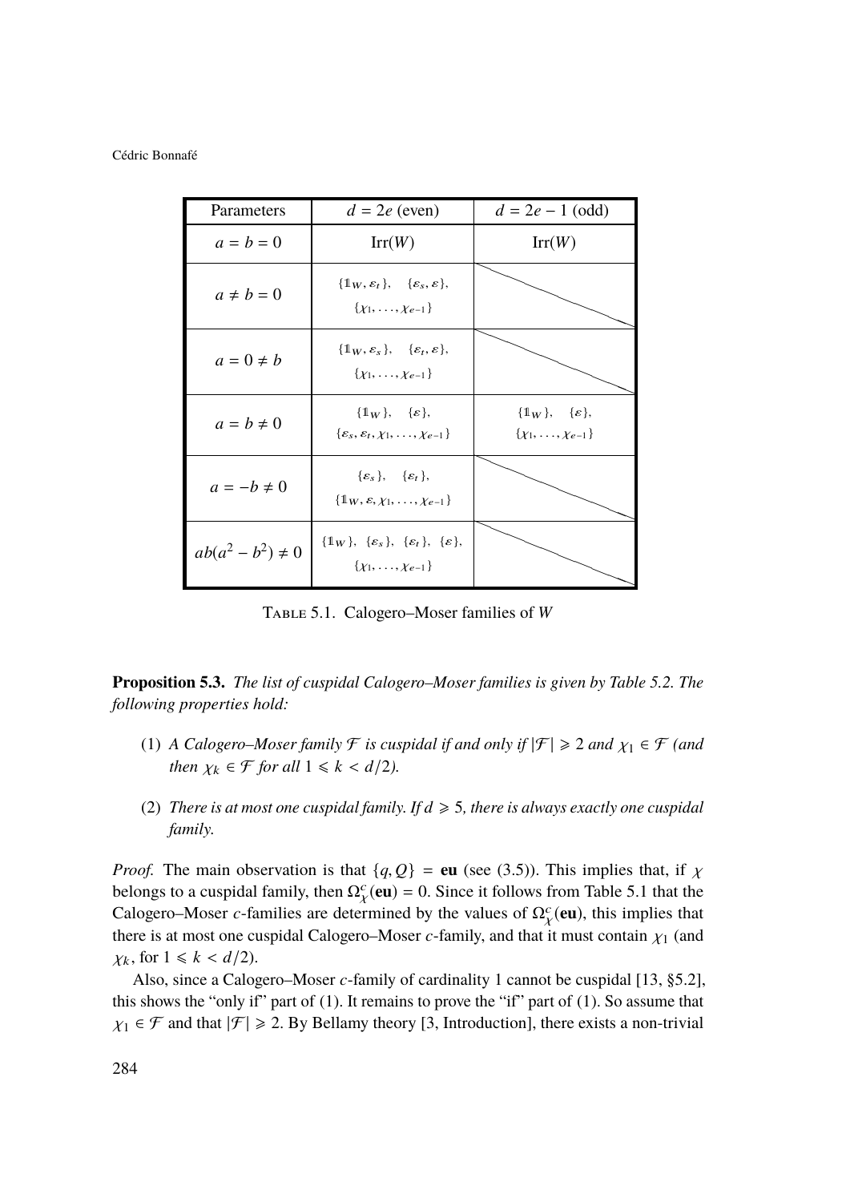| Parameters | $d = 2e$ (even) | $d = 2e - 1$ (odd) |
|---|---|---|
| $a = b = 0$ | $\mathrm{Irr}(W)$ | $\mathrm{Irr}(W)$ |
| $a \neq b = 0$ | $\{\mathbb{1}_W, \varepsilon_t\}$, $\{\varepsilon_s, \varepsilon\}$, $\{\chi_1, \dots, \chi_{e-1}\}$ | |
| $a = 0 \neq b$ | $\{\mathbb{1}_W, \varepsilon_s\}$, $\{\varepsilon_t, \varepsilon\}$, $\{\chi_1, \dots, \chi_{e-1}\}$ | |
| $a = b \neq 0$ | $\{\mathbb{1}_W\}$, $\{\varepsilon\}$, $\{\varepsilon_s, \varepsilon_t, \chi_1, \dots, \chi_{e-1}\}$ | $\{\mathbb{1}_W\}$, $\{\varepsilon\}$, $\{\chi_1, \dots, \chi_{e-1}\}$ |
| $a = -b \neq 0$ | $\{\varepsilon_s\}$, $\{\varepsilon_t\}$, $\{\mathbb{1}_W, \varepsilon, \chi_1, \dots, \chi_{e-1}\}$ | |
| $ab(a^2 - b^2) \neq 0$ | $\{\mathbb{1}_W\}$, $\{\varepsilon_s\}$, $\{\varepsilon_t\}$, $\{\varepsilon\}$, $\{\chi_1, \dots, \chi_{e-1}\}$ | |

TABLE 5.1. Calogero–Moser families of $W$

**Proposition 5.3.** *The list of cuspidal Calogero–Moser families is given by Table 5.2. The following properties hold:*

(1) *A Calogero–Moser family $\mathcal{F}$ is cuspidal if and only if $|\mathcal{F}| \geqslant 2$ and $\chi_1 \in \mathcal{F}$ (and then $\chi_k \in \mathcal{F}$ for all $1 \leqslant k < d/2$).*

(2) *There is at most one cuspidal family. If $d \geqslant 5$, there is always exactly one cuspidal family.*

*Proof.* The main observation is that $\{q, Q\} = \mathbf{eu}$ (see (3.5)). This implies that, if $\chi$ belongs to a cuspidal family, then $\Omega_\chi^c(\mathbf{eu}) = 0$. Since it follows from Table 5.1 that the Calogero–Moser $c$-families are determined by the values of $\Omega_\chi^c(\mathbf{eu})$, this implies that there is at most one cuspidal Calogero–Moser $c$-family, and that it must contain $\chi_1$ (and $\chi_k$, for $1 \leqslant k < d/2$).

Also, since a Calogero–Moser $c$-family of cardinality 1 cannot be cuspidal [13, §5.2], this shows the "only if" part of (1). It remains to prove the "if" part of (1). So assume that $\chi_1 \in \mathcal{F}$ and that $|\mathcal{F}| \geqslant 2$. By Bellamy theory [3, Introduction], there exists a non-trivial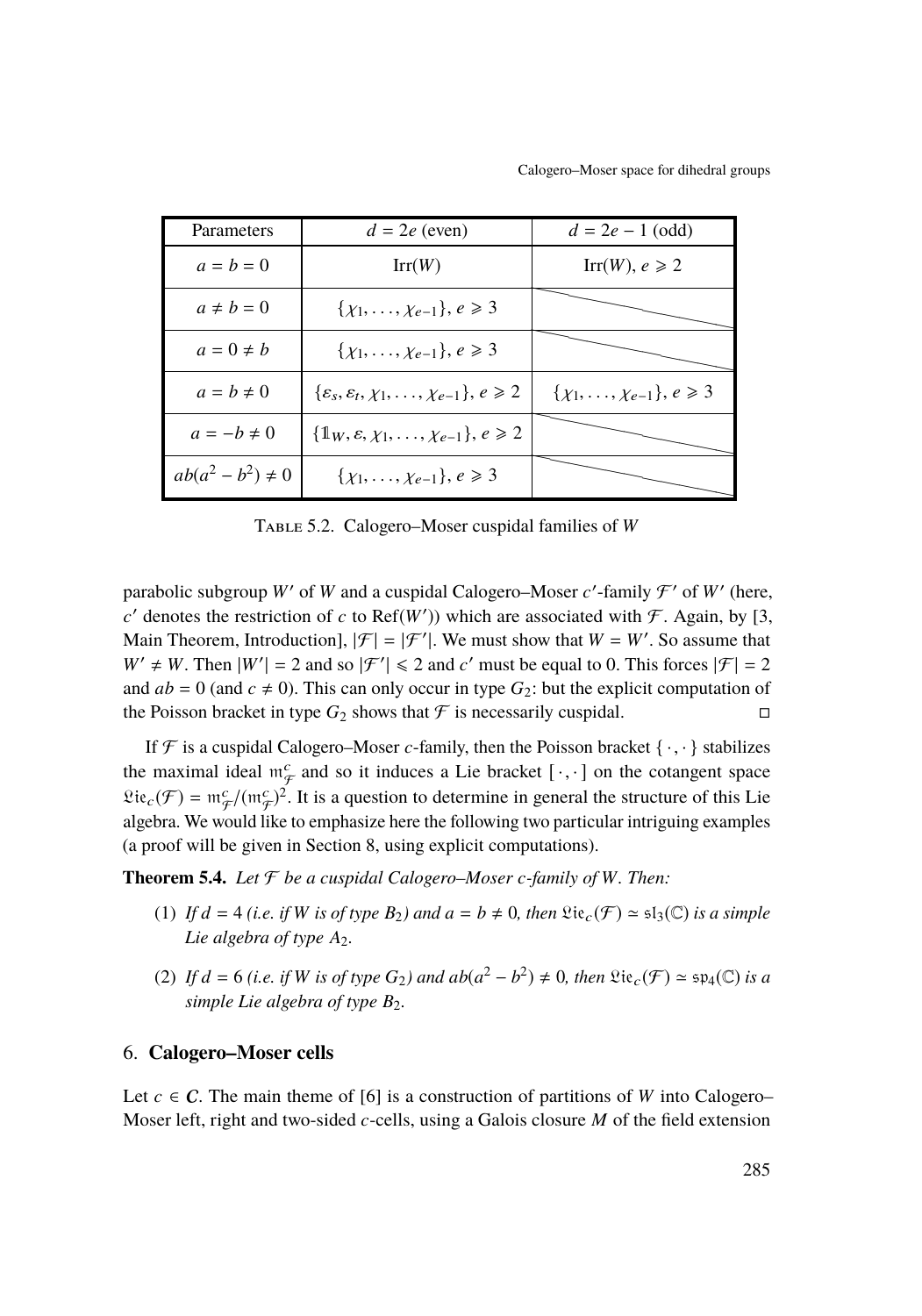| Parameters | $d = 2e$ (even) | $d = 2e-1$ (odd) |
|---|---|---|
| $a = b = 0$ | $\mathrm{Irr}(W)$ | $\mathrm{Irr}(W)$, $e \geqslant 2$ |
| $a \neq b = 0$ | $\{\chi_1, \dots, \chi_{e-1}\}$, $e \geqslant 3$ | |
| $a = 0 \neq b$ | $\{\chi_1, \dots, \chi_{e-1}\}$, $e \geqslant 3$ | |
| $a = b \neq 0$ | $\{\varepsilon_s, \varepsilon_t, \chi_1, \dots, \chi_{e-1}\}$, $e \geqslant 2$ | $\{\chi_1, \dots, \chi_{e-1}\}$, $e \geqslant 3$ |
| $a = -b \neq 0$ | $\{\mathbb{1}_W, \varepsilon, \chi_1, \dots, \chi_{e-1}\}$, $e \geqslant 2$ | |
| $ab(a^2 - b^2) \neq 0$ | $\{\chi_1, \dots, \chi_{e-1}\}$, $e \geqslant 3$ | |

TABLE 5.2. Calogero–Moser cuspidal families of $W$

parabolic subgroup $W'$ of $W$ and a cuspidal Calogero–Moser $c'$-family $\mathcal{F}'$ of $W'$ (here, $c'$ denotes the restriction of $c$ to $\mathrm{Ref}(W')$) which are associated with $\mathcal{F}$. Again, by [3, Main Theorem, Introduction], $|\mathcal{F}| = |\mathcal{F}'|$. We must show that $W = W'$. So assume that $W' \neq W$. Then $|W'| = 2$ and so $|\mathcal{F}'| \leqslant 2$ and $c'$ must be equal to 0. This forces $|\mathcal{F}| = 2$ and $ab = 0$ (and $c \neq 0$). This can only occur in type $G_2$: but the explicit computation of the Poisson bracket in type $G_2$ shows that $\mathcal{F}$ is necessarily cuspidal. □

If $\mathcal{F}$ is a cuspidal Calogero–Moser $c$-family, then the Poisson bracket $\{\cdot,\cdot\}$ stabilizes the maximal ideal $\mathfrak{m}_{\mathcal{F}}^c$ and so it induces a Lie bracket $[\cdot,\cdot]$ on the cotangent space $\mathfrak{Lie}_c(\mathcal{F}) = \mathfrak{m}_{\mathcal{F}}^c/(\mathfrak{m}_{\mathcal{F}}^c)^2$. It is a question to determine in general the structure of this Lie algebra. We would like to emphasize here the following two particular intriguing examples (a proof will be given in Section 8, using explicit computations).

**Theorem 5.4.** *Let $\mathcal{F}$ be a cuspidal Calogero–Moser $c$-family of $W$. Then:*

(1) *If $d = 4$ (i.e. if $W$ is of type $B_2$) and $a = b \neq 0$, then $\mathfrak{Lie}_c(\mathcal{F}) \simeq \mathfrak{sl}_3(\mathbb{C})$ is a simple Lie algebra of type $A_2$.*

(2) *If $d = 6$ (i.e. if $W$ is of type $G_2$) and $ab(a^2 - b^2) \neq 0$, then $\mathfrak{Lie}_c(\mathcal{F}) \simeq \mathfrak{sp}_4(\mathbb{C})$ is a simple Lie algebra of type $B_2$.*

## 6. Calogero–Moser cells

Let $c \in \mathcal{C}$. The main theme of [6] is a construction of partitions of $W$ into Calogero–Moser left, right and two-sided $c$-cells, using a Galois closure $M$ of the field extension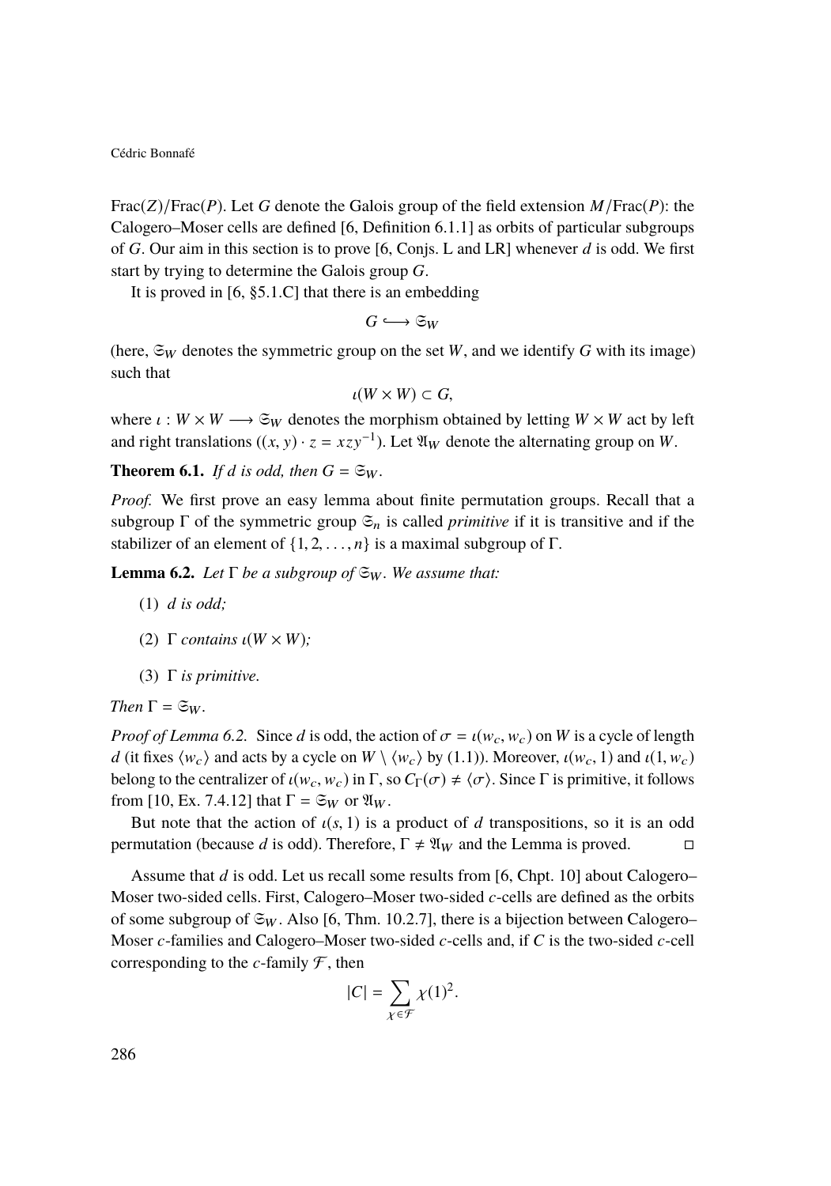Frac($Z$)/Frac($P$). Let $G$ denote the Galois group of the field extension $M/\mathrm{Frac}(P)$: the Calogero–Moser cells are defined [6, Definition 6.1.1] as orbits of particular subgroups of $G$. Our aim in this section is to prove [6, Conjs. L and LR] whenever $d$ is odd. We first start by trying to determine the Galois group $G$.

It is proved in [6, §5.1.C] that there is an embedding

$$G \hookrightarrow \mathfrak{S}_W$$

(here, $\mathfrak{S}_W$ denotes the symmetric group on the set $W$, and we identify $G$ with its image) such that

$$\iota(W \times W) \subset G,$$

where $\iota : W \times W \longrightarrow \mathfrak{S}_W$ denotes the morphism obtained by letting $W \times W$ act by left and right translations ($(x, y) \cdot z = xzy^{-1}$). Let $\mathfrak{A}_W$ denote the alternating group on $W$.

**Theorem 6.1.** *If $d$ is odd, then $G = \mathfrak{S}_W$.*

*Proof.* We first prove an easy lemma about finite permutation groups. Recall that a subgroup $\Gamma$ of the symmetric group $\mathfrak{S}_n$ is called *primitive* if it is transitive and if the stabilizer of an element of $\{1, 2, \ldots, n\}$ is a maximal subgroup of $\Gamma$.

**Lemma 6.2.** *Let $\Gamma$ be a subgroup of $\mathfrak{S}_W$. We assume that:*

(1) *$d$ is odd;*

(2) *$\Gamma$ contains $\iota(W \times W)$;*

(3) *$\Gamma$ is primitive.*

*Then $\Gamma = \mathfrak{S}_W$.*

*Proof of Lemma 6.2.* Since $d$ is odd, the action of $\sigma = \iota(w_c, w_c)$ on $W$ is a cycle of length $d$ (it fixes $\langle w_c \rangle$ and acts by a cycle on $W \setminus \langle w_c \rangle$ by (1.1)). Moreover, $\iota(w_c, 1)$ and $\iota(1, w_c)$ belong to the centralizer of $\iota(w_c, w_c)$ in $\Gamma$, so $C_\Gamma(\sigma) \neq \langle \sigma \rangle$. Since $\Gamma$ is primitive, it follows from [10, Ex. 7.4.12] that $\Gamma = \mathfrak{S}_W$ or $\mathfrak{A}_W$.

But note that the action of $\iota(s, 1)$ is a product of $d$ transpositions, so it is an odd permutation (because $d$ is odd). Therefore, $\Gamma \neq \mathfrak{A}_W$ and the Lemma is proved. □

Assume that $d$ is odd. Let us recall some results from [6, Chpt. 10] about Calogero–Moser two-sided cells. First, Calogero–Moser two-sided $c$-cells are defined as the orbits of some subgroup of $\mathfrak{S}_W$. Also [6, Thm. 10.2.7], there is a bijection between Calogero–Moser $c$-families and Calogero–Moser two-sided $c$-cells and, if $C$ is the two-sided $c$-cell corresponding to the $c$-family $\mathcal{F}$, then

$$|C| = \sum_{\chi \in \mathcal{F}} \chi(1)^2.$$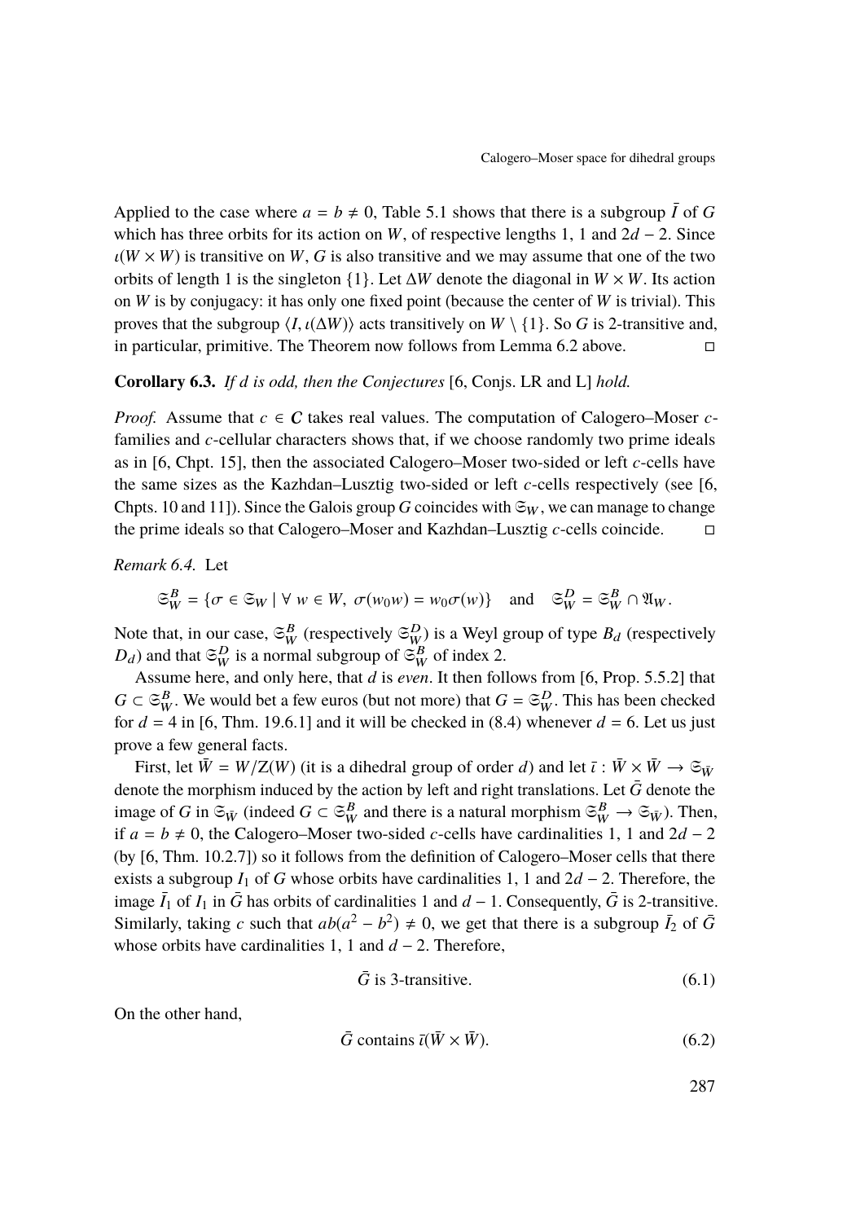Applied to the case where $a = b \neq 0$, Table 5.1 shows that there is a subgroup $\bar{I}$ of $G$ which has three orbits for its action on $W$, of respective lengths 1, 1 and $2d-2$. Since $\iota(W \times W)$ is transitive on $W$, $G$ is also transitive and we may assume that one of the two orbits of length 1 is the singleton $\{1\}$. Let $\Delta W$ denote the diagonal in $W \times W$. Its action on $W$ is by conjugacy: it has only one fixed point (because the center of $W$ is trivial). This proves that the subgroup $\langle I, \iota(\Delta W)\rangle$ acts transitively on $W \setminus \{1\}$. So $G$ is 2-transitive and, in particular, primitive. The Theorem now follows from Lemma 6.2 above. □

**Corollary 6.3.** *If $d$ is odd, then the Conjectures* [6, Conjs. LR and L] *hold.*

*Proof.* Assume that $c \in \mathcal{C}$ takes real values. The computation of Calogero–Moser $c$-families and $c$-cellular characters shows that, if we choose randomly two prime ideals as in [6, Chpt. 15], then the associated Calogero–Moser two-sided or left $c$-cells have the same sizes as the Kazhdan–Lusztig two-sided or left $c$-cells respectively (see [6, Chpts. 10 and 11]). Since the Galois group $G$ coincides with $\mathfrak{S}_W$, we can manage to change the prime ideals so that Calogero–Moser and Kazhdan–Lusztig $c$-cells coincide. □

*Remark 6.4.* Let

$$\mathfrak{S}_W^B = \{\sigma \in \mathfrak{S}_W \mid \forall\, w \in W,\ \sigma(w_0 w) = w_0\sigma(w)\} \quad \text{and} \quad \mathfrak{S}_W^D = \mathfrak{S}_W^B \cap \mathfrak{A}_W.$$

Note that, in our case, $\mathfrak{S}_W^B$ (respectively $\mathfrak{S}_W^D$) is a Weyl group of type $B_d$ (respectively $D_d$) and that $\mathfrak{S}_W^D$ is a normal subgroup of $\mathfrak{S}_W^B$ of index 2.

Assume here, and only here, that $d$ is *even*. It then follows from [6, Prop. 5.5.2] that $G \subset \mathfrak{S}_W^B$. We would bet a few euros (but not more) that $G = \mathfrak{S}_W^D$. This has been checked for $d = 4$ in [6, Thm. 19.6.1] and it will be checked in (8.4) whenever $d = 6$. Let us just prove a few general facts.

First, let $\bar{W} = W/\mathrm{Z}(W)$ (it is a dihedral group of order $d$) and let $\bar{\iota} : \bar{W} \times \bar{W} \to \mathfrak{S}_{\bar{W}}$ denote the morphism induced by the action by left and right translations. Let $\bar{G}$ denote the image of $G$ in $\mathfrak{S}_{\bar{W}}$ (indeed $G \subset \mathfrak{S}_W^B$ and there is a natural morphism $\mathfrak{S}_W^B \to \mathfrak{S}_{\bar{W}}$). Then, if $a = b \neq 0$, the Calogero–Moser two-sided $c$-cells have cardinalities 1, 1 and $2d-2$ (by [6, Thm. 10.2.7]) so it follows from the definition of Calogero–Moser cells that there exists a subgroup $I_1$ of $G$ whose orbits have cardinalities 1, 1 and $2d-2$. Therefore, the image $\bar{I}_1$ of $I_1$ in $\bar{G}$ has orbits of cardinalities 1 and $d-1$. Consequently, $\bar{G}$ is 2-transitive. Similarly, taking $c$ such that $ab(a^2 - b^2) \neq 0$, we get that there is a subgroup $\bar{I}_2$ of $\bar{G}$ whose orbits have cardinalities 1, 1 and $d-2$. Therefore,

$$\bar{G} \text{ is 3-transitive.} \tag{6.1}$$

On the other hand,

$$\bar{G} \text{ contains } \bar{\iota}(\bar{W} \times \bar{W}). \tag{6.2}$$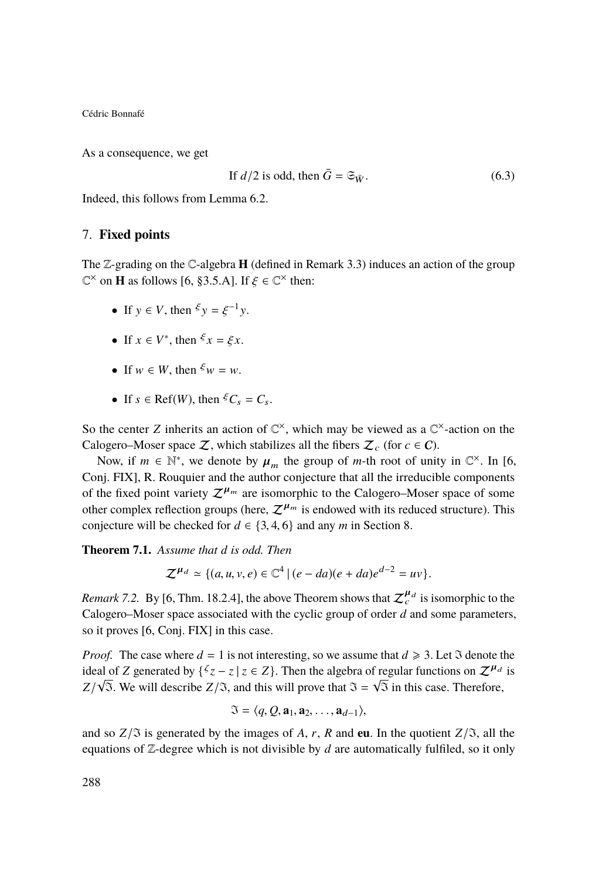As a consequence, we get

$$\text{If } d/2 \text{ is odd, then } \bar{G} = \mathfrak{S}_{\bar{W}}. \tag{6.3}$$

Indeed, this follows from Lemma 6.2.

## 7. **Fixed points**

The $\mathbb{Z}$-grading on the $\mathbb{C}$-algebra $\mathbf{H}$ (defined in Remark 3.3) induces an action of the group $\mathbb{C}^\times$ on $\mathbf{H}$ as follows [6, §3.5.A]. If $\xi \in \mathbb{C}^\times$ then:

- If $y \in V$, then ${}^\xi y = \xi^{-1} y$.
- If $x \in V^*$, then ${}^\xi x = \xi x$.
- If $w \in W$, then ${}^\xi w = w$.
- If $s \in \mathrm{Ref}(W)$, then ${}^\xi C_s = C_s$.

So the center $Z$ inherits an action of $\mathbb{C}^\times$, which may be viewed as a $\mathbb{C}^\times$-action on the Calogero–Moser space $\mathcal{Z}$, which stabilizes all the fibers $\mathcal{Z}_c$ (for $c \in \boldsymbol{C}$).

Now, if $m \in \mathbb{N}^*$, we denote by $\boldsymbol{\mu}_m$ the group of $m$-th root of unity in $\mathbb{C}^\times$. In [6, Conj. FIX], R. Rouquier and the author conjecture that all the irreducible components of the fixed point variety $\mathcal{Z}^{\boldsymbol{\mu}_m}$ are isomorphic to the Calogero–Moser space of some other complex reflection groups (here, $\mathcal{Z}^{\boldsymbol{\mu}_m}$ is endowed with its reduced structure). This conjecture will be checked for $d \in \{3, 4, 6\}$ and any $m$ in Section 8.

**Theorem 7.1.** *Assume that $d$ is odd. Then*

$$\mathcal{Z}^{\boldsymbol{\mu}_d} \simeq \{(a, u, v, e) \in \mathbb{C}^4 \mid (e - da)(e + da)e^{d-2} = uv\}.$$

*Remark 7.2.* By [6, Thm. 18.2.4], the above Theorem shows that $\mathcal{Z}_c^{\boldsymbol{\mu}_d}$ is isomorphic to the Calogero–Moser space associated with the cyclic group of order $d$ and some parameters, so it proves [6, Conj. FIX] in this case.

*Proof.* The case where $d = 1$ is not interesting, so we assume that $d \geqslant 3$. Let $\mathfrak{I}$ denote the ideal of $Z$ generated by $\{{}^\zeta z - z \mid z \in Z\}$. Then the algebra of regular functions on $\mathcal{Z}^{\boldsymbol{\mu}_d}$ is $Z/\sqrt{\mathfrak{I}}$. We will describe $Z/\mathfrak{I}$, and this will prove that $\mathfrak{I} = \sqrt{\mathfrak{I}}$ in this case. Therefore,

$$\mathfrak{I} = \langle q, Q, \mathbf{a}_1, \mathbf{a}_2, \ldots, \mathbf{a}_{d-1} \rangle,$$

and so $Z/\mathfrak{I}$ is generated by the images of $A$, $r$, $R$ and $\mathbf{eu}$. In the quotient $Z/\mathfrak{I}$, all the equations of $\mathbb{Z}$-degree which is not divisible by $d$ are automatically fulfiled, so it only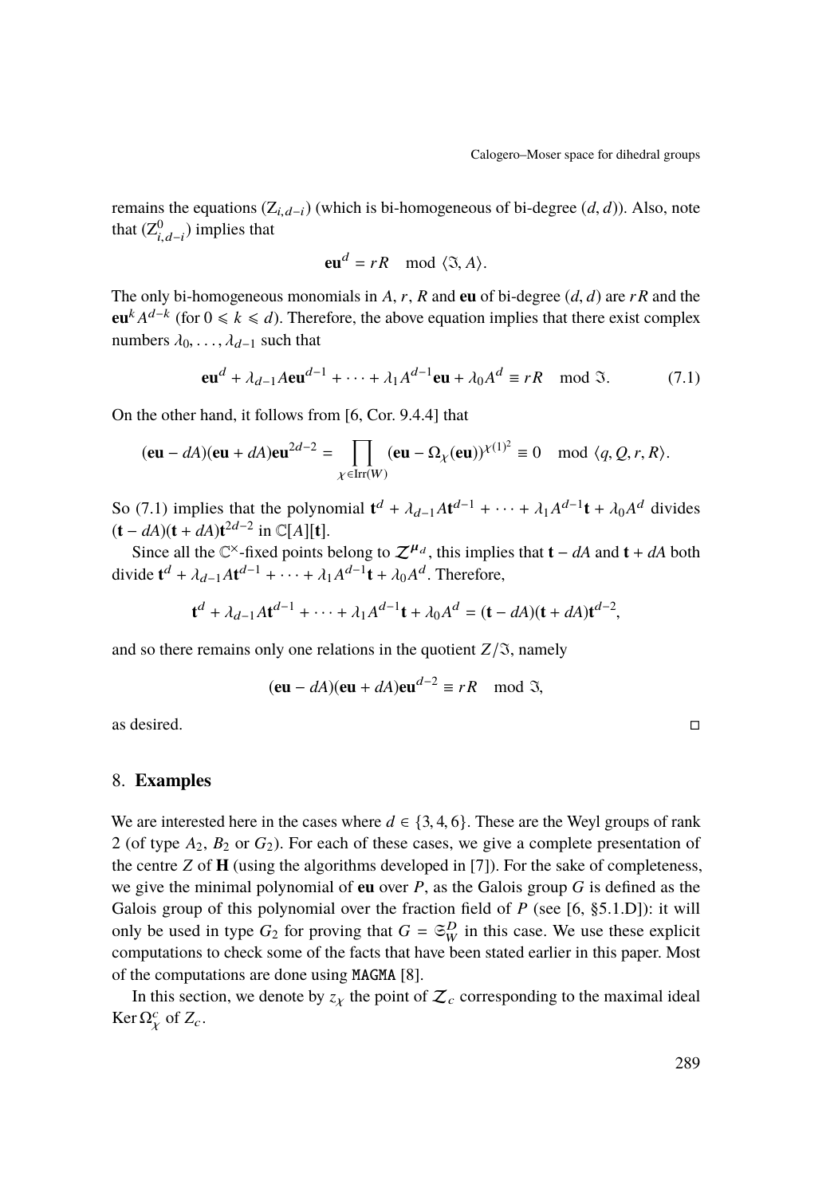remains the equations $(\mathrm{Z}_{i,d-i})$ (which is bi-homogeneous of bi-degree $(d, d)$). Also, note that $(\mathrm{Z}^0_{i,d-i})$ implies that

$$\mathbf{eu}^d = rR \mod \langle \Im, A \rangle.$$

The only bi-homogeneous monomials in $A$, $r$, $R$ and $\mathbf{eu}$ of bi-degree $(d, d)$ are $rR$ and the $\mathbf{eu}^k A^{d-k}$ (for $0 \leqslant k \leqslant d$). Therefore, the above equation implies that there exist complex numbers $\lambda_0, \ldots, \lambda_{d-1}$ such that

$$\mathbf{eu}^d + \lambda_{d-1} A \mathbf{eu}^{d-1} + \cdots + \lambda_1 A^{d-1} \mathbf{eu} + \lambda_0 A^d \equiv rR \mod \Im. \tag{7.1}$$

On the other hand, it follows from [6, Cor. 9.4.4] that

$$(\mathbf{eu} - dA)(\mathbf{eu} + dA)\mathbf{eu}^{2d-2} = \prod_{\chi \in \mathrm{Irr}(W)} (\mathbf{eu} - \Omega_\chi(\mathbf{eu}))^{\chi(1)^2} \equiv 0 \mod \langle q, Q, r, R \rangle.$$

So (7.1) implies that the polynomial $\mathbf{t}^d + \lambda_{d-1} A \mathbf{t}^{d-1} + \cdots + \lambda_1 A^{d-1}\mathbf{t} + \lambda_0 A^d$ divides $(\mathbf{t} - dA)(\mathbf{t} + dA)\mathbf{t}^{2d-2}$ in $\mathbb{C}[A][\mathbf{t}]$.

Since all the $\mathbb{C}^\times$-fixed points belong to $\mathcal{Z}^{\boldsymbol{\mu}_d}$, this implies that $\mathbf{t} - dA$ and $\mathbf{t} + dA$ both divide $\mathbf{t}^d + \lambda_{d-1} A \mathbf{t}^{d-1} + \cdots + \lambda_1 A^{d-1}\mathbf{t} + \lambda_0 A^d$. Therefore,

$$\mathbf{t}^d + \lambda_{d-1} A \mathbf{t}^{d-1} + \cdots + \lambda_1 A^{d-1}\mathbf{t} + \lambda_0 A^d = (\mathbf{t} - dA)(\mathbf{t} + dA)\mathbf{t}^{d-2},$$

and so there remains only one relations in the quotient $Z/\Im$, namely

$$(\mathbf{eu} - dA)(\mathbf{eu} + dA)\mathbf{eu}^{d-2} \equiv rR \mod \Im,$$

as desired. $\square$

## 8. Examples

We are interested here in the cases where $d \in \{3, 4, 6\}$. These are the Weyl groups of rank 2 (of type $A_2$, $B_2$ or $G_2$). For each of these cases, we give a complete presentation of the centre $Z$ of $\mathbf{H}$ (using the algorithms developed in [7]). For the sake of completeness, we give the minimal polynomial of $\mathbf{eu}$ over $P$, as the Galois group $G$ is defined as the Galois group of this polynomial over the fraction field of $P$ (see [6, §5.1.D]): it will only be used in type $G_2$ for proving that $G = \mathfrak{S}_W^D$ in this case. We use these explicit computations to check some of the facts that have been stated earlier in this paper. Most of the computations are done using `MAGMA` [8].

In this section, we denote by $z_\chi$ the point of $\mathcal{Z}_c$ corresponding to the maximal ideal $\operatorname{Ker} \Omega^c_\chi$ of $Z_c$.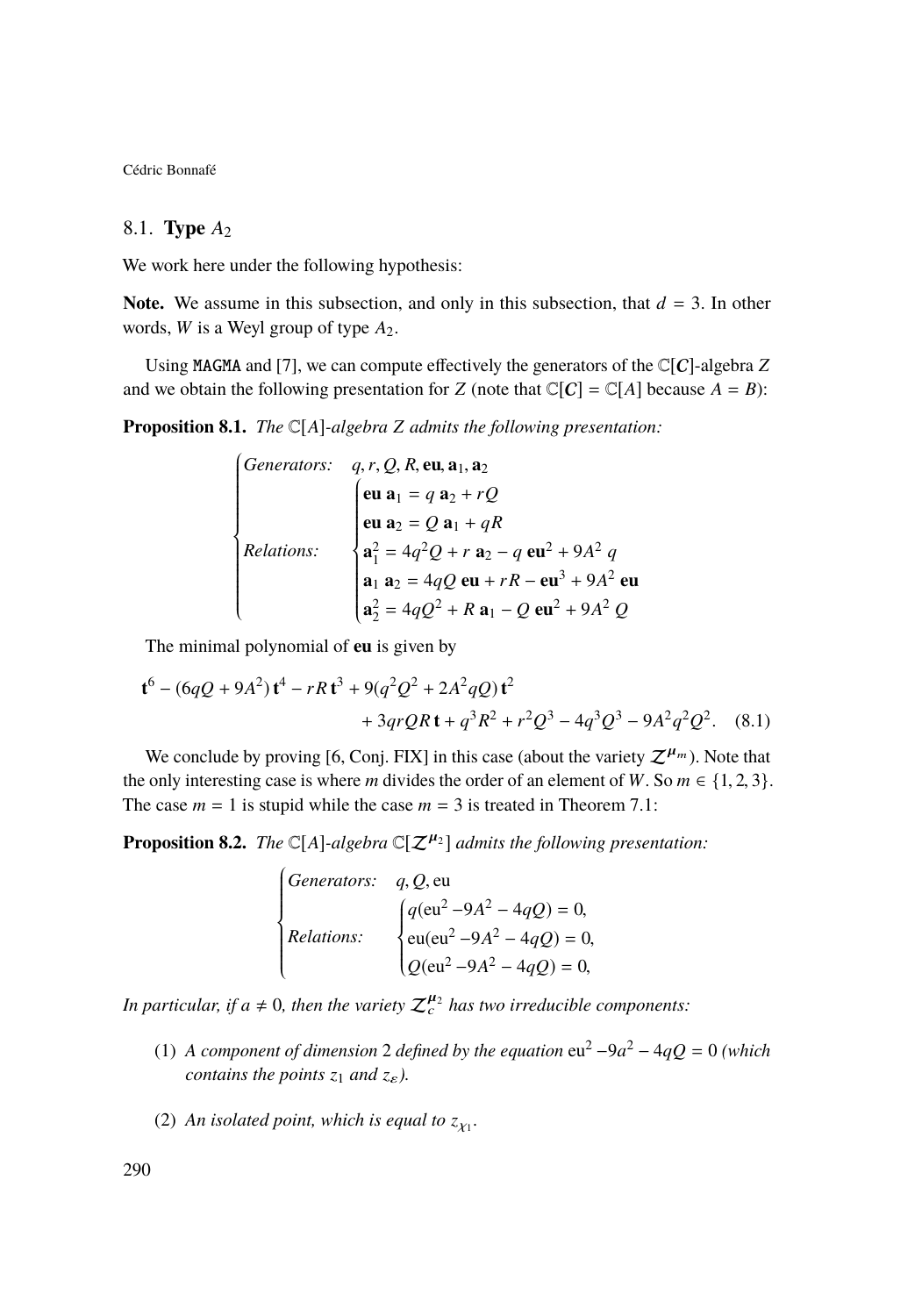## 8.1. Type $A_2$

We work here under the following hypothesis:

**Note.** We assume in this subsection, and only in this subsection, that $d = 3$. In other words, $W$ is a Weyl group of type $A_2$.

Using MAGMA and [7], we can compute effectively the generators of the $\mathbb{C}[\boldsymbol{C}]$-algebra $Z$ and we obtain the following presentation for $Z$ (note that $\mathbb{C}[\boldsymbol{C}] = \mathbb{C}[A]$ because $A = B$):

**Proposition 8.1.** *The $\mathbb{C}[A]$-algebra $Z$ admits the following presentation:*

$$\begin{cases} \textit{Generators:} & q, r, Q, R, \mathbf{eu}, \mathbf{a}_1, \mathbf{a}_2 \\ \textit{Relations:} & \begin{cases} \mathbf{eu}\;\mathbf{a}_1 = q\;\mathbf{a}_2 + rQ \\ \mathbf{eu}\;\mathbf{a}_2 = Q\;\mathbf{a}_1 + qR \\ \mathbf{a}_1^2 = 4q^2Q + r\;\mathbf{a}_2 - q\;\mathbf{eu}^2 + 9A^2\;q \\ \mathbf{a}_1\;\mathbf{a}_2 = 4qQ\;\mathbf{eu} + rR - \mathbf{eu}^3 + 9A^2\;\mathbf{eu} \\ \mathbf{a}_2^2 = 4qQ^2 + R\;\mathbf{a}_1 - Q\;\mathbf{eu}^2 + 9A^2\;Q \end{cases} \end{cases}$$

The minimal polynomial of $\mathbf{eu}$ is given by

$$\mathbf{t}^6 - (6qQ + 9A^2)\,\mathbf{t}^4 - rR\,\mathbf{t}^3 + 9(q^2Q^2 + 2A^2qQ)\,\mathbf{t}^2 \\ + 3qrQR\,\mathbf{t} + q^3R^2 + r^2Q^3 - 4q^3Q^3 - 9A^2q^2Q^2. \quad (8.1)$$

We conclude by proving [6, Conj. FIX] in this case (about the variety $\mathcal{Z}^{\boldsymbol{\mu}_m}$). Note that the only interesting case is where $m$ divides the order of an element of $W$. So $m \in \{1, 2, 3\}$. The case $m = 1$ is stupid while the case $m = 3$ is treated in Theorem 7.1:

**Proposition 8.2.** *The $\mathbb{C}[A]$-algebra $\mathbb{C}[\mathcal{Z}^{\boldsymbol{\mu}_2}]$ admits the following presentation:*

$$\begin{cases} \textit{Generators:} & q, Q, \mathrm{eu} \\ \textit{Relations:} & \begin{cases} q(\mathrm{eu}^2 - 9A^2 - 4qQ) = 0, \\ \mathrm{eu}(\mathrm{eu}^2 - 9A^2 - 4qQ) = 0, \\ Q(\mathrm{eu}^2 - 9A^2 - 4qQ) = 0, \end{cases} \end{cases}$$

*In particular, if $a \neq 0$, then the variety $\mathcal{Z}_c^{\boldsymbol{\mu}_2}$ has two irreducible components:*

1. *A component of dimension 2 defined by the equation $\mathrm{eu}^2 - 9a^2 - 4qQ = 0$ (which contains the points $z_1$ and $z_\varepsilon$).*
2. *An isolated point, which is equal to $z_{\chi_1}$.*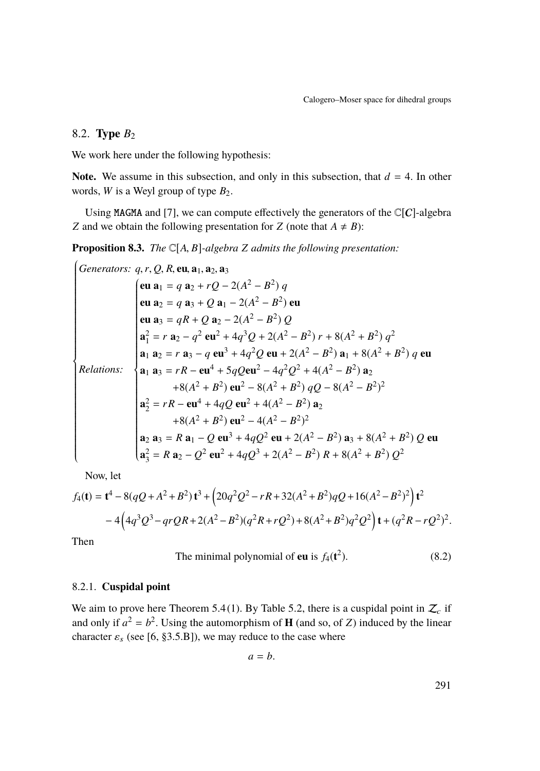## 8.2. **Type $B_2$**

We work here under the following hypothesis:

**Note.** We assume in this subsection, and only in this subsection, that $d = 4$. In other words, $W$ is a Weyl group of type $B_2$.

Using MAGMA and [7], we can compute effectively the generators of the $\mathbb{C}[\mathcal{C}]$-algebra $Z$ and we obtain the following presentation for $Z$ (note that $A \neq B$):

**Proposition 8.3.** *The $\mathbb{C}[A, B]$-algebra $Z$ admits the following presentation:*

$$
\begin{cases}
\textit{Generators: } q, r, Q, R, \mathbf{eu}, \mathbf{a}_1, \mathbf{a}_2, \mathbf{a}_3 \\
\textit{Relations: } \begin{cases}
\mathbf{eu}\ \mathbf{a}_1 = q\ \mathbf{a}_2 + rQ - 2(A^2 - B^2)\ q \\
\mathbf{eu}\ \mathbf{a}_2 = q\ \mathbf{a}_3 + Q\ \mathbf{a}_1 - 2(A^2 - B^2)\ \mathbf{eu} \\
\mathbf{eu}\ \mathbf{a}_3 = qR + Q\ \mathbf{a}_2 - 2(A^2 - B^2)\ Q \\
\mathbf{a}_1^2 = r\ \mathbf{a}_2 - q^2\ \mathbf{eu}^2 + 4q^3Q + 2(A^2 - B^2)\ r + 8(A^2 + B^2)\ q^2 \\
\mathbf{a}_1\ \mathbf{a}_2 = r\ \mathbf{a}_3 - q\ \mathbf{eu}^3 + 4q^2Q\ \mathbf{eu} + 2(A^2 - B^2)\ \mathbf{a}_1 + 8(A^2 + B^2)\ q\ \mathbf{eu} \\
\mathbf{a}_1\ \mathbf{a}_3 = rR - \mathbf{eu}^4 + 5qQ\mathbf{eu}^2 - 4q^2Q^2 + 4(A^2 - B^2)\ \mathbf{a}_2 \\
\qquad\qquad +8(A^2 + B^2)\ \mathbf{eu}^2 - 8(A^2 + B^2)\ qQ - 8(A^2 - B^2)^2 \\
\mathbf{a}_2^2 = rR - \mathbf{eu}^4 + 4qQ\ \mathbf{eu}^2 + 4(A^2 - B^2)\ \mathbf{a}_2 \\
\qquad\qquad +8(A^2 + B^2)\ \mathbf{eu}^2 - 4(A^2 - B^2)^2 \\
\mathbf{a}_2\ \mathbf{a}_3 = R\ \mathbf{a}_1 - Q\ \mathbf{eu}^3 + 4qQ^2\ \mathbf{eu} + 2(A^2 - B^2)\ \mathbf{a}_3 + 8(A^2 + B^2)\ Q\ \mathbf{eu} \\
\mathbf{a}_3^2 = R\ \mathbf{a}_2 - Q^2\ \mathbf{eu}^2 + 4qQ^3 + 2(A^2 - B^2)\ R + 8(A^2 + B^2)\ Q^2
\end{cases}
\end{cases}
$$

Now, let

$$
\begin{aligned}
f_4(\mathbf{t}) = \mathbf{t}^4 - 8(qQ + A^2 + B^2)\,\mathbf{t}^3 + \Big(20q^2Q^2 - rR + 32(A^2 + B^2)qQ + 16(A^2 - B^2)^2\Big)\,\mathbf{t}^2 \\
- 4\Big(4q^3Q^3 - qrQR + 2(A^2 - B^2)(q^2R + rQ^2) + 8(A^2 + B^2)q^2Q^2\Big)\,\mathbf{t} + (q^2R - rQ^2)^2.
\end{aligned}
$$

Then

$$
\text{The minimal polynomial of } \mathbf{eu} \text{ is } f_4(\mathbf{t}^2). \tag{8.2}
$$

### 8.2.1. **Cuspidal point**

We aim to prove here Theorem 5.4 (1). By Table 5.2, there is a cuspidal point in $\mathcal{Z}_c$ if and only if $a^2 = b^2$. Using the automorphism of $\mathbf{H}$ (and so, of $Z$) induced by the linear character $\varepsilon_s$ (see [6, §3.5.B]), we may reduce to the case where

$$
a = b.
$$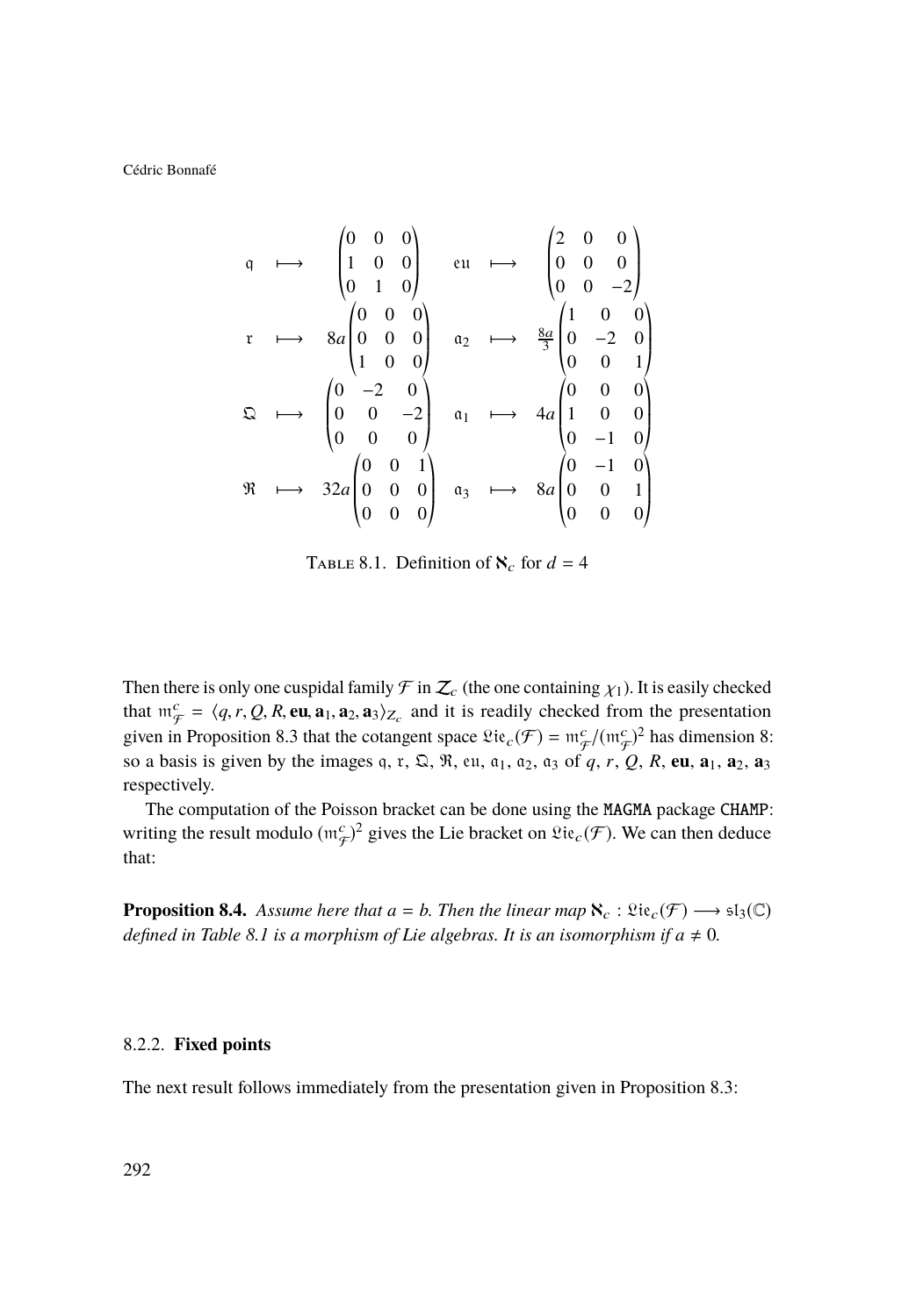$$
\begin{array}{lllllll}
\mathfrak{q} & \longmapsto & \begin{pmatrix} 0 & 0 & 0 \\ 1 & 0 & 0 \\ 0 & 1 & 0 \end{pmatrix} & \quad & \mathfrak{eu} & \longmapsto & \begin{pmatrix} 2 & 0 & 0 \\ 0 & 0 & 0 \\ 0 & 0 & -2 \end{pmatrix} \\
\mathfrak{r} & \longmapsto & 8a\begin{pmatrix} 0 & 0 & 0 \\ 0 & 0 & 0 \\ 1 & 0 & 0 \end{pmatrix} & \quad & \mathfrak{a}_2 & \longmapsto & \frac{8a}{3}\begin{pmatrix} 1 & 0 & 0 \\ 0 & -2 & 0 \\ 0 & 0 & 1 \end{pmatrix} \\
\mathfrak{Q} & \longmapsto & \begin{pmatrix} 0 & -2 & 0 \\ 0 & 0 & -2 \\ 0 & 0 & 0 \end{pmatrix} & \quad & \mathfrak{a}_1 & \longmapsto & 4a\begin{pmatrix} 0 & 0 & 0 \\ 1 & 0 & 0 \\ 0 & -1 & 0 \end{pmatrix} \\
\mathfrak{R} & \longmapsto & 32a\begin{pmatrix} 0 & 0 & 1 \\ 0 & 0 & 0 \\ 0 & 0 & 0 \end{pmatrix} & \quad & \mathfrak{a}_3 & \longmapsto & 8a\begin{pmatrix} 0 & -1 & 0 \\ 0 & 0 & 1 \\ 0 & 0 & 0 \end{pmatrix}
\end{array}
$$

TABLE 8.1. Definition of $\aleph_c$ for $d = 4$

Then there is only one cuspidal family $\mathcal{F}$ in $\mathcal{Z}_c$ (the one containing $\chi_1$). It is easily checked that $\mathfrak{m}_{\mathcal{F}}^c = \langle q, r, Q, R, \mathbf{eu}, \mathbf{a}_1, \mathbf{a}_2, \mathbf{a}_3 \rangle_{Z_c}$ and it is readily checked from the presentation given in Proposition 8.3 that the cotangent space $\mathfrak{Lie}_c(\mathcal{F}) = \mathfrak{m}_{\mathcal{F}}^c/(\mathfrak{m}_{\mathcal{F}}^c)^2$ has dimension 8: so a basis is given by the images $\mathfrak{q}$, $\mathfrak{r}$, $\mathfrak{Q}$, $\mathfrak{R}$, $\mathfrak{eu}$, $\mathfrak{a}_1$, $\mathfrak{a}_2$, $\mathfrak{a}_3$ of $q$, $r$, $Q$, $R$, $\mathbf{eu}$, $\mathbf{a}_1$, $\mathbf{a}_2$, $\mathbf{a}_3$ respectively.

The computation of the Poisson bracket can be done using the `MAGMA` package `CHAMP`: writing the result modulo $(\mathfrak{m}_{\mathcal{F}}^c)^2$ gives the Lie bracket on $\mathfrak{Lie}_c(\mathcal{F})$. We can then deduce that:

**Proposition 8.4.** *Assume here that $a = b$. Then the linear map $\aleph_c : \mathfrak{Lie}_c(\mathcal{F}) \longrightarrow \mathfrak{sl}_3(\mathbb{C})$ defined in Table 8.1 is a morphism of Lie algebras. It is an isomorphism if $a \neq 0$.*

### 8.2.2. **Fixed points**

The next result follows immediately from the presentation given in Proposition 8.3: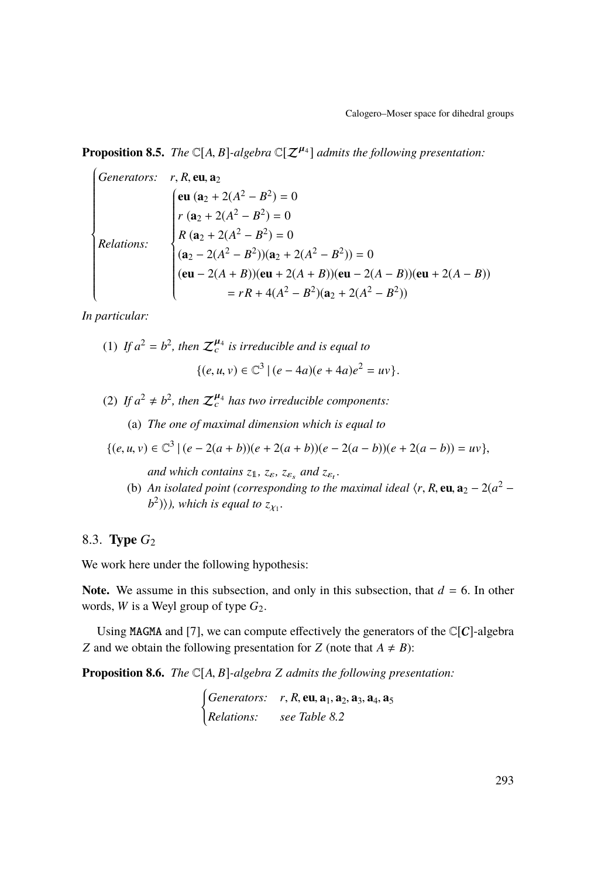**Proposition 8.5.** *The $\mathbb{C}[A, B]$-algebra $\mathbb{C}[\mathcal{Z}^{\boldsymbol{\mu}_4}]$ admits the following presentation:*

$$
\begin{cases}
\textit{Generators:} & r, R, \mathbf{eu}, \mathbf{a}_2 \\
\textit{Relations:} & \begin{cases}
\mathbf{eu}\,(\mathbf{a}_2 + 2(A^2 - B^2)) = 0 \\
r\,(\mathbf{a}_2 + 2(A^2 - B^2)) = 0 \\
R\,(\mathbf{a}_2 + 2(A^2 - B^2)) = 0 \\
(\mathbf{a}_2 - 2(A^2 - B^2))(\mathbf{a}_2 + 2(A^2 - B^2)) = 0 \\
(\mathbf{eu} - 2(A+B))(\mathbf{eu} + 2(A+B))(\mathbf{eu} - 2(A-B))(\mathbf{eu} + 2(A-B)) \\
\qquad\qquad = rR + 4(A^2 - B^2)(\mathbf{a}_2 + 2(A^2 - B^2))
\end{cases}
\end{cases}
$$

*In particular:*

(1) *If $a^2 = b^2$, then $\mathcal{Z}_c^{\boldsymbol{\mu}_4}$ is irreducible and is equal to*

$$\{(e, u, v) \in \mathbb{C}^3 \mid (e - 4a)(e + 4a)e^2 = uv\}.$$

(2) *If $a^2 \neq b^2$, then $\mathcal{Z}_c^{\boldsymbol{\mu}_4}$ has two irreducible components:*

(a) *The one of maximal dimension which is equal to*

$$\{(e, u, v) \in \mathbb{C}^3 \mid (e - 2(a+b))(e + 2(a+b))(e - 2(a-b))(e + 2(a-b)) = uv\},$$

*and which contains $z_{\mathbb{1}}$, $z_{\varepsilon}$, $z_{\varepsilon_s}$ and $z_{\varepsilon_t}$.*

(b) *An isolated point (corresponding to the maximal ideal $\langle r, R, \mathbf{eu}, \mathbf{a}_2 - 2(a^2 - b^2)\rangle$), which is equal to $z_{\chi_1}$.*

### 8.3. Type $G_2$

We work here under the following hypothesis:

**Note.** We assume in this subsection, and only in this subsection, that $d = 6$. In other words, $W$ is a Weyl group of type $G_2$.

Using MAGMA and [7], we can compute effectively the generators of the $\mathbb{C}[\mathcal{C}]$-algebra $Z$ and we obtain the following presentation for $Z$ (note that $A \neq B$):

**Proposition 8.6.** *The $\mathbb{C}[A, B]$-algebra $Z$ admits the following presentation:*

$$
\begin{cases}
\textit{Generators:} & r, R, \mathbf{eu}, \mathbf{a}_1, \mathbf{a}_2, \mathbf{a}_3, \mathbf{a}_4, \mathbf{a}_5 \\
\textit{Relations:} & \textit{see Table 8.2}
\end{cases}
$$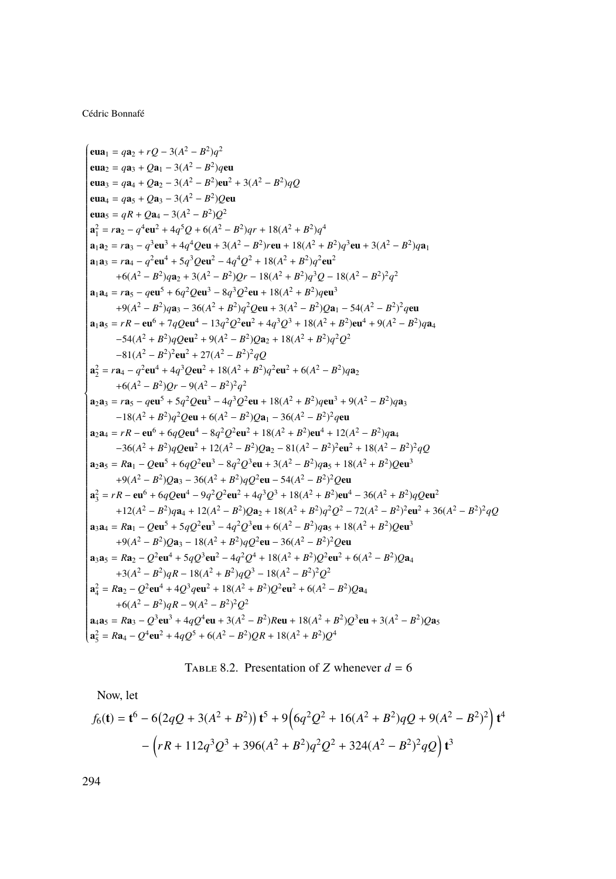$$
\begin{cases}
\mathbf{eua}_1 = q\mathbf{a}_2 + rQ - 3(A^2 - B^2)q^2 \\
\mathbf{eua}_2 = q\mathbf{a}_3 + Q\mathbf{a}_1 - 3(A^2 - B^2)q\mathbf{eu} \\
\mathbf{eua}_3 = q\mathbf{a}_4 + Q\mathbf{a}_2 - 3(A^2 - B^2)\mathbf{eu}^2 + 3(A^2 - B^2)qQ \\
\mathbf{eua}_4 = q\mathbf{a}_5 + Q\mathbf{a}_3 - 3(A^2 - B^2)Q\mathbf{eu} \\
\mathbf{eua}_5 = qR + Q\mathbf{a}_4 - 3(A^2 - B^2)Q^2 \\
\mathbf{a}_1^2 = r\mathbf{a}_2 - q^4\mathbf{eu}^2 + 4q^5Q + 6(A^2 - B^2)qr + 18(A^2 + B^2)q^4 \\
\mathbf{a}_1\mathbf{a}_2 = r\mathbf{a}_3 - q^3\mathbf{eu}^3 + 4q^4Q\mathbf{eu} + 3(A^2 - B^2)r\mathbf{eu} + 18(A^2 + B^2)q^3\mathbf{eu} + 3(A^2 - B^2)q\mathbf{a}_1 \\
\mathbf{a}_1\mathbf{a}_3 = r\mathbf{a}_4 - q^2\mathbf{eu}^4 + 5q^3Q\mathbf{eu}^2 - 4q^4Q^2 + 18(A^2 + B^2)q^2\mathbf{eu}^2 \\
\qquad +6(A^2 - B^2)q\mathbf{a}_2 + 3(A^2 - B^2)Qr - 18(A^2 + B^2)q^3Q - 18(A^2 - B^2)^2q^2 \\
\mathbf{a}_1\mathbf{a}_4 = r\mathbf{a}_5 - q\mathbf{eu}^5 + 6q^2Q\mathbf{eu}^3 - 8q^3Q^2\mathbf{eu} + 18(A^2 + B^2)q\mathbf{eu}^3 \\
\qquad +9(A^2 - B^2)q\mathbf{a}_3 - 36(A^2 + B^2)q^2Q\mathbf{eu} + 3(A^2 - B^2)Q\mathbf{a}_1 - 54(A^2 - B^2)^2q\mathbf{eu} \\
\mathbf{a}_1\mathbf{a}_5 = rR - \mathbf{eu}^6 + 7qQ\mathbf{eu}^4 - 13q^2Q^2\mathbf{eu}^2 + 4q^3Q^3 + 18(A^2 + B^2)\mathbf{eu}^4 + 9(A^2 - B^2)q\mathbf{a}_4 \\
\qquad -54(A^2 + B^2)qQ\mathbf{eu}^2 + 9(A^2 - B^2)Q\mathbf{a}_2 + 18(A^2 + B^2)q^2Q^2 \\
\qquad -81(A^2 - B^2)^2\mathbf{eu}^2 + 27(A^2 - B^2)^2qQ \\
\mathbf{a}_2^2 = r\mathbf{a}_4 - q^2\mathbf{eu}^4 + 4q^3Q\mathbf{eu}^2 + 18(A^2 + B^2)q^2\mathbf{eu}^2 + 6(A^2 - B^2)q\mathbf{a}_2 \\
\qquad +6(A^2 - B^2)Qr - 9(A^2 - B^2)^2q^2 \\
\mathbf{a}_2\mathbf{a}_3 = r\mathbf{a}_5 - q\mathbf{eu}^5 + 5q^2Q\mathbf{eu}^3 - 4q^3Q^2\mathbf{eu} + 18(A^2 + B^2)q\mathbf{eu}^3 + 9(A^2 - B^2)q\mathbf{a}_3 \\
\qquad -18(A^2 + B^2)q^2Q\mathbf{eu} + 6(A^2 - B^2)Q\mathbf{a}_1 - 36(A^2 - B^2)^2q\mathbf{eu} \\
\mathbf{a}_2\mathbf{a}_4 = rR - \mathbf{eu}^6 + 6qQ\mathbf{eu}^4 - 8q^2Q^2\mathbf{eu}^2 + 18(A^2 + B^2)\mathbf{eu}^4 + 12(A^2 - B^2)q\mathbf{a}_4 \\
\qquad -36(A^2 + B^2)qQ\mathbf{eu}^2 + 12(A^2 - B^2)Q\mathbf{a}_2 - 81(A^2 - B^2)^2\mathbf{eu}^2 + 18(A^2 - B^2)^2qQ \\
\mathbf{a}_2\mathbf{a}_5 = R\mathbf{a}_1 - Q\mathbf{eu}^5 + 6qQ^2\mathbf{eu}^3 - 8q^2Q^3\mathbf{eu} + 3(A^2 - B^2)q\mathbf{a}_5 + 18(A^2 + B^2)Q\mathbf{eu}^3 \\
\qquad +9(A^2 - B^2)Q\mathbf{a}_3 - 36(A^2 + B^2)qQ^2\mathbf{eu} - 54(A^2 - B^2)^2Q\mathbf{eu} \\
\mathbf{a}_3^2 = rR - \mathbf{eu}^6 + 6qQ\mathbf{eu}^4 - 9q^2Q^2\mathbf{eu}^2 + 4q^3Q^3 + 18(A^2 + B^2)\mathbf{eu}^4 - 36(A^2 + B^2)qQ\mathbf{eu}^2 \\
\qquad +12(A^2 - B^2)q\mathbf{a}_4 + 12(A^2 - B^2)Q\mathbf{a}_2 + 18(A^2 + B^2)q^2Q^2 - 72(A^2 - B^2)^2\mathbf{eu}^2 + 36(A^2 - B^2)^2qQ \\
\mathbf{a}_3\mathbf{a}_4 = R\mathbf{a}_1 - Q\mathbf{eu}^5 + 5qQ^2\mathbf{eu}^3 - 4q^2Q^3\mathbf{eu} + 6(A^2 - B^2)q\mathbf{a}_5 + 18(A^2 + B^2)Q\mathbf{eu}^3 \\
\qquad +9(A^2 - B^2)Q\mathbf{a}_3 - 18(A^2 + B^2)qQ^2\mathbf{eu} - 36(A^2 - B^2)^2Q\mathbf{eu} \\
\mathbf{a}_3\mathbf{a}_5 = R\mathbf{a}_2 - Q^2\mathbf{eu}^4 + 5qQ^3\mathbf{eu}^2 - 4q^2Q^4 + 18(A^2 + B^2)Q^2\mathbf{eu}^2 + 6(A^2 - B^2)Q\mathbf{a}_4 \\
\qquad +3(A^2 - B^2)qR - 18(A^2 + B^2)qQ^3 - 18(A^2 - B^2)^2Q^2 \\
\mathbf{a}_4^2 = R\mathbf{a}_2 - Q^2\mathbf{eu}^4 + 4Q^3q\mathbf{eu}^2 + 18(A^2 + B^2)Q^2\mathbf{eu}^2 + 6(A^2 - B^2)Q\mathbf{a}_4 \\
\qquad +6(A^2 - B^2)qR - 9(A^2 - B^2)^2Q^2 \\
\mathbf{a}_4\mathbf{a}_5 = R\mathbf{a}_3 - Q^3\mathbf{eu}^3 + 4qQ^4\mathbf{eu} + 3(A^2 - B^2)R\mathbf{eu} + 18(A^2 + B^2)Q^3\mathbf{eu} + 3(A^2 - B^2)Q\mathbf{a}_5 \\
\mathbf{a}_5^2 = R\mathbf{a}_4 - Q^4\mathbf{eu}^2 + 4qQ^5 + 6(A^2 - B^2)QR + 18(A^2 + B^2)Q^4
\end{cases}
$$

Table 8.2. Presentation of $Z$ whenever $d = 6$

Now, let

$$
\begin{aligned}
f_6(\mathbf{t}) = \mathbf{t}^6 &- 6\big(2qQ + 3(A^2 + B^2)\big)\,\mathbf{t}^5 + 9\Big(6q^2Q^2 + 16(A^2 + B^2)qQ + 9(A^2 - B^2)^2\Big)\,\mathbf{t}^4 \\
&- \Big(rR + 112q^3Q^3 + 396(A^2 + B^2)q^2Q^2 + 324(A^2 - B^2)^2qQ\Big)\,\mathbf{t}^3
\end{aligned}
$$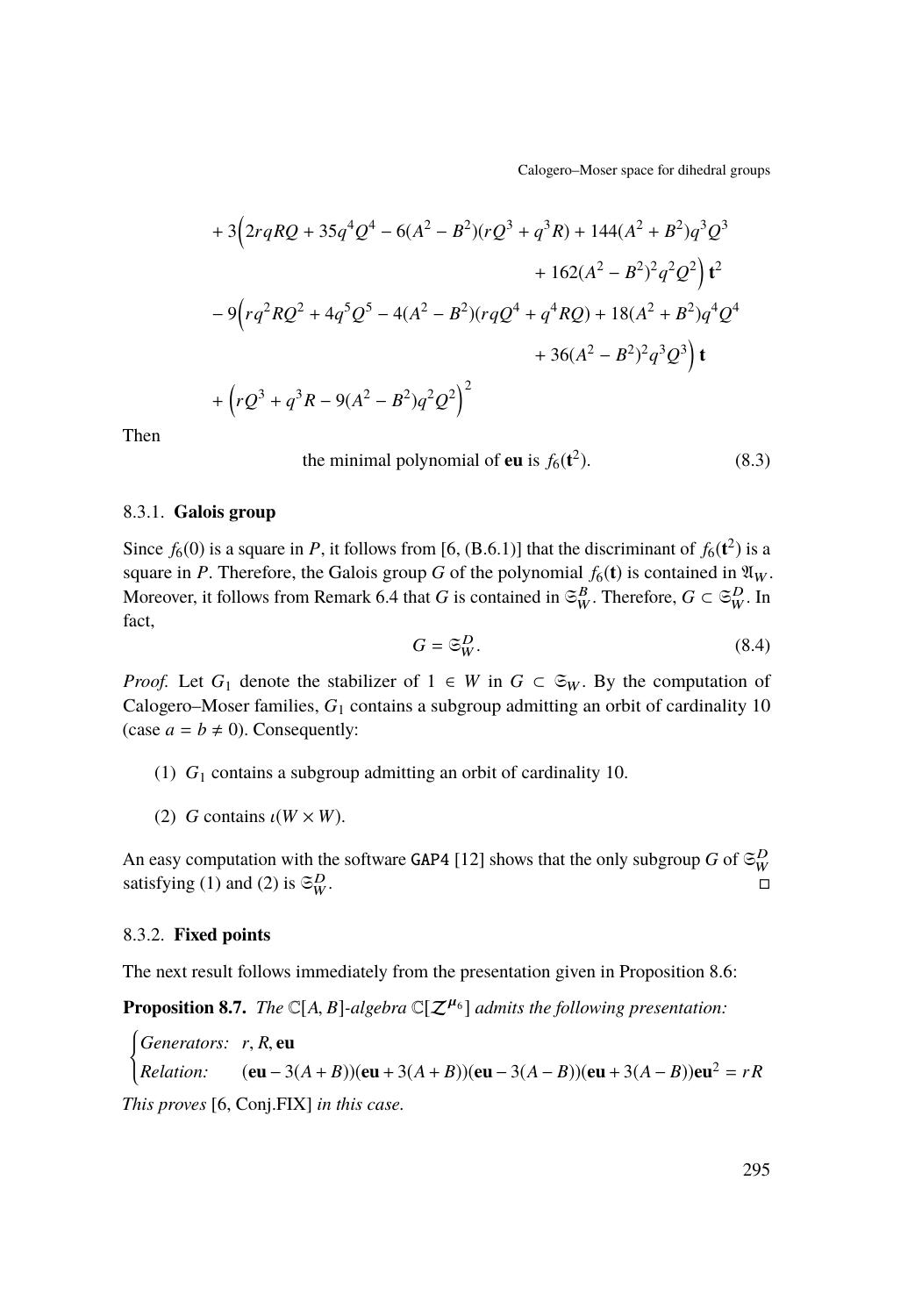$$
\begin{aligned}
&+ 3\Big(2rqRQ + 35q^4Q^4 - 6(A^2 - B^2)(rQ^3 + q^3R) + 144(A^2 + B^2)q^3Q^3 \\
&\qquad\qquad + 162(A^2 - B^2)^2q^2Q^2\Big)\,\mathbf{t}^2 \\
&- 9\Big(rq^2RQ^2 + 4q^5Q^5 - 4(A^2 - B^2)(rqQ^4 + q^4RQ) + 18(A^2 + B^2)q^4Q^4 \\
&\qquad\qquad + 36(A^2 - B^2)^2q^3Q^3\Big)\,\mathbf{t} \\
&+ \Big(rQ^3 + q^3R - 9(A^2 - B^2)q^2Q^2\Big)^2
\end{aligned}
$$

Then

$$
\text{the minimal polynomial of } \mathbf{eu} \text{ is } f_6(\mathbf{t}^2). \tag{8.3}
$$

### 8.3.1. Galois group

Since $f_6(0)$ is a square in $P$, it follows from [6, (B.6.1)] that the discriminant of $f_6(\mathbf{t}^2)$ is a square in $P$. Therefore, the Galois group $G$ of the polynomial $f_6(\mathbf{t})$ is contained in $\mathfrak{A}_W$. Moreover, it follows from Remark 6.4 that $G$ is contained in $\mathfrak{S}_W^B$. Therefore, $G \subset \mathfrak{S}_W^D$. In fact,

$$
G = \mathfrak{S}_W^D. \tag{8.4}
$$

*Proof.* Let $G_1$ denote the stabilizer of $1 \in W$ in $G \subset \mathfrak{S}_W$. By the computation of Calogero–Moser families, $G_1$ contains a subgroup admitting an orbit of cardinality 10 (case $a = b \neq 0$). Consequently:

(1) $G_1$ contains a subgroup admitting an orbit of cardinality 10.

(2) $G$ contains $\iota(W \times W)$.

An easy computation with the software GAP4 [12] shows that the only subgroup $G$ of $\mathfrak{S}_W^D$ satisfying (1) and (2) is $\mathfrak{S}_W^D$. □

### 8.3.2. Fixed points

The next result follows immediately from the presentation given in Proposition 8.6:

**Proposition 8.7.** *The $\mathbb{C}[A, B]$-algebra $\mathbb{C}[\mathcal{Z}^{\mu_6}]$ admits the following presentation:*

$$
\begin{cases}
\textit{Generators:} & r, R, \mathbf{eu} \\
\textit{Relation:} & (\mathbf{eu} - 3(A+B))(\mathbf{eu} + 3(A+B))(\mathbf{eu} - 3(A-B))(\mathbf{eu} + 3(A-B))\mathbf{eu}^2 = rR
\end{cases}
$$

*This proves* [6, Conj.FIX] *in this case.*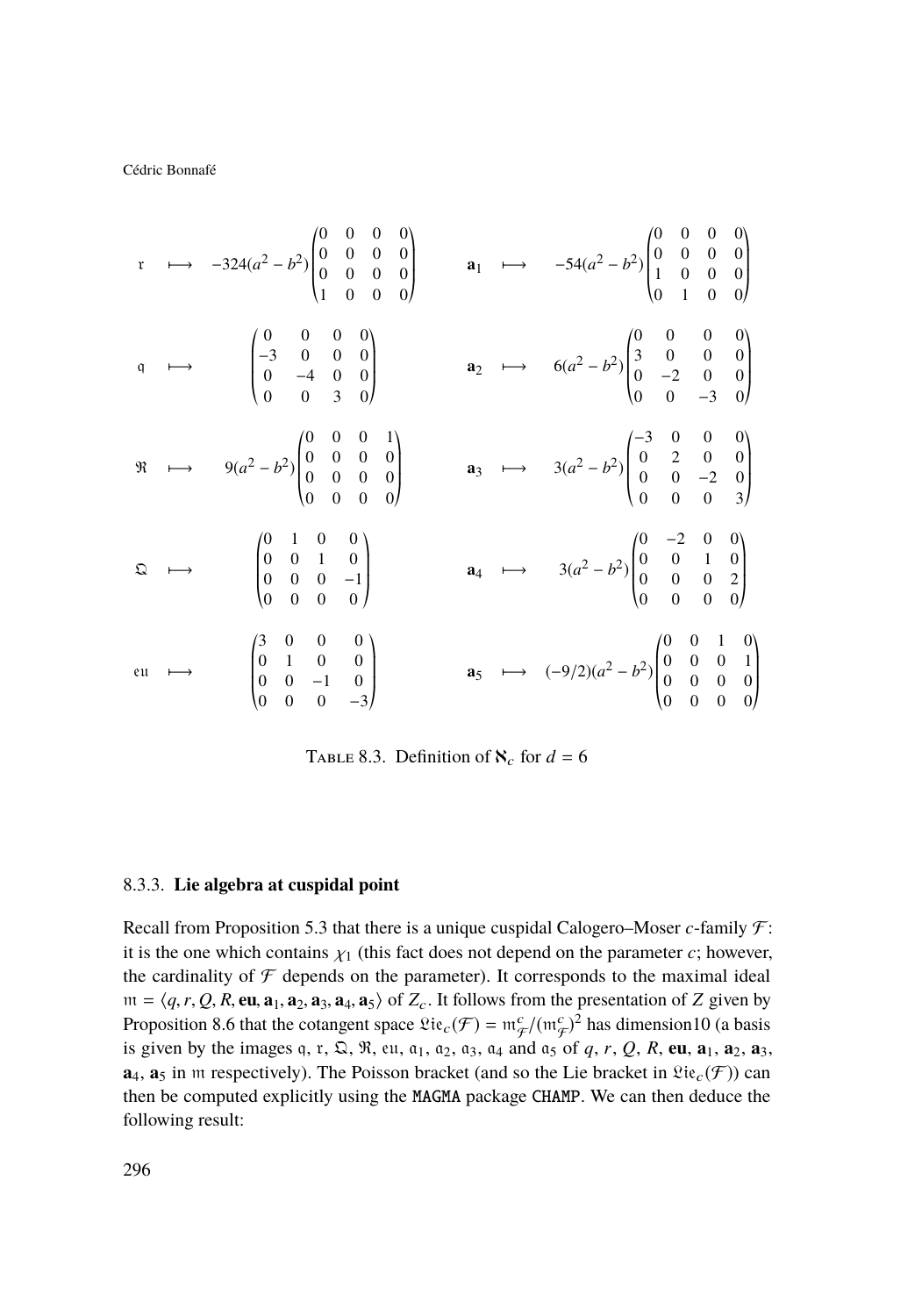$$\mathfrak{r} \longmapsto -324(a^2-b^2)\begin{pmatrix} 0 & 0 & 0 & 0 \\ 0 & 0 & 0 & 0 \\ 0 & 0 & 0 & 0 \\ 1 & 0 & 0 & 0 \end{pmatrix} \qquad \mathbf{a}_1 \longmapsto -54(a^2-b^2)\begin{pmatrix} 0 & 0 & 0 & 0 \\ 0 & 0 & 0 & 0 \\ 1 & 0 & 0 & 0 \\ 0 & 1 & 0 & 0 \end{pmatrix}$$

$$\mathfrak{q} \longmapsto \begin{pmatrix} 0 & 0 & 0 & 0 \\ -3 & 0 & 0 & 0 \\ 0 & -4 & 0 & 0 \\ 0 & 0 & 3 & 0 \end{pmatrix} \qquad \mathbf{a}_2 \longmapsto 6(a^2-b^2)\begin{pmatrix} 0 & 0 & 0 & 0 \\ 3 & 0 & 0 & 0 \\ 0 & -2 & 0 & 0 \\ 0 & 0 & -3 & 0 \end{pmatrix}$$

$$\mathfrak{R} \longmapsto 9(a^2-b^2)\begin{pmatrix} 0 & 0 & 0 & 1 \\ 0 & 0 & 0 & 0 \\ 0 & 0 & 0 & 0 \\ 0 & 0 & 0 & 0 \end{pmatrix} \qquad \mathbf{a}_3 \longmapsto 3(a^2-b^2)\begin{pmatrix} -3 & 0 & 0 & 0 \\ 0 & 2 & 0 & 0 \\ 0 & 0 & -2 & 0 \\ 0 & 0 & 0 & 3 \end{pmatrix}$$

$$\mathfrak{Q} \longmapsto \begin{pmatrix} 0 & 1 & 0 & 0 \\ 0 & 0 & 1 & 0 \\ 0 & 0 & 0 & -1 \\ 0 & 0 & 0 & 0 \end{pmatrix} \qquad \mathbf{a}_4 \longmapsto 3(a^2-b^2)\begin{pmatrix} 0 & -2 & 0 & 0 \\ 0 & 0 & 1 & 0 \\ 0 & 0 & 0 & 2 \\ 0 & 0 & 0 & 0 \end{pmatrix}$$

$$\mathfrak{eu} \longmapsto \begin{pmatrix} 3 & 0 & 0 & 0 \\ 0 & 1 & 0 & 0 \\ 0 & 0 & -1 & 0 \\ 0 & 0 & 0 & -3 \end{pmatrix} \qquad \mathbf{a}_5 \longmapsto (-9/2)(a^2-b^2)\begin{pmatrix} 0 & 0 & 1 & 0 \\ 0 & 0 & 0 & 1 \\ 0 & 0 & 0 & 0 \\ 0 & 0 & 0 & 0 \end{pmatrix}$$

TABLE 8.3. Definition of $\aleph_c$ for $d = 6$

### 8.3.3. Lie algebra at cuspidal point

Recall from Proposition 5.3 that there is a unique cuspidal Calogero–Moser $c$-family $\mathcal{F}$: it is the one which contains $\chi_1$ (this fact does not depend on the parameter $c$; however, the cardinality of $\mathcal{F}$ depends on the parameter). It corresponds to the maximal ideal $\mathfrak{m} = \langle q, r, Q, R, \mathbf{eu}, \mathbf{a}_1, \mathbf{a}_2, \mathbf{a}_3, \mathbf{a}_4, \mathbf{a}_5\rangle$ of $Z_c$. It follows from the presentation of $Z$ given by Proposition 8.6 that the cotangent space $\mathfrak{Lie}_c(\mathcal{F}) = \mathfrak{m}_{\mathcal{F}}^c/(\mathfrak{m}_{\mathcal{F}}^c)^2$ has dimension10 (a basis is given by the images $\mathfrak{q}$, $\mathfrak{r}$, $\mathfrak{Q}$, $\mathfrak{R}$, $\mathfrak{eu}$, $\mathfrak{a}_1$, $\mathfrak{a}_2$, $\mathfrak{a}_3$, $\mathfrak{a}_4$ and $\mathfrak{a}_5$ of $q$, $r$, $Q$, $R$, $\mathbf{eu}$, $\mathbf{a}_1$, $\mathbf{a}_2$, $\mathbf{a}_3$, $\mathbf{a}_4$, $\mathbf{a}_5$ in $\mathfrak{m}$ respectively). The Poisson bracket (and so the Lie bracket in $\mathfrak{Lie}_c(\mathcal{F})$) can then be computed explicitly using the `MAGMA` package `CHAMP`. We can then deduce the following result: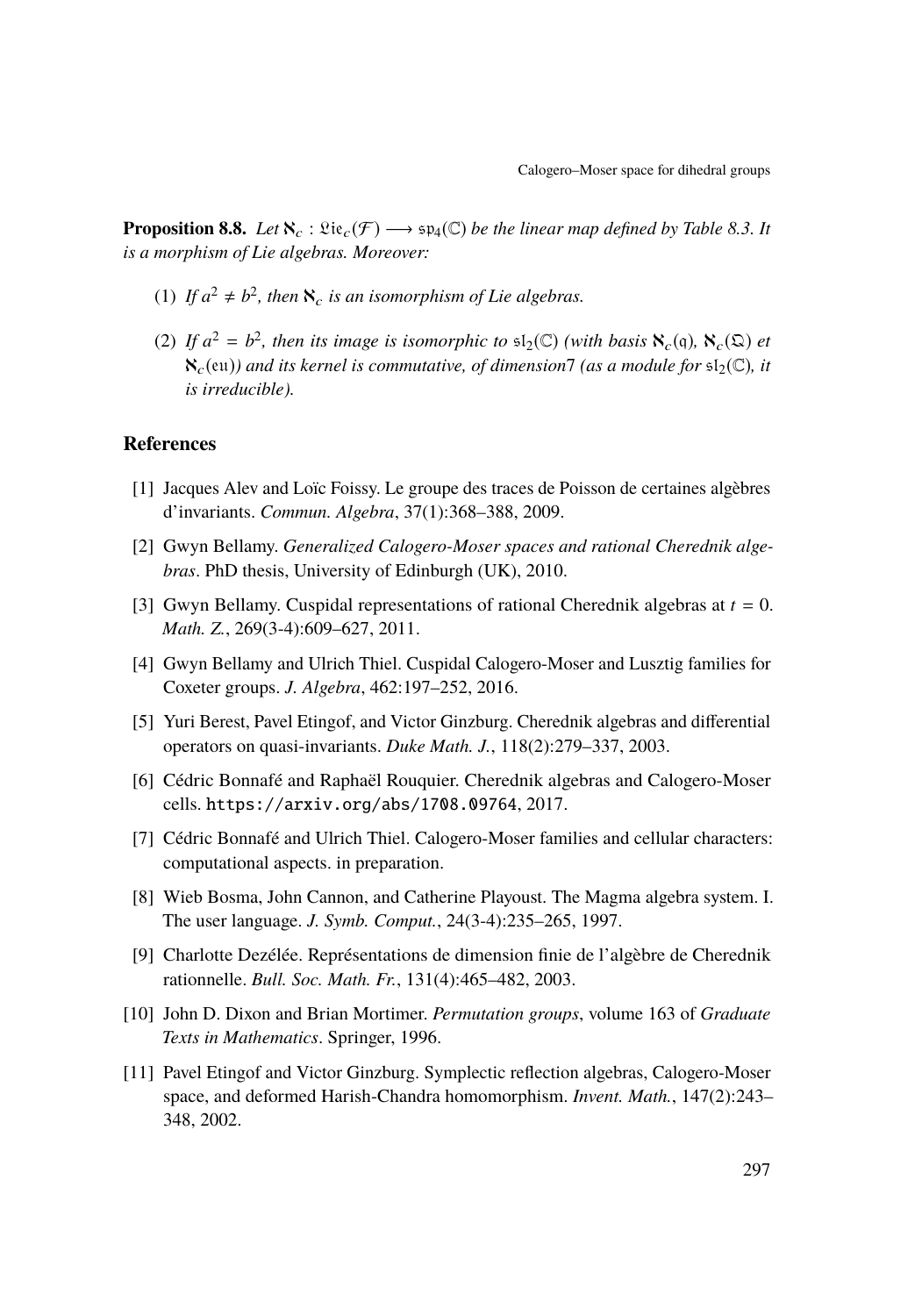**Proposition 8.8.** *Let $\aleph_c : \mathfrak{Lie}_c(\mathcal{F}) \longrightarrow \mathfrak{sp}_4(\mathbb{C})$ be the linear map defined by Table 8.3. It is a morphism of Lie algebras. Moreover:*

(1) *If $a^2 \neq b^2$, then $\aleph_c$ is an isomorphism of Lie algebras.*

(2) *If $a^2 = b^2$, then its image is isomorphic to $\mathfrak{sl}_2(\mathbb{C})$ (with basis $\aleph_c(\mathfrak{q})$, $\aleph_c(\mathfrak{Q})$ et $\aleph_c(\mathfrak{eu})$) and its kernel is commutative, of dimension7 (as a module for $\mathfrak{sl}_2(\mathbb{C})$, it is irreducible).*

## References

[1] Jacques Alev and Loïc Foissy. Le groupe des traces de Poisson de certaines algèbres d'invariants. *Commun. Algebra*, 37(1):368–388, 2009.

[2] Gwyn Bellamy. *Generalized Calogero-Moser spaces and rational Cherednik algebras*. PhD thesis, University of Edinburgh (UK), 2010.

[3] Gwyn Bellamy. Cuspidal representations of rational Cherednik algebras at $t = 0$. *Math. Z.*, 269(3-4):609–627, 2011.

[4] Gwyn Bellamy and Ulrich Thiel. Cuspidal Calogero-Moser and Lusztig families for Coxeter groups. *J. Algebra*, 462:197–252, 2016.

[5] Yuri Berest, Pavel Etingof, and Victor Ginzburg. Cherednik algebras and differential operators on quasi-invariants. *Duke Math. J.*, 118(2):279–337, 2003.

[6] Cédric Bonnafé and Raphaël Rouquier. Cherednik algebras and Calogero-Moser cells. `https://arxiv.org/abs/1708.09764`, 2017.

[7] Cédric Bonnafé and Ulrich Thiel. Calogero-Moser families and cellular characters: computational aspects. in preparation.

[8] Wieb Bosma, John Cannon, and Catherine Playoust. The Magma algebra system. I. The user language. *J. Symb. Comput.*, 24(3-4):235–265, 1997.

[9] Charlotte Dezélée. Représentations de dimension finie de l'algèbre de Cherednik rationnelle. *Bull. Soc. Math. Fr.*, 131(4):465–482, 2003.

[10] John D. Dixon and Brian Mortimer. *Permutation groups*, volume 163 of *Graduate Texts in Mathematics*. Springer, 1996.

[11] Pavel Etingof and Victor Ginzburg. Symplectic reflection algebras, Calogero-Moser space, and deformed Harish-Chandra homomorphism. *Invent. Math.*, 147(2):243–348, 2002.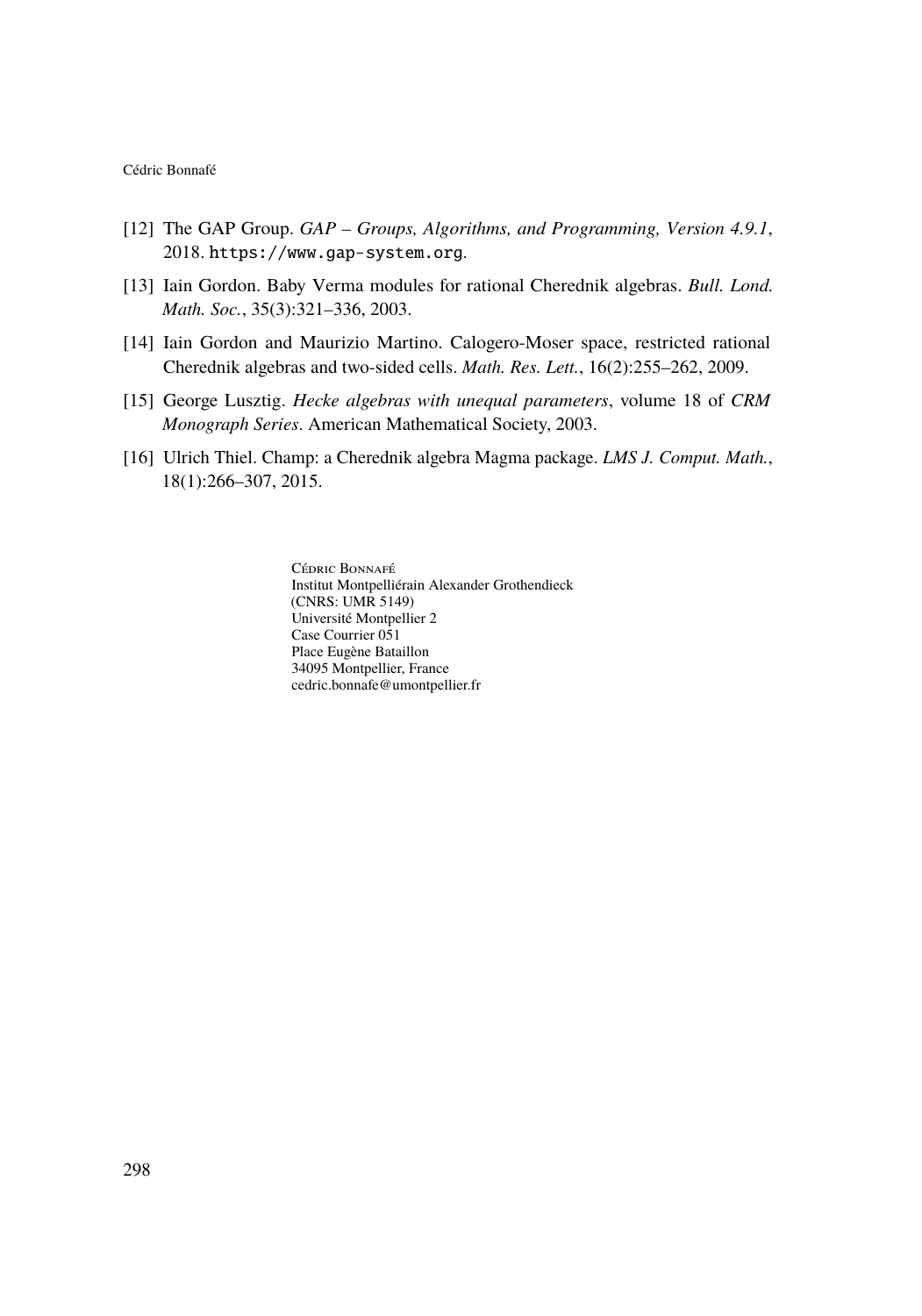[12] The GAP Group. *GAP – Groups, Algorithms, and Programming, Version 4.9.1*, 2018. `https://www.gap-system.org`.

[13] Iain Gordon. Baby Verma modules for rational Cherednik algebras. *Bull. Lond. Math. Soc.*, 35(3):321–336, 2003.

[14] Iain Gordon and Maurizio Martino. Calogero-Moser space, restricted rational Cherednik algebras and two-sided cells. *Math. Res. Lett.*, 16(2):255–262, 2009.

[15] George Lusztig. *Hecke algebras with unequal parameters*, volume 18 of *CRM Monograph Series*. American Mathematical Society, 2003.

[16] Ulrich Thiel. Champ: a Cherednik algebra Magma package. *LMS J. Comput. Math.*, 18(1):266–307, 2015.

Cédric Bonnafé
Institut Montpelliérain Alexander Grothendieck
(CNRS: UMR 5149)
Université Montpellier 2
Case Courrier 051
Place Eugène Bataillon
34095 Montpellier, France
cedric.bonnafe@umontpellier.fr